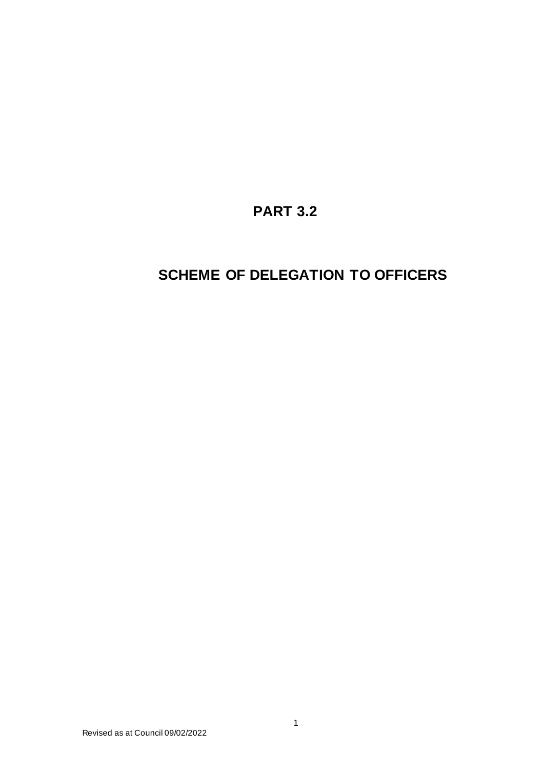# PART 3.2

# SCHEME OF DELEGATION TO OFFICERS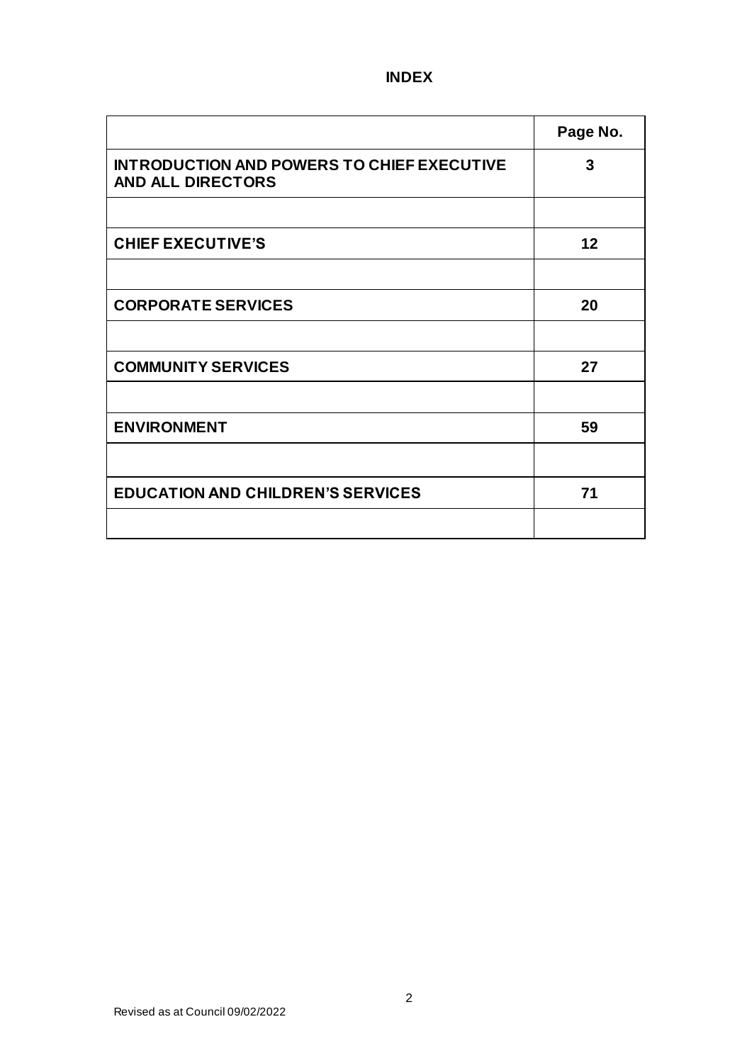# INDEX

| | Page No. |
|---|---|
| **INTRODUCTION AND POWERS TO CHIEF EXECUTIVE AND ALL DIRECTORS** | **3** |
| | |
| **CHIEF EXECUTIVE'S** | **12** |
| | |
| **CORPORATE SERVICES** | **20** |
| | |
| **COMMUNITY SERVICES** | **27** |
| | |
| **ENVIRONMENT** | **59** |
| | |
| **EDUCATION AND CHILDREN'S SERVICES** | **71** |
| | |

Revised as at Council 09/02/2022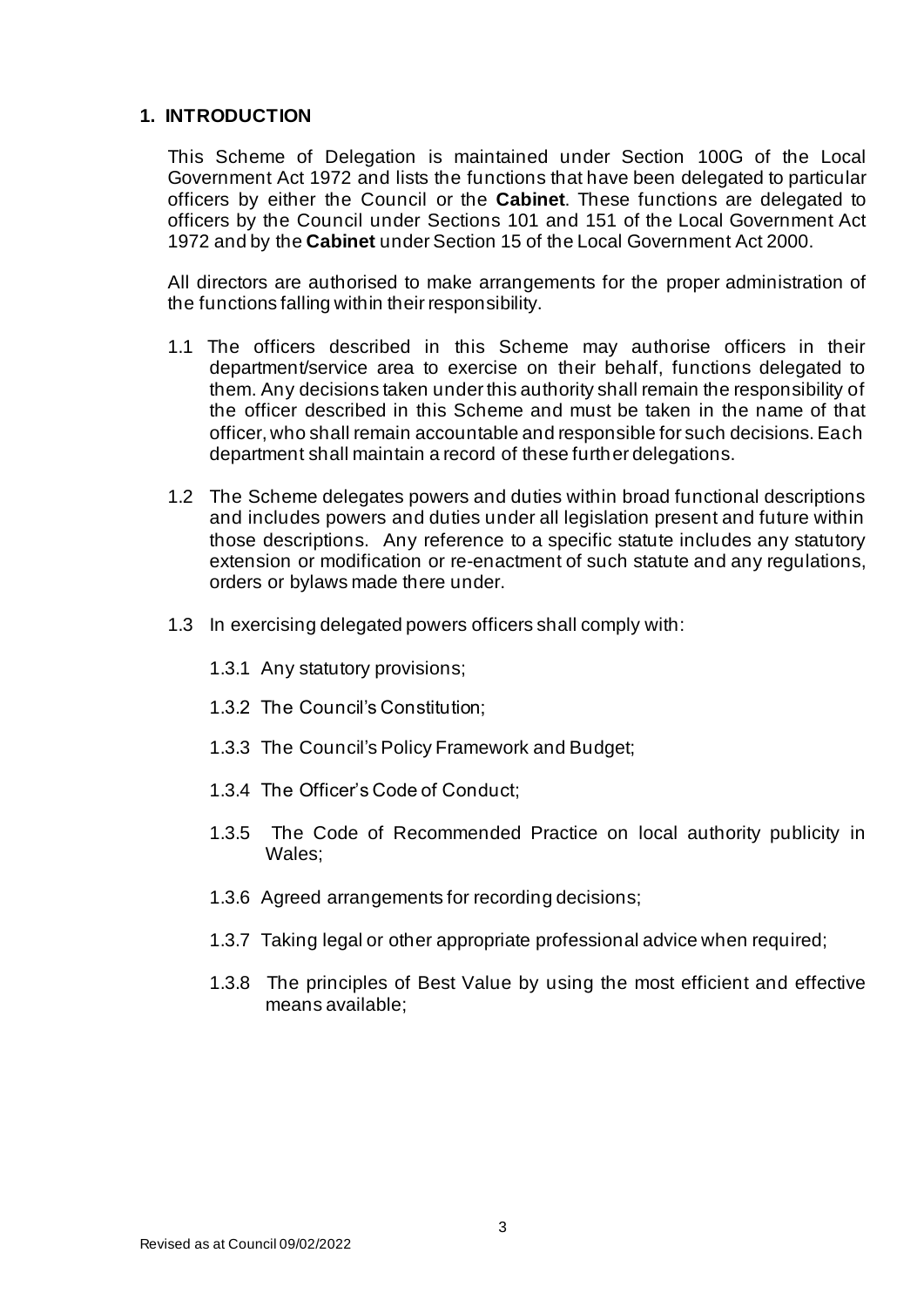## 1. INTRODUCTION

This Scheme of Delegation is maintained under Section 100G of the Local Government Act 1972 and lists the functions that have been delegated to particular officers by either the Council or the **Cabinet**. These functions are delegated to officers by the Council under Sections 101 and 151 of the Local Government Act 1972 and by the **Cabinet** under Section 15 of the Local Government Act 2000.

All directors are authorised to make arrangements for the proper administration of the functions falling within their responsibility.

1.1 The officers described in this Scheme may authorise officers in their department/service area to exercise on their behalf, functions delegated to them. Any decisions taken under this authority shall remain the responsibility of the officer described in this Scheme and must be taken in the name of that officer, who shall remain accountable and responsible for such decisions. Each department shall maintain a record of these further delegations.

1.2 The Scheme delegates powers and duties within broad functional descriptions and includes powers and duties under all legislation present and future within those descriptions. Any reference to a specific statute includes any statutory extension or modification or re-enactment of such statute and any regulations, orders or bylaws made there under.

1.3 In exercising delegated powers officers shall comply with:

1.3.1 Any statutory provisions;

1.3.2 The Council's Constitution;

1.3.3 The Council's Policy Framework and Budget;

1.3.4 The Officer's Code of Conduct;

1.3.5 The Code of Recommended Practice on local authority publicity in Wales;

1.3.6 Agreed arrangements for recording decisions;

1.3.7 Taking legal or other appropriate professional advice when required;

1.3.8 The principles of Best Value by using the most efficient and effective means available;

Revised as at Council 09/02/2022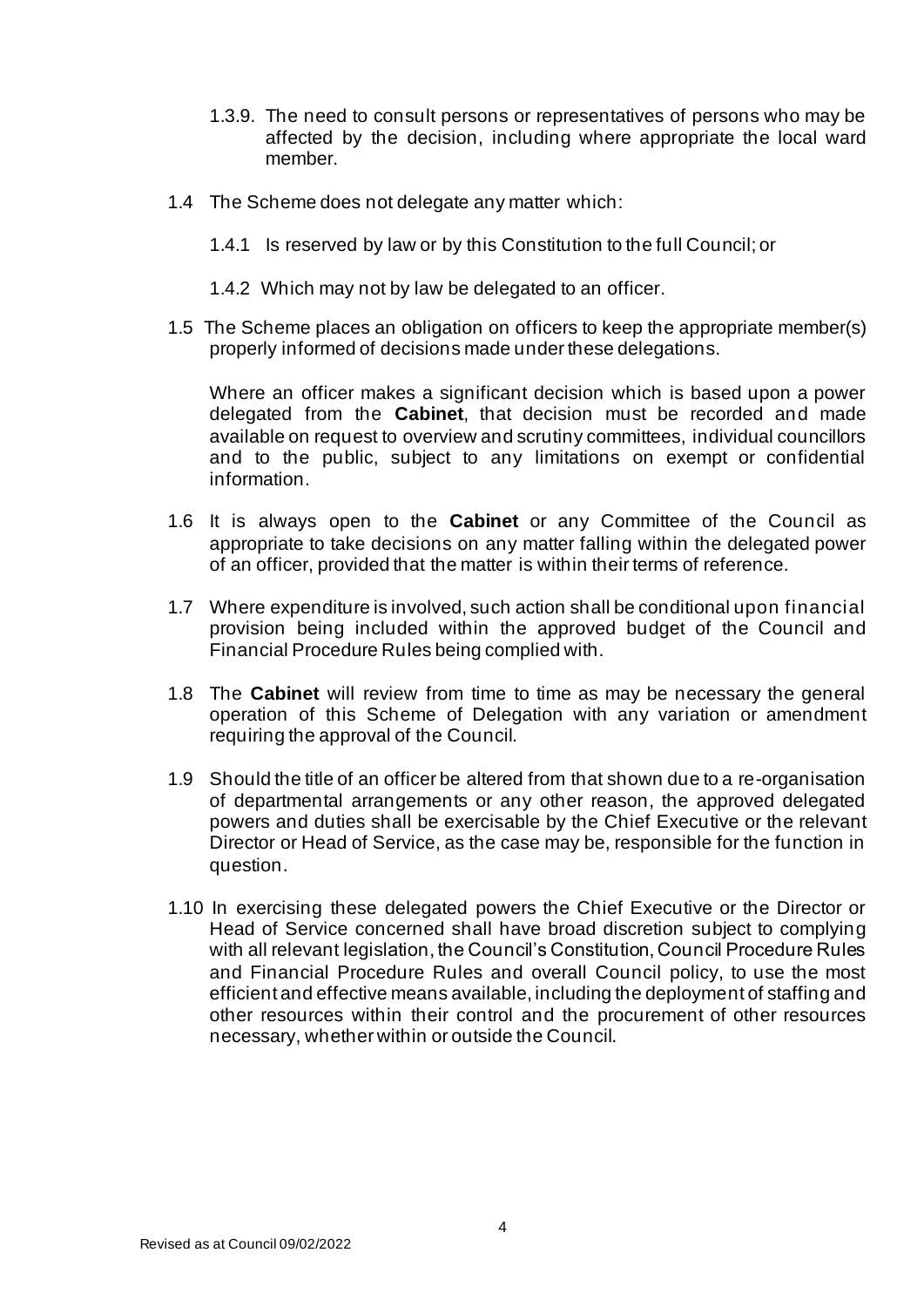1.3.9. The need to consult persons or representatives of persons who may be affected by the decision, including where appropriate the local ward member.

1.4 The Scheme does not delegate any matter which:

1.4.1 Is reserved by law or by this Constitution to the full Council; or

1.4.2 Which may not by law be delegated to an officer.

1.5 The Scheme places an obligation on officers to keep the appropriate member(s) properly informed of decisions made under these delegations.

Where an officer makes a significant decision which is based upon a power delegated from the **Cabinet**, that decision must be recorded and made available on request to overview and scrutiny committees, individual councillors and to the public, subject to any limitations on exempt or confidential information.

1.6 It is always open to the **Cabinet** or any Committee of the Council as appropriate to take decisions on any matter falling within the delegated power of an officer, provided that the matter is within their terms of reference.

1.7 Where expenditure is involved, such action shall be conditional upon financial provision being included within the approved budget of the Council and Financial Procedure Rules being complied with.

1.8 The **Cabinet** will review from time to time as may be necessary the general operation of this Scheme of Delegation with any variation or amendment requiring the approval of the Council.

1.9 Should the title of an officer be altered from that shown due to a re-organisation of departmental arrangements or any other reason, the approved delegated powers and duties shall be exercisable by the Chief Executive or the relevant Director or Head of Service, as the case may be, responsible for the function in question.

1.10 In exercising these delegated powers the Chief Executive or the Director or Head of Service concerned shall have broad discretion subject to complying with all relevant legislation, the Council's Constitution, Council Procedure Rules and Financial Procedure Rules and overall Council policy, to use the most efficient and effective means available, including the deployment of staffing and other resources within their control and the procurement of other resources necessary, whether within or outside the Council.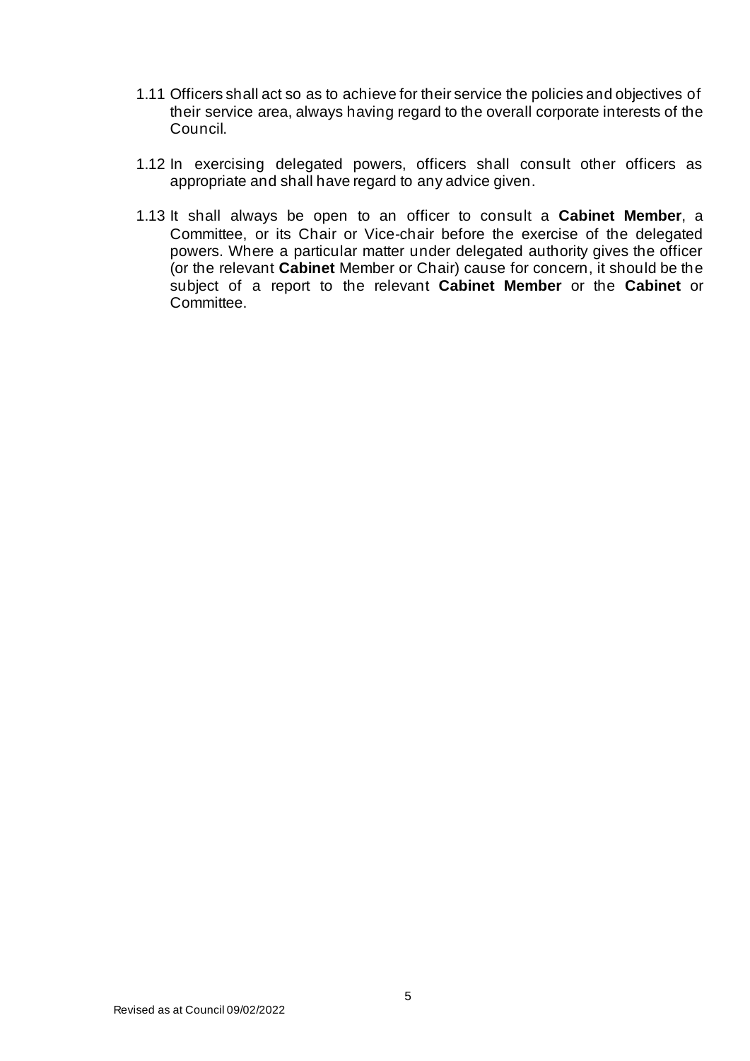1.11 Officers shall act so as to achieve for their service the policies and objectives of their service area, always having regard to the overall corporate interests of the Council.

1.12 In exercising delegated powers, officers shall consult other officers as appropriate and shall have regard to any advice given.

1.13 It shall always be open to an officer to consult a **Cabinet Member**, a Committee, or its Chair or Vice-chair before the exercise of the delegated powers. Where a particular matter under delegated authority gives the officer (or the relevant **Cabinet** Member or Chair) cause for concern, it should be the subject of a report to the relevant **Cabinet Member** or the **Cabinet** or Committee.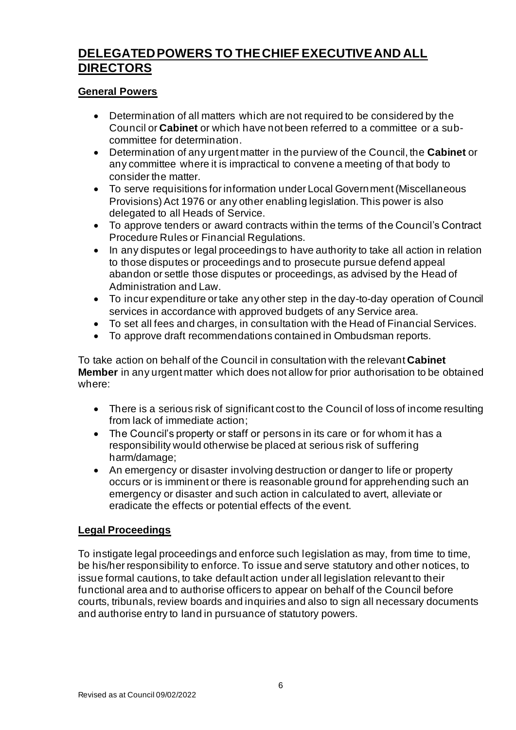## DELEGATED POWERS TO THE CHIEF EXECUTIVE AND ALL DIRECTORS

### General Powers

- Determination of all matters which are not required to be considered by the Council or **Cabinet** or which have not been referred to a committee or a sub-committee for determination.
- Determination of any urgent matter in the purview of the Council, the **Cabinet** or any committee where it is impractical to convene a meeting of that body to consider the matter.
- To serve requisitions for information under Local Government (Miscellaneous Provisions) Act 1976 or any other enabling legislation. This power is also delegated to all Heads of Service.
- To approve tenders or award contracts within the terms of the Council's Contract Procedure Rules or Financial Regulations.
- In any disputes or legal proceedings to have authority to take all action in relation to those disputes or proceedings and to prosecute pursue defend appeal abandon or settle those disputes or proceedings, as advised by the Head of Administration and Law.
- To incur expenditure or take any other step in the day-to-day operation of Council services in accordance with approved budgets of any Service area.
- To set all fees and charges, in consultation with the Head of Financial Services.
- To approve draft recommendations contained in Ombudsman reports.

To take action on behalf of the Council in consultation with the relevant **Cabinet Member** in any urgent matter which does not allow for prior authorisation to be obtained where:

- There is a serious risk of significant cost to the Council of loss of income resulting from lack of immediate action;
- The Council's property or staff or persons in its care or for whom it has a responsibility would otherwise be placed at serious risk of suffering harm/damage;
- An emergency or disaster involving destruction or danger to life or property occurs or is imminent or there is reasonable ground for apprehending such an emergency or disaster and such action in calculated to avert, alleviate or eradicate the effects or potential effects of the event.

### Legal Proceedings

To instigate legal proceedings and enforce such legislation as may, from time to time, be his/her responsibility to enforce. To issue and serve statutory and other notices, to issue formal cautions, to take default action under all legislation relevant to their functional area and to authorise officers to appear on behalf of the Council before courts, tribunals, review boards and inquiries and also to sign all necessary documents and authorise entry to land in pursuance of statutory powers.

Revised as at Council 09/02/2022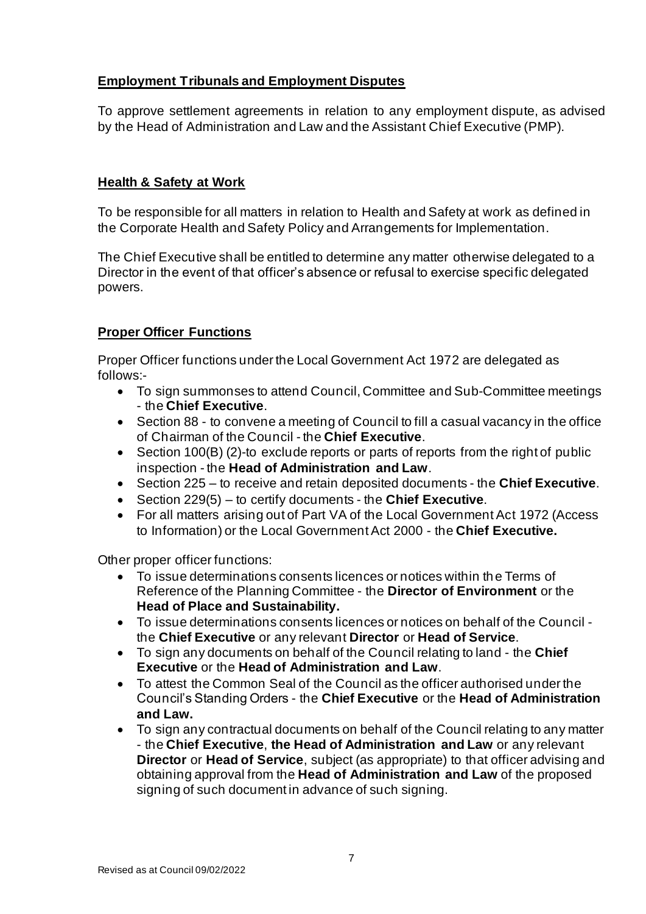**Employment Tribunals and Employment Disputes**

To approve settlement agreements in relation to any employment dispute, as advised by the Head of Administration and Law and the Assistant Chief Executive (PMP).

**Health & Safety at Work**

To be responsible for all matters in relation to Health and Safety at work as defined in the Corporate Health and Safety Policy and Arrangements for Implementation.

The Chief Executive shall be entitled to determine any matter otherwise delegated to a Director in the event of that officer's absence or refusal to exercise specific delegated powers.

**Proper Officer Functions**

Proper Officer functions under the Local Government Act 1972 are delegated as follows:-

- To sign summonses to attend Council, Committee and Sub-Committee meetings - the **Chief Executive**.
- Section 88 - to convene a meeting of Council to fill a casual vacancy in the office of Chairman of the Council - the **Chief Executive**.
- Section 100(B) (2)-to exclude reports or parts of reports from the right of public inspection - the **Head of Administration and Law**.
- Section 225 – to receive and retain deposited documents - the **Chief Executive**.
- Section 229(5) – to certify documents - the **Chief Executive**.
- For all matters arising out of Part VA of the Local Government Act 1972 (Access to Information) or the Local Government Act 2000 - the **Chief Executive.**

Other proper officer functions:

- To issue determinations consents licences or notices within the Terms of Reference of the Planning Committee - the **Director of Environment** or the **Head of Place and Sustainability.**
- To issue determinations consents licences or notices on behalf of the Council - the **Chief Executive** or any relevant **Director** or **Head of Service**.
- To sign any documents on behalf of the Council relating to land - the **Chief Executive** or the **Head of Administration and Law**.
- To attest the Common Seal of the Council as the officer authorised under the Council's Standing Orders - the **Chief Executive** or the **Head of Administration and Law.**
- To sign any contractual documents on behalf of the Council relating to any matter - the **Chief Executive**, **the Head of Administration and Law** or any relevant **Director** or **Head of Service**, subject (as appropriate) to that officer advising and obtaining approval from the **Head of Administration and Law** of the proposed signing of such document in advance of such signing.

Revised as at Council 09/02/2022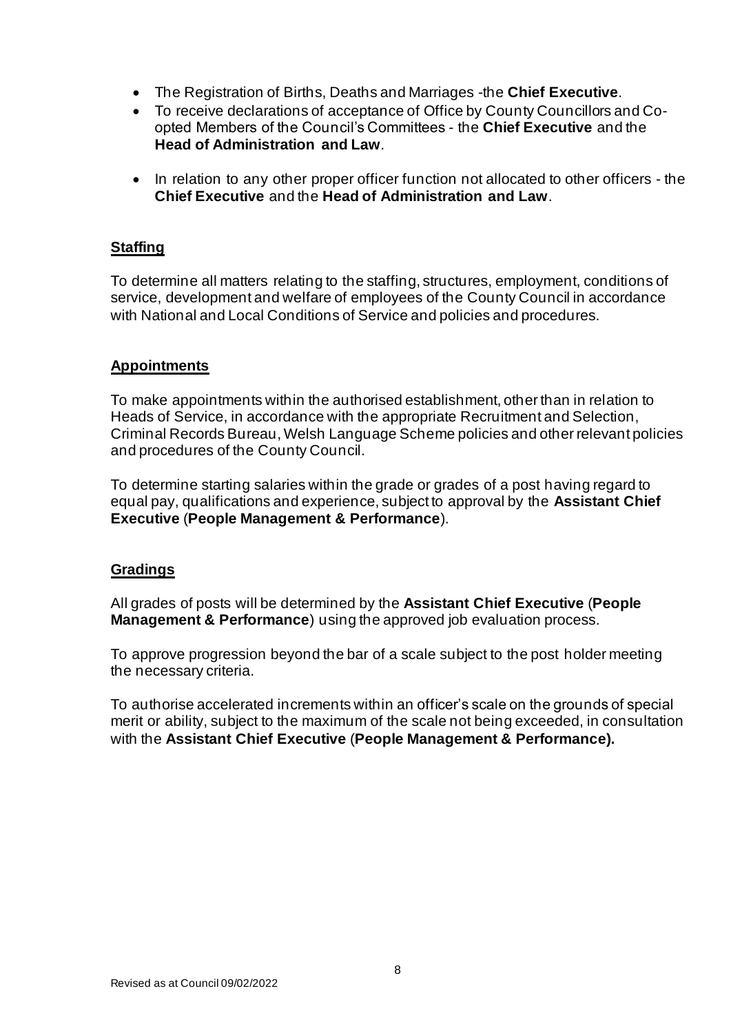- The Registration of Births, Deaths and Marriages -the **Chief Executive**.
- To receive declarations of acceptance of Office by County Councillors and Co-opted Members of the Council's Committees - the **Chief Executive** and the **Head of Administration and Law**.
- In relation to any other proper officer function not allocated to other officers - the **Chief Executive** and the **Head of Administration and Law**.

## Staffing

To determine all matters relating to the staffing, structures, employment, conditions of service, development and welfare of employees of the County Council in accordance with National and Local Conditions of Service and policies and procedures.

## Appointments

To make appointments within the authorised establishment, other than in relation to Heads of Service, in accordance with the appropriate Recruitment and Selection, Criminal Records Bureau, Welsh Language Scheme policies and other relevant policies and procedures of the County Council.

To determine starting salaries within the grade or grades of a post having regard to equal pay, qualifications and experience, subject to approval by the **Assistant Chief Executive** (**People Management & Performance**).

## Gradings

All grades of posts will be determined by the **Assistant Chief Executive** (**People Management & Performance**) using the approved job evaluation process.

To approve progression beyond the bar of a scale subject to the post holder meeting the necessary criteria.

To authorise accelerated increments within an officer's scale on the grounds of special merit or ability, subject to the maximum of the scale not being exceeded, in consultation with the **Assistant Chief Executive** (**People Management & Performance).**

Revised as at Council 09/02/2022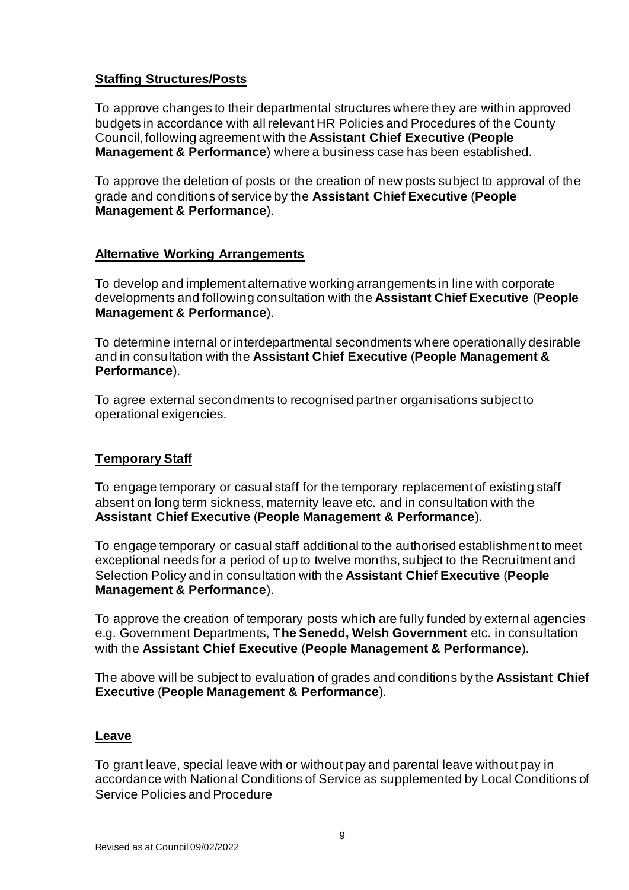**Staffing Structures/Posts**

To approve changes to their departmental structures where they are within approved budgets in accordance with all relevant HR Policies and Procedures of the County Council, following agreement with the **Assistant Chief Executive** (**People Management & Performance**) where a business case has been established.

To approve the deletion of posts or the creation of new posts subject to approval of the grade and conditions of service by the **Assistant Chief Executive** (**People Management & Performance**).

**Alternative Working Arrangements**

To develop and implement alternative working arrangements in line with corporate developments and following consultation with the **Assistant Chief Executive** (**People Management & Performance**).

To determine internal or interdepartmental secondments where operationally desirable and in consultation with the **Assistant Chief Executive** (**People Management & Performance**).

To agree external secondments to recognised partner organisations subject to operational exigencies.

**Temporary Staff**

To engage temporary or casual staff for the temporary replacement of existing staff absent on long term sickness, maternity leave etc. and in consultation with the **Assistant Chief Executive** (**People Management & Performance**).

To engage temporary or casual staff additional to the authorised establishment to meet exceptional needs for a period of up to twelve months, subject to the Recruitment and Selection Policy and in consultation with the **Assistant Chief Executive** (**People Management & Performance**).

To approve the creation of temporary posts which are fully funded by external agencies e.g. Government Departments, **The Senedd, Welsh Government** etc. in consultation with the **Assistant Chief Executive** (**People Management & Performance**).

The above will be subject to evaluation of grades and conditions by the **Assistant Chief Executive** (**People Management & Performance**).

**Leave**

To grant leave, special leave with or without pay and parental leave without pay in accordance with National Conditions of Service as supplemented by Local Conditions of Service Policies and Procedure

Revised as at Council 09/02/2022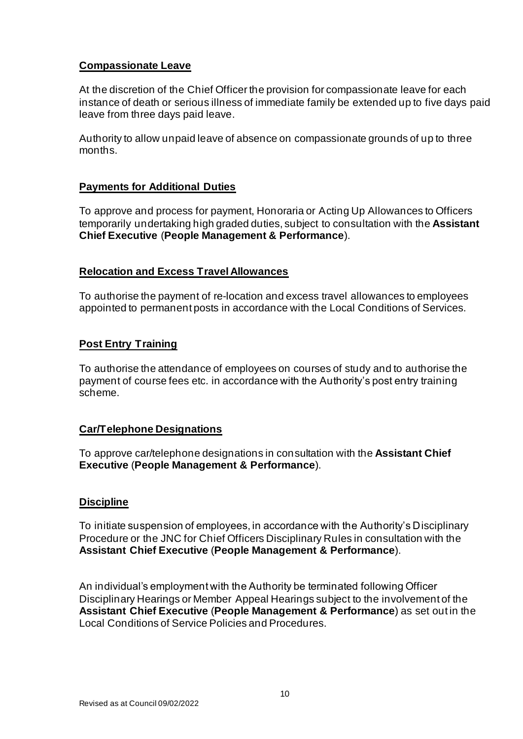## Compassionate Leave

At the discretion of the Chief Officer the provision for compassionate leave for each instance of death or serious illness of immediate family be extended up to five days paid leave from three days paid leave.

Authority to allow unpaid leave of absence on compassionate grounds of up to three months.

## Payments for Additional Duties

To approve and process for payment, Honoraria or Acting Up Allowances to Officers temporarily undertaking high graded duties, subject to consultation with the **Assistant Chief Executive** (**People Management & Performance**).

## Relocation and Excess Travel Allowances

To authorise the payment of re-location and excess travel allowances to employees appointed to permanent posts in accordance with the Local Conditions of Services.

## Post Entry Training

To authorise the attendance of employees on courses of study and to authorise the payment of course fees etc. in accordance with the Authority's post entry training scheme.

## Car/Telephone Designations

To approve car/telephone designations in consultation with the **Assistant Chief Executive** (**People Management & Performance**).

## Discipline

To initiate suspension of employees, in accordance with the Authority's Disciplinary Procedure or the JNC for Chief Officers Disciplinary Rules in consultation with the **Assistant Chief Executive** (**People Management & Performance**).

An individual's employment with the Authority be terminated following Officer Disciplinary Hearings or Member Appeal Hearings subject to the involvement of the **Assistant Chief Executive** (**People Management & Performance**) as set out in the Local Conditions of Service Policies and Procedures.

Revised as at Council 09/02/2022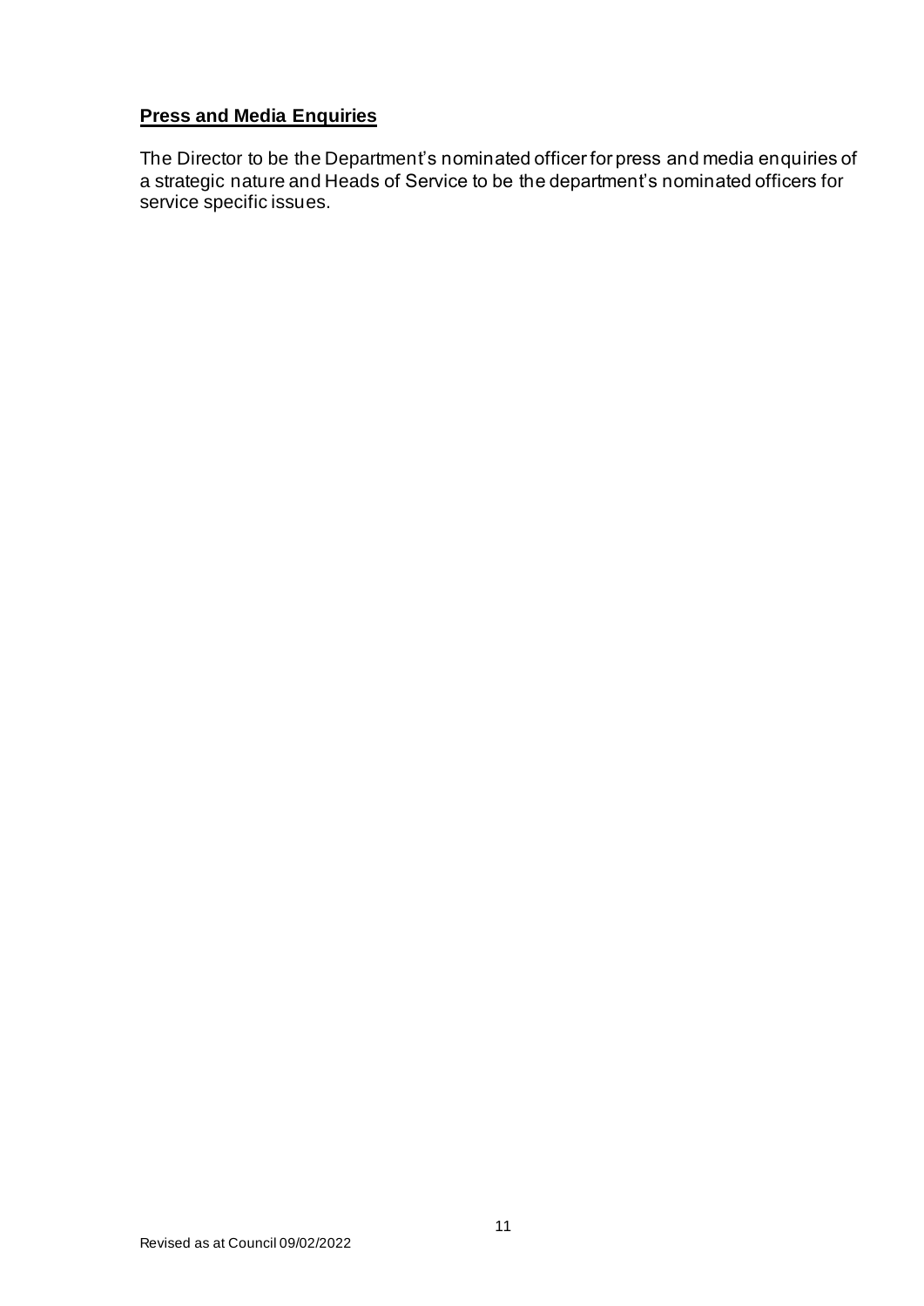## **Press and Media Enquiries**

The Director to be the Department's nominated officer for press and media enquiries of a strategic nature and Heads of Service to be the department's nominated officers for service specific issues.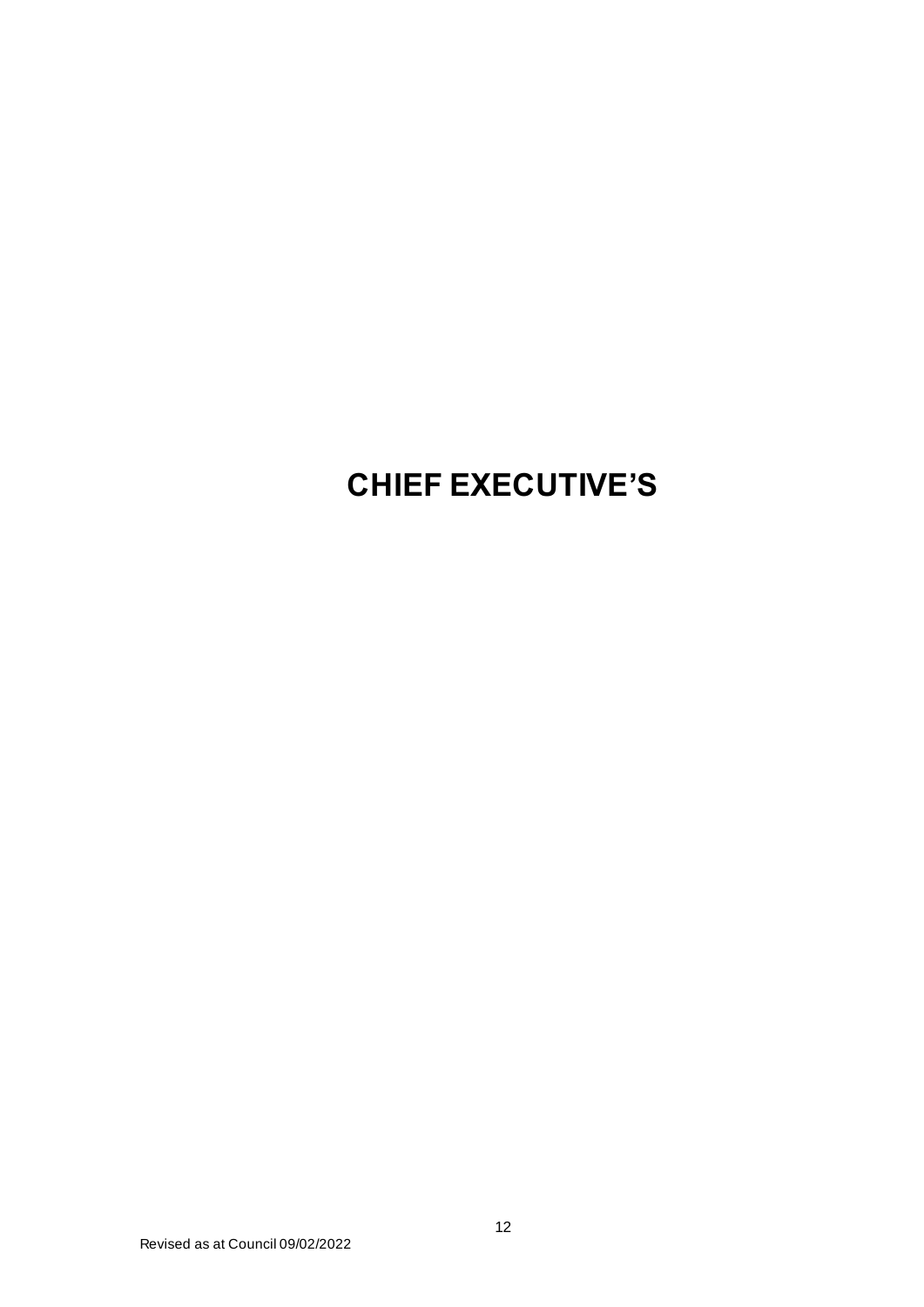# CHIEF EXECUTIVE'S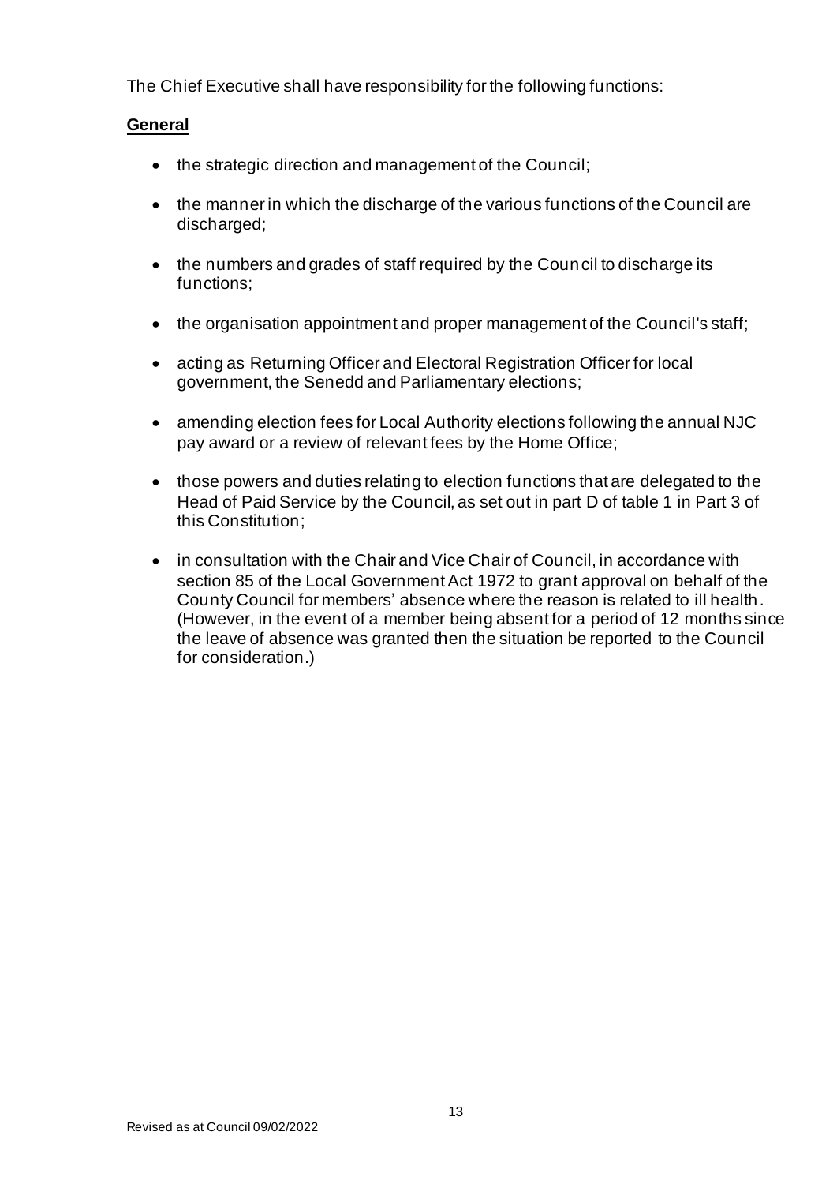The Chief Executive shall have responsibility for the following functions:

**General**

- the strategic direction and management of the Council;
- the manner in which the discharge of the various functions of the Council are discharged;
- the numbers and grades of staff required by the Council to discharge its functions;
- the organisation appointment and proper management of the Council's staff;
- acting as Returning Officer and Electoral Registration Officer for local government, the Senedd and Parliamentary elections;
- amending election fees for Local Authority elections following the annual NJC pay award or a review of relevant fees by the Home Office;
- those powers and duties relating to election functions that are delegated to the Head of Paid Service by the Council, as set out in part D of table 1 in Part 3 of this Constitution;
- in consultation with the Chair and Vice Chair of Council, in accordance with section 85 of the Local Government Act 1972 to grant approval on behalf of the County Council for members' absence where the reason is related to ill health. (However, in the event of a member being absent for a period of 12 months since the leave of absence was granted then the situation be reported to the Council for consideration.)

Revised as at Council 09/02/2022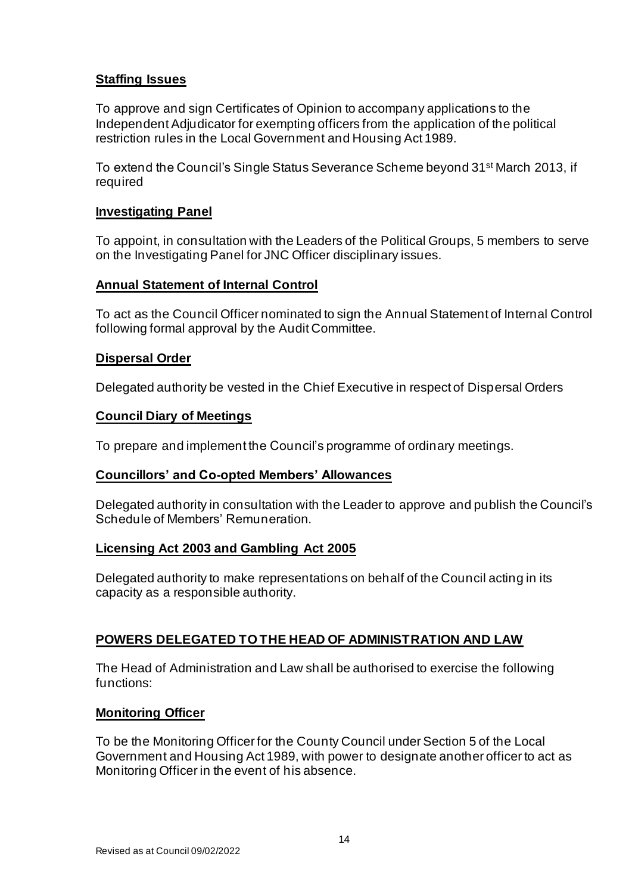**Staffing Issues**

To approve and sign Certificates of Opinion to accompany applications to the Independent Adjudicator for exempting officers from the application of the political restriction rules in the Local Government and Housing Act 1989.

To extend the Council's Single Status Severance Scheme beyond 31st March 2013, if required

**Investigating Panel**

To appoint, in consultation with the Leaders of the Political Groups, 5 members to serve on the Investigating Panel for JNC Officer disciplinary issues.

**Annual Statement of Internal Control**

To act as the Council Officer nominated to sign the Annual Statement of Internal Control following formal approval by the Audit Committee.

**Dispersal Order**

Delegated authority be vested in the Chief Executive in respect of Dispersal Orders

**Council Diary of Meetings**

To prepare and implement the Council's programme of ordinary meetings.

**Councillors' and Co-opted Members' Allowances**

Delegated authority in consultation with the Leader to approve and publish the Council's Schedule of Members' Remuneration.

**Licensing Act 2003 and Gambling Act 2005**

Delegated authority to make representations on behalf of the Council acting in its capacity as a responsible authority.

## POWERS DELEGATED TO THE HEAD OF ADMINISTRATION AND LAW

The Head of Administration and Law shall be authorised to exercise the following functions:

**Monitoring Officer**

To be the Monitoring Officer for the County Council under Section 5 of the Local Government and Housing Act 1989, with power to designate another officer to act as Monitoring Officer in the event of his absence.

Revised as at Council 09/02/2022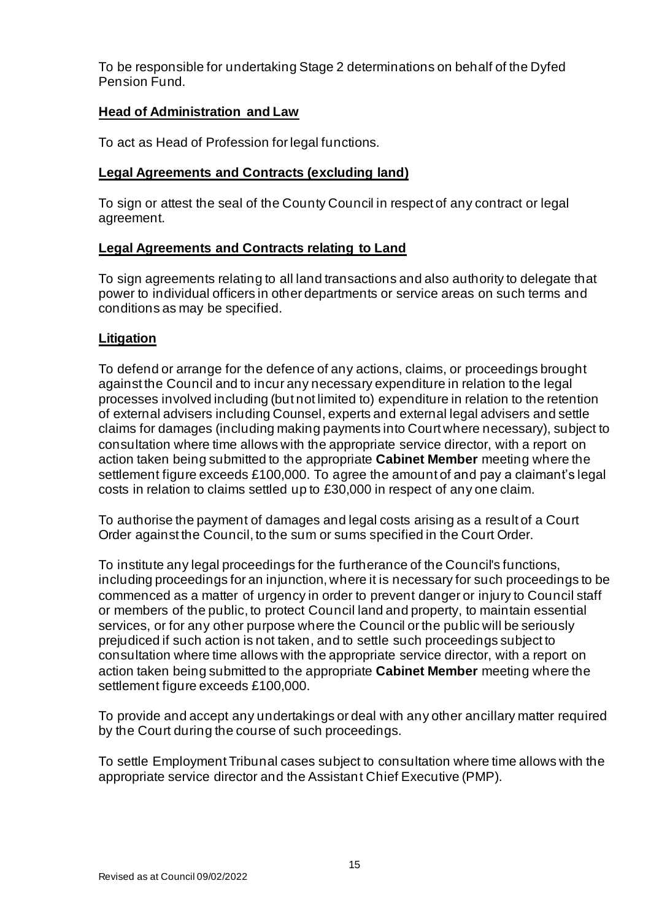To be responsible for undertaking Stage 2 determinations on behalf of the Dyfed Pension Fund.

### Head of Administration and Law

To act as Head of Profession for legal functions.

### Legal Agreements and Contracts (excluding land)

To sign or attest the seal of the County Council in respect of any contract or legal agreement.

### Legal Agreements and Contracts relating to Land

To sign agreements relating to all land transactions and also authority to delegate that power to individual officers in other departments or service areas on such terms and conditions as may be specified.

### Litigation

To defend or arrange for the defence of any actions, claims, or proceedings brought against the Council and to incur any necessary expenditure in relation to the legal processes involved including (but not limited to) expenditure in relation to the retention of external advisers including Counsel, experts and external legal advisers and settle claims for damages (including making payments into Court where necessary), subject to consultation where time allows with the appropriate service director, with a report on action taken being submitted to the appropriate **Cabinet Member** meeting where the settlement figure exceeds £100,000. To agree the amount of and pay a claimant's legal costs in relation to claims settled up to £30,000 in respect of any one claim.

To authorise the payment of damages and legal costs arising as a result of a Court Order against the Council, to the sum or sums specified in the Court Order.

To institute any legal proceedings for the furtherance of the Council's functions, including proceedings for an injunction, where it is necessary for such proceedings to be commenced as a matter of urgency in order to prevent danger or injury to Council staff or members of the public, to protect Council land and property, to maintain essential services, or for any other purpose where the Council or the public will be seriously prejudiced if such action is not taken, and to settle such proceedings subject to consultation where time allows with the appropriate service director, with a report on action taken being submitted to the appropriate **Cabinet Member** meeting where the settlement figure exceeds £100,000.

To provide and accept any undertakings or deal with any other ancillary matter required by the Court during the course of such proceedings.

To settle Employment Tribunal cases subject to consultation where time allows with the appropriate service director and the Assistant Chief Executive (PMP).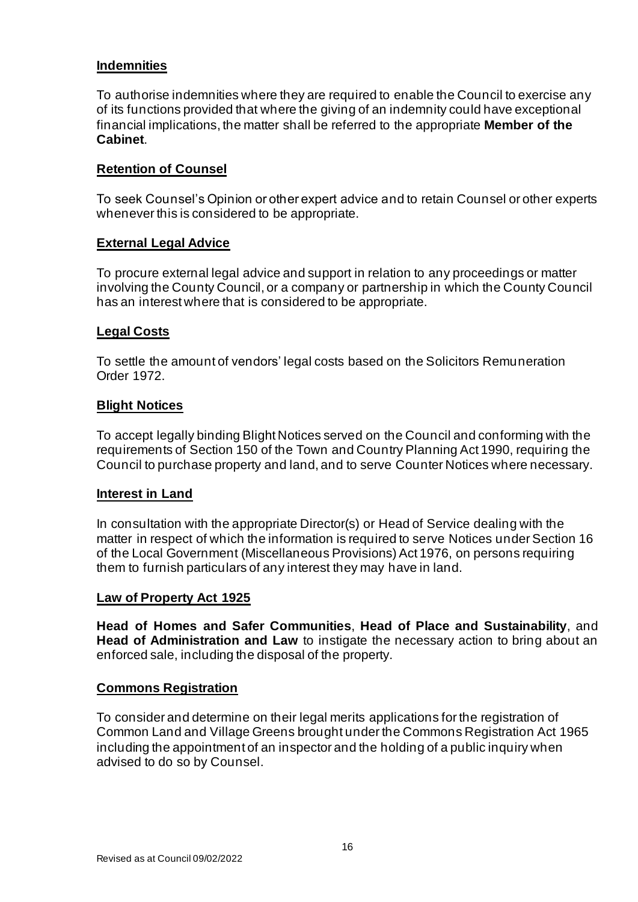**Indemnities**

To authorise indemnities where they are required to enable the Council to exercise any of its functions provided that where the giving of an indemnity could have exceptional financial implications, the matter shall be referred to the appropriate **Member of the Cabinet**.

**Retention of Counsel**

To seek Counsel's Opinion or other expert advice and to retain Counsel or other experts whenever this is considered to be appropriate.

**External Legal Advice**

To procure external legal advice and support in relation to any proceedings or matter involving the County Council, or a company or partnership in which the County Council has an interest where that is considered to be appropriate.

**Legal Costs**

To settle the amount of vendors' legal costs based on the Solicitors Remuneration Order 1972.

**Blight Notices**

To accept legally binding Blight Notices served on the Council and conforming with the requirements of Section 150 of the Town and Country Planning Act 1990, requiring the Council to purchase property and land, and to serve Counter Notices where necessary.

**Interest in Land**

In consultation with the appropriate Director(s) or Head of Service dealing with the matter in respect of which the information is required to serve Notices under Section 16 of the Local Government (Miscellaneous Provisions) Act 1976, on persons requiring them to furnish particulars of any interest they may have in land.

**Law of Property Act 1925**

**Head of Homes and Safer Communities**, **Head of Place and Sustainability**, and **Head of Administration and Law** to instigate the necessary action to bring about an enforced sale, including the disposal of the property.

**Commons Registration**

To consider and determine on their legal merits applications for the registration of Common Land and Village Greens brought under the Commons Registration Act 1965 including the appointment of an inspector and the holding of a public inquiry when advised to do so by Counsel.

Revised as at Council 09/02/2022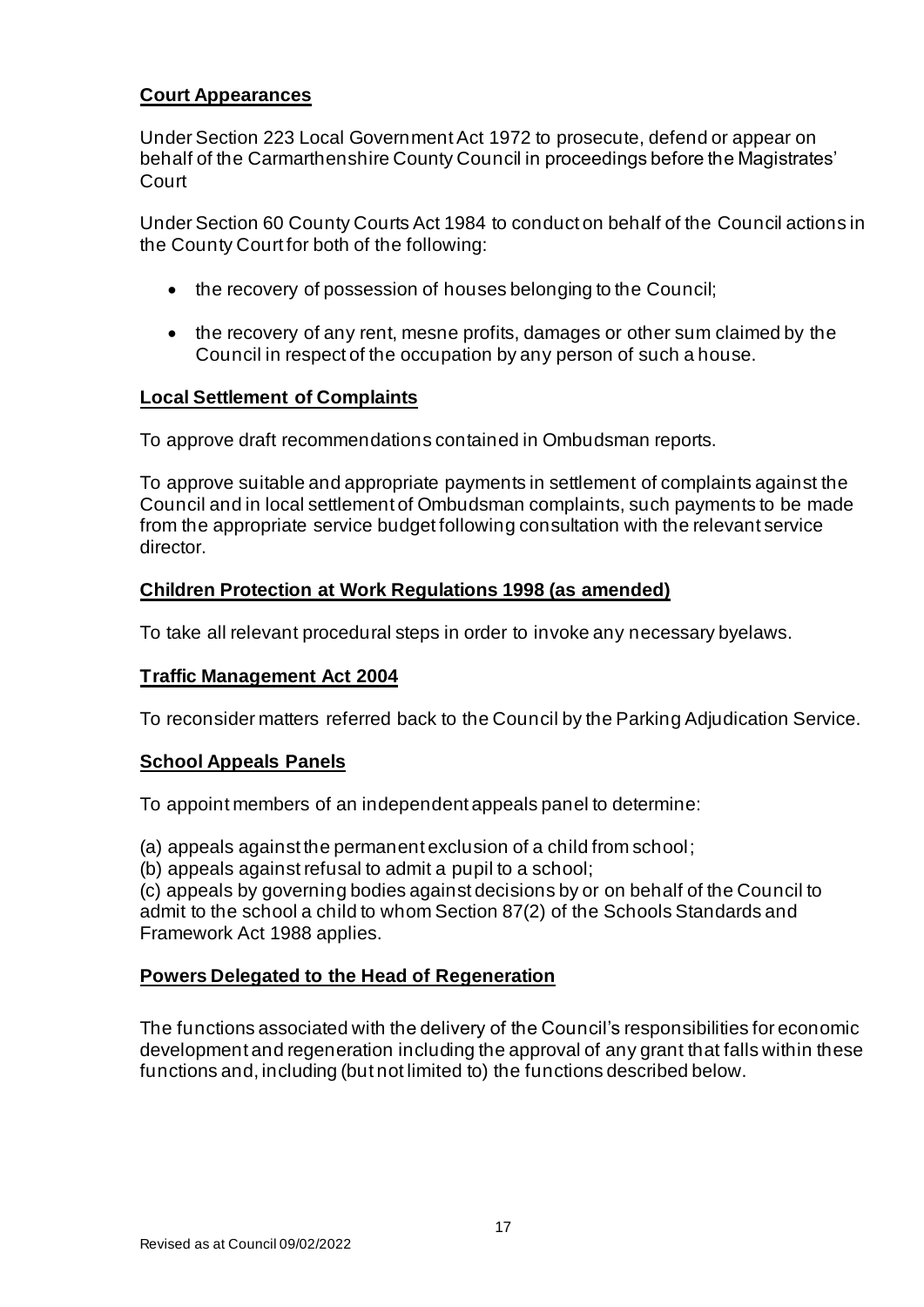**Court Appearances**

Under Section 223 Local Government Act 1972 to prosecute, defend or appear on behalf of the Carmarthenshire County Council in proceedings before the Magistrates' Court

Under Section 60 County Courts Act 1984 to conduct on behalf of the Council actions in the County Court for both of the following:

- the recovery of possession of houses belonging to the Council;
- the recovery of any rent, mesne profits, damages or other sum claimed by the Council in respect of the occupation by any person of such a house.

**Local Settlement of Complaints**

To approve draft recommendations contained in Ombudsman reports.

To approve suitable and appropriate payments in settlement of complaints against the Council and in local settlement of Ombudsman complaints, such payments to be made from the appropriate service budget following consultation with the relevant service director.

**Children Protection at Work Regulations 1998 (as amended)**

To take all relevant procedural steps in order to invoke any necessary byelaws.

**Traffic Management Act 2004**

To reconsider matters referred back to the Council by the Parking Adjudication Service.

**School Appeals Panels**

To appoint members of an independent appeals panel to determine:

(a) appeals against the permanent exclusion of a child from school;
(b) appeals against refusal to admit a pupil to a school;
(c) appeals by governing bodies against decisions by or on behalf of the Council to admit to the school a child to whom Section 87(2) of the Schools Standards and Framework Act 1988 applies.

**Powers Delegated to the Head of Regeneration**

The functions associated with the delivery of the Council's responsibilities for economic development and regeneration including the approval of any grant that falls within these functions and, including (but not limited to) the functions described below.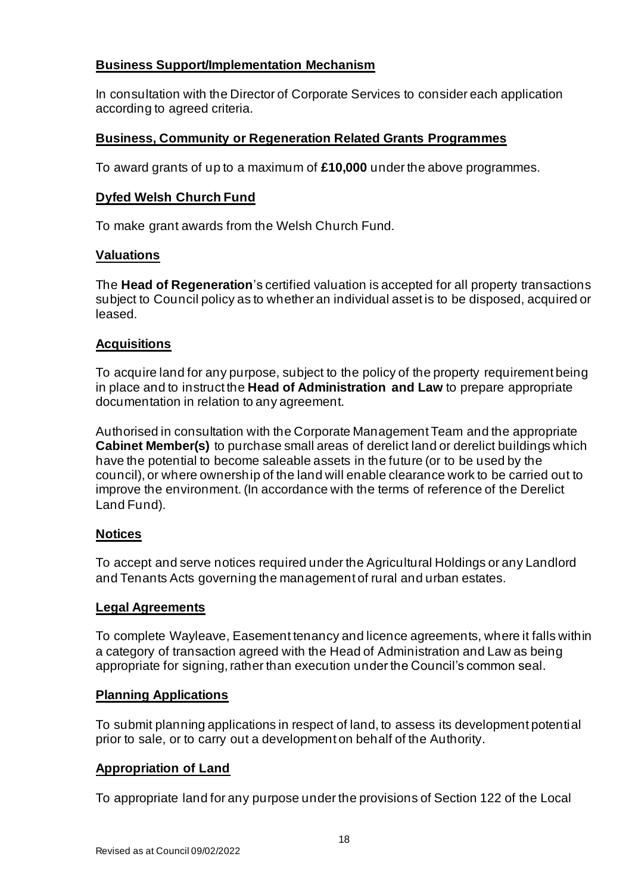**Business Support/Implementation Mechanism**

In consultation with the Director of Corporate Services to consider each application according to agreed criteria.

**Business, Community or Regeneration Related Grants Programmes**

To award grants of up to a maximum of **£10,000** under the above programmes.

**Dyfed Welsh Church Fund**

To make grant awards from the Welsh Church Fund.

**Valuations**

The **Head of Regeneration**'s certified valuation is accepted for all property transactions subject to Council policy as to whether an individual asset is to be disposed, acquired or leased.

**Acquisitions**

To acquire land for any purpose, subject to the policy of the property requirement being in place and to instruct the **Head of Administration and Law** to prepare appropriate documentation in relation to any agreement.

Authorised in consultation with the Corporate Management Team and the appropriate **Cabinet Member(s)** to purchase small areas of derelict land or derelict buildings which have the potential to become saleable assets in the future (or to be used by the council), or where ownership of the land will enable clearance work to be carried out to improve the environment. (In accordance with the terms of reference of the Derelict Land Fund).

**Notices**

To accept and serve notices required under the Agricultural Holdings or any Landlord and Tenants Acts governing the management of rural and urban estates.

**Legal Agreements**

To complete Wayleave, Easement tenancy and licence agreements, where it falls within a category of transaction agreed with the Head of Administration and Law as being appropriate for signing, rather than execution under the Council's common seal.

**Planning Applications**

To submit planning applications in respect of land, to assess its development potential prior to sale, or to carry out a development on behalf of the Authority.

**Appropriation of Land**

To appropriate land for any purpose under the provisions of Section 122 of the Local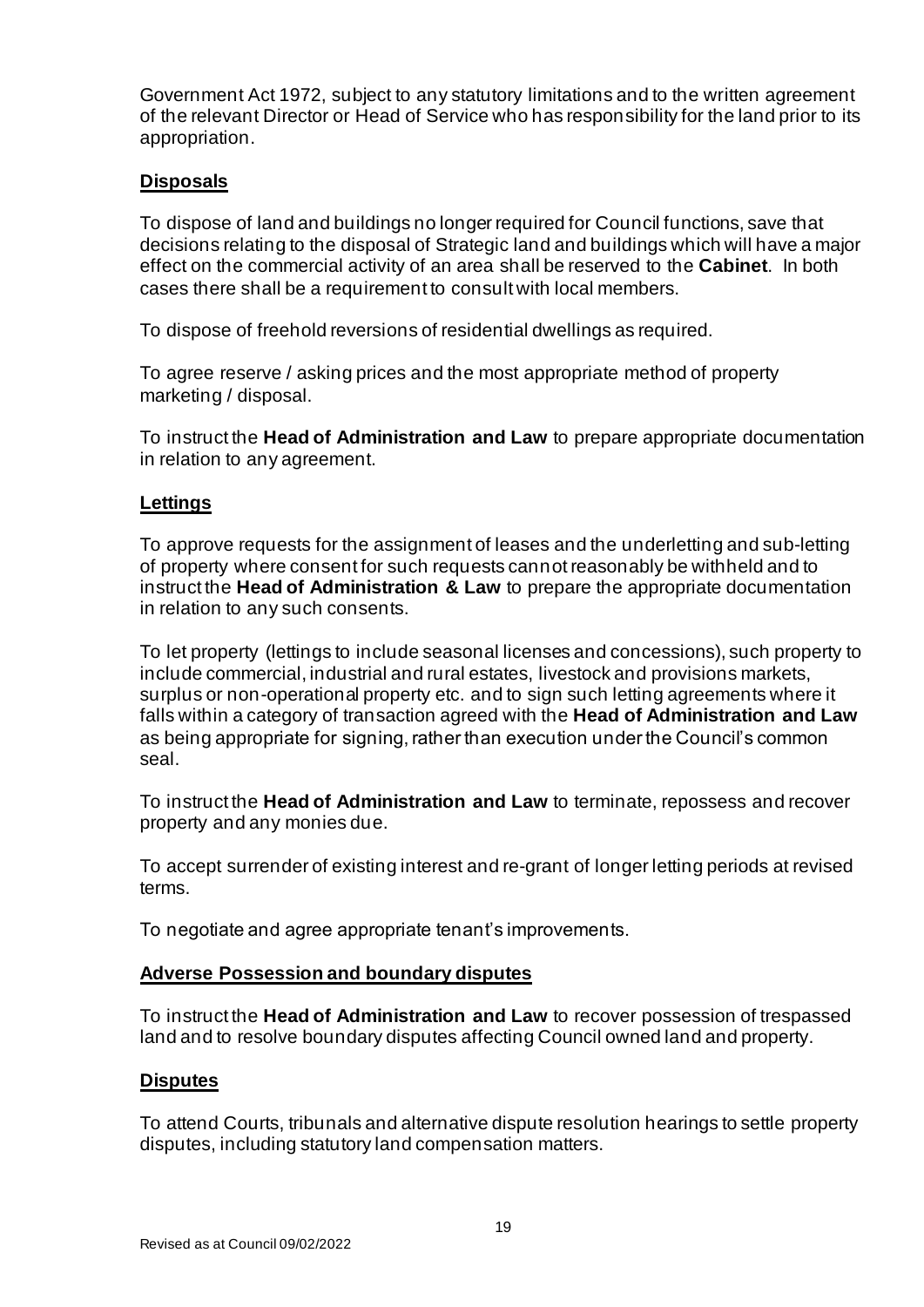Government Act 1972, subject to any statutory limitations and to the written agreement of the relevant Director or Head of Service who has responsibility for the land prior to its appropriation.

**Disposals**

To dispose of land and buildings no longer required for Council functions, save that decisions relating to the disposal of Strategic land and buildings which will have a major effect on the commercial activity of an area shall be reserved to the **Cabinet**. In both cases there shall be a requirement to consult with local members.

To dispose of freehold reversions of residential dwellings as required.

To agree reserve / asking prices and the most appropriate method of property marketing / disposal.

To instruct the **Head of Administration and Law** to prepare appropriate documentation in relation to any agreement.

**Lettings**

To approve requests for the assignment of leases and the underletting and sub-letting of property where consent for such requests cannot reasonably be withheld and to instruct the **Head of Administration & Law** to prepare the appropriate documentation in relation to any such consents.

To let property (lettings to include seasonal licenses and concessions), such property to include commercial, industrial and rural estates, livestock and provisions markets, surplus or non-operational property etc. and to sign such letting agreements where it falls within a category of transaction agreed with the **Head of Administration and Law** as being appropriate for signing, rather than execution under the Council's common seal.

To instruct the **Head of Administration and Law** to terminate, repossess and recover property and any monies due.

To accept surrender of existing interest and re-grant of longer letting periods at revised terms.

To negotiate and agree appropriate tenant's improvements.

**Adverse Possession and boundary disputes**

To instruct the **Head of Administration and Law** to recover possession of trespassed land and to resolve boundary disputes affecting Council owned land and property.

**Disputes**

To attend Courts, tribunals and alternative dispute resolution hearings to settle property disputes, including statutory land compensation matters.

Revised as at Council 09/02/2022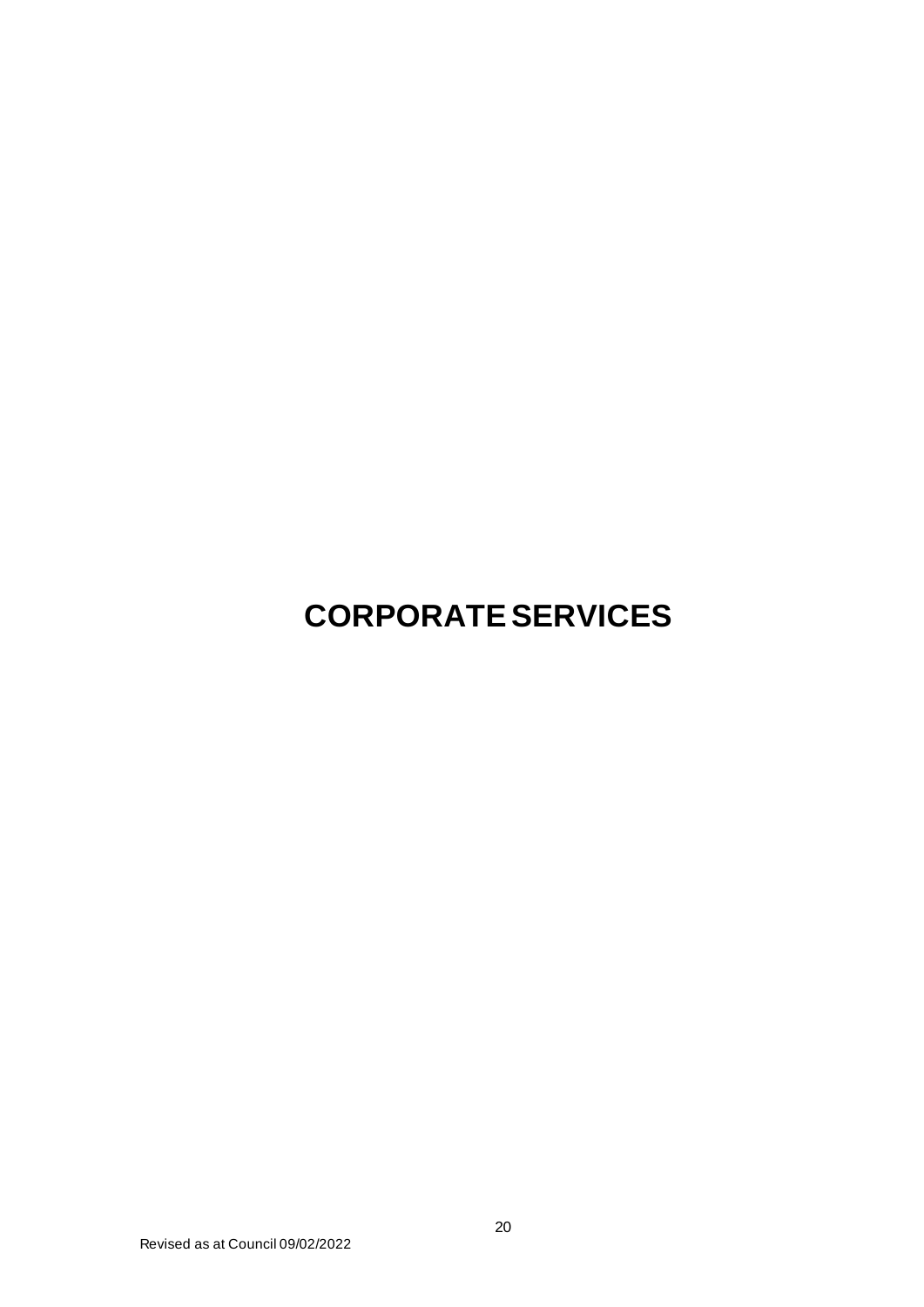# CORPORATE SERVICES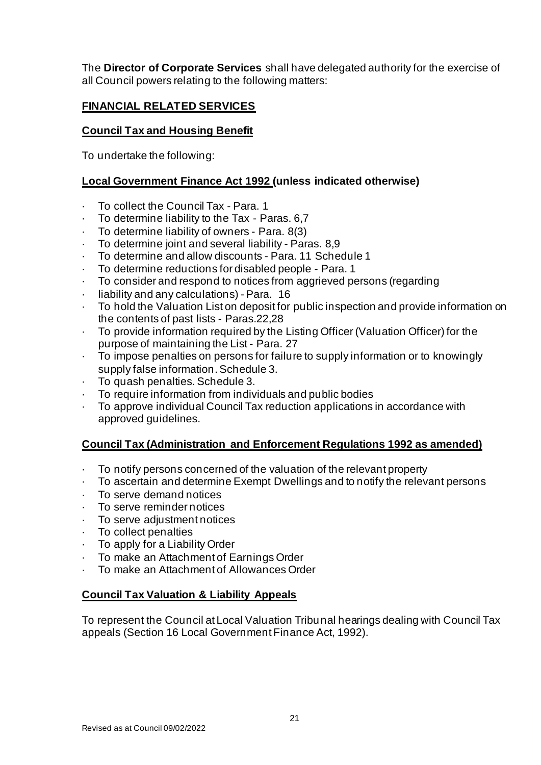The **Director of Corporate Services** shall have delegated authority for the exercise of all Council powers relating to the following matters:

## **FINANCIAL RELATED SERVICES**

### **Council Tax and Housing Benefit**

To undertake the following:

### **Local Government Finance Act 1992 (unless indicated otherwise)**

- To collect the Council Tax - Para. 1
- To determine liability to the Tax - Paras. 6,7
- To determine liability of owners - Para. 8(3)
- To determine joint and several liability - Paras. 8,9
- To determine and allow discounts - Para. 11 Schedule 1
- To determine reductions for disabled people - Para. 1
- To consider and respond to notices from aggrieved persons (regarding
- liability and any calculations) - Para. 16
- To hold the Valuation List on deposit for public inspection and provide information on the contents of past lists - Paras.22,28
- To provide information required by the Listing Officer (Valuation Officer) for the purpose of maintaining the List - Para. 27
- To impose penalties on persons for failure to supply information or to knowingly supply false information. Schedule 3.
- To quash penalties. Schedule 3.
- To require information from individuals and public bodies
- To approve individual Council Tax reduction applications in accordance with approved guidelines.

### **Council Tax (Administration and Enforcement Regulations 1992 as amended)**

- To notify persons concerned of the valuation of the relevant property
- To ascertain and determine Exempt Dwellings and to notify the relevant persons
- To serve demand notices
- To serve reminder notices
- To serve adjustment notices
- To collect penalties
- To apply for a Liability Order
- To make an Attachment of Earnings Order
- To make an Attachment of Allowances Order

### **Council Tax Valuation & Liability Appeals**

To represent the Council at Local Valuation Tribunal hearings dealing with Council Tax appeals (Section 16 Local Government Finance Act, 1992).

Revised as at Council 09/02/2022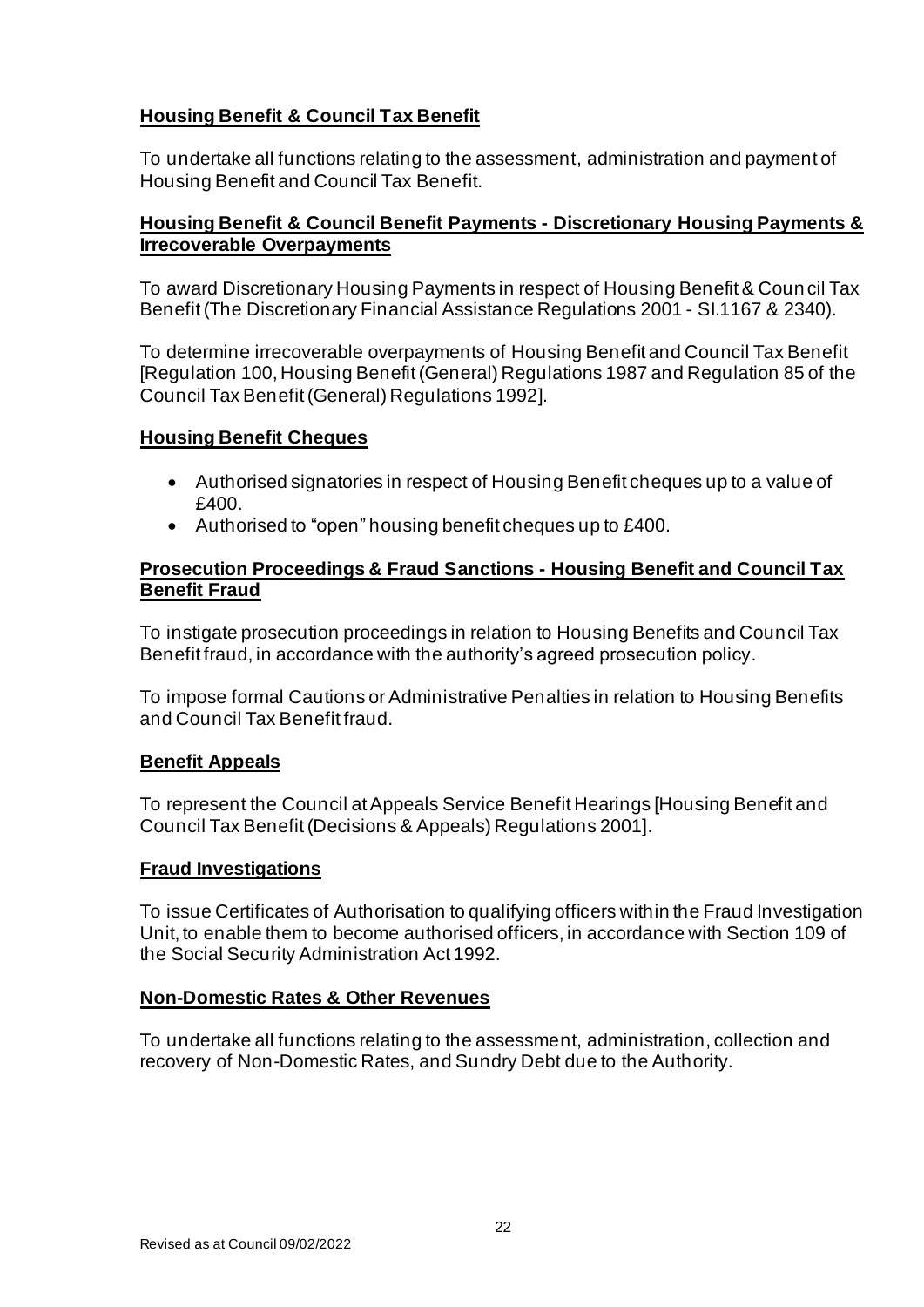**Housing Benefit & Council Tax Benefit**

To undertake all functions relating to the assessment, administration and payment of Housing Benefit and Council Tax Benefit.

**Housing Benefit & Council Benefit Payments - Discretionary Housing Payments & Irrecoverable Overpayments**

To award Discretionary Housing Payments in respect of Housing Benefit & Council Tax Benefit (The Discretionary Financial Assistance Regulations 2001 - SI.1167 & 2340).

To determine irrecoverable overpayments of Housing Benefit and Council Tax Benefit [Regulation 100, Housing Benefit (General) Regulations 1987 and Regulation 85 of the Council Tax Benefit (General) Regulations 1992].

**Housing Benefit Cheques**

- Authorised signatories in respect of Housing Benefit cheques up to a value of £400.
- Authorised to "open" housing benefit cheques up to £400.

**Prosecution Proceedings & Fraud Sanctions - Housing Benefit and Council Tax Benefit Fraud**

To instigate prosecution proceedings in relation to Housing Benefits and Council Tax Benefit fraud, in accordance with the authority's agreed prosecution policy.

To impose formal Cautions or Administrative Penalties in relation to Housing Benefits and Council Tax Benefit fraud.

**Benefit Appeals**

To represent the Council at Appeals Service Benefit Hearings [Housing Benefit and Council Tax Benefit (Decisions & Appeals) Regulations 2001].

**Fraud Investigations**

To issue Certificates of Authorisation to qualifying officers within the Fraud Investigation Unit, to enable them to become authorised officers, in accordance with Section 109 of the Social Security Administration Act 1992.

**Non-Domestic Rates & Other Revenues**

To undertake all functions relating to the assessment, administration, collection and recovery of Non-Domestic Rates, and Sundry Debt due to the Authority.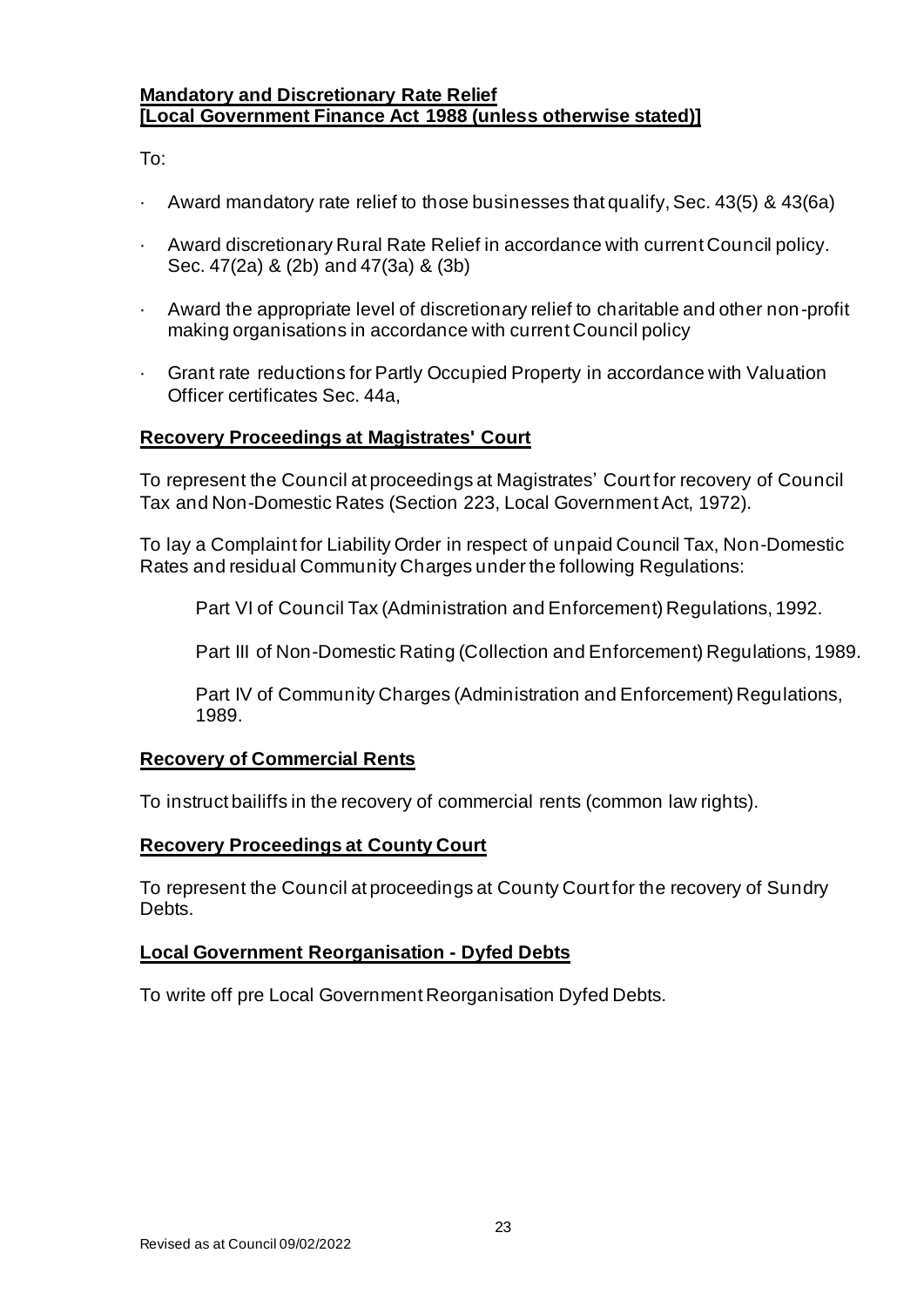**Mandatory and Discretionary Rate Relief**
**[Local Government Finance Act 1988 (unless otherwise stated)]**

To:

- Award mandatory rate relief to those businesses that qualify, Sec. 43(5) & 43(6a)
- Award discretionary Rural Rate Relief in accordance with current Council policy. Sec. 47(2a) & (2b) and 47(3a) & (3b)
- Award the appropriate level of discretionary relief to charitable and other non-profit making organisations in accordance with current Council policy
- Grant rate reductions for Partly Occupied Property in accordance with Valuation Officer certificates Sec. 44a,

**Recovery Proceedings at Magistrates' Court**

To represent the Council at proceedings at Magistrates' Court for recovery of Council Tax and Non-Domestic Rates (Section 223, Local Government Act, 1972).

To lay a Complaint for Liability Order in respect of unpaid Council Tax, Non-Domestic Rates and residual Community Charges under the following Regulations:

> Part VI of Council Tax (Administration and Enforcement) Regulations, 1992.
>
> Part III of Non-Domestic Rating (Collection and Enforcement) Regulations, 1989.
>
> Part IV of Community Charges (Administration and Enforcement) Regulations, 1989.

**Recovery of Commercial Rents**

To instruct bailiffs in the recovery of commercial rents (common law rights).

**Recovery Proceedings at County Court**

To represent the Council at proceedings at County Court for the recovery of Sundry Debts.

**Local Government Reorganisation - Dyfed Debts**

To write off pre Local Government Reorganisation Dyfed Debts.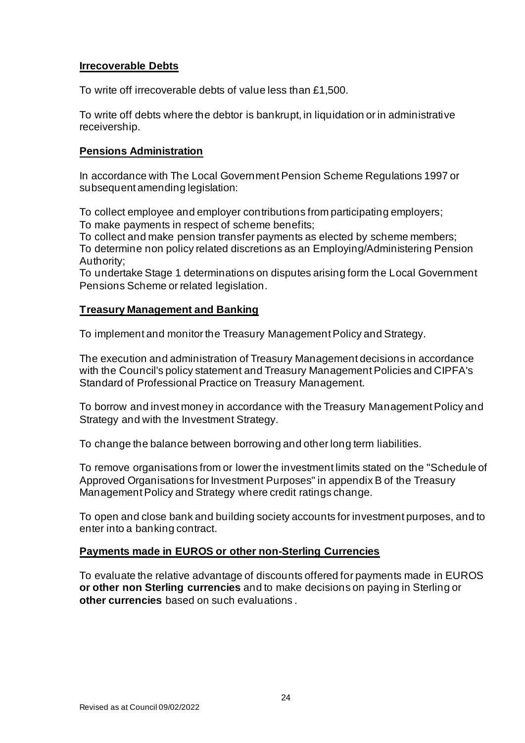**Irrecoverable Debts**

To write off irrecoverable debts of value less than £1,500.

To write off debts where the debtor is bankrupt, in liquidation or in administrative receivership.

**Pensions Administration**

In accordance with The Local Government Pension Scheme Regulations 1997 or subsequent amending legislation:

To collect employee and employer contributions from participating employers;
To make payments in respect of scheme benefits;
To collect and make pension transfer payments as elected by scheme members;
To determine non policy related discretions as an Employing/Administering Pension Authority;
To undertake Stage 1 determinations on disputes arising form the Local Government Pensions Scheme or related legislation.

**Treasury Management and Banking**

To implement and monitor the Treasury Management Policy and Strategy.

The execution and administration of Treasury Management decisions in accordance with the Council's policy statement and Treasury Management Policies and CIPFA's Standard of Professional Practice on Treasury Management.

To borrow and invest money in accordance with the Treasury Management Policy and Strategy and with the Investment Strategy.

To change the balance between borrowing and other long term liabilities.

To remove organisations from or lower the investment limits stated on the "Schedule of Approved Organisations for Investment Purposes" in appendix B of the Treasury Management Policy and Strategy where credit ratings change.

To open and close bank and building society accounts for investment purposes, and to enter into a banking contract.

**Payments made in EUROS or other non-Sterling Currencies**

To evaluate the relative advantage of discounts offered for payments made in EUROS **or other non Sterling currencies** and to make decisions on paying in Sterling or **other currencies** based on such evaluations .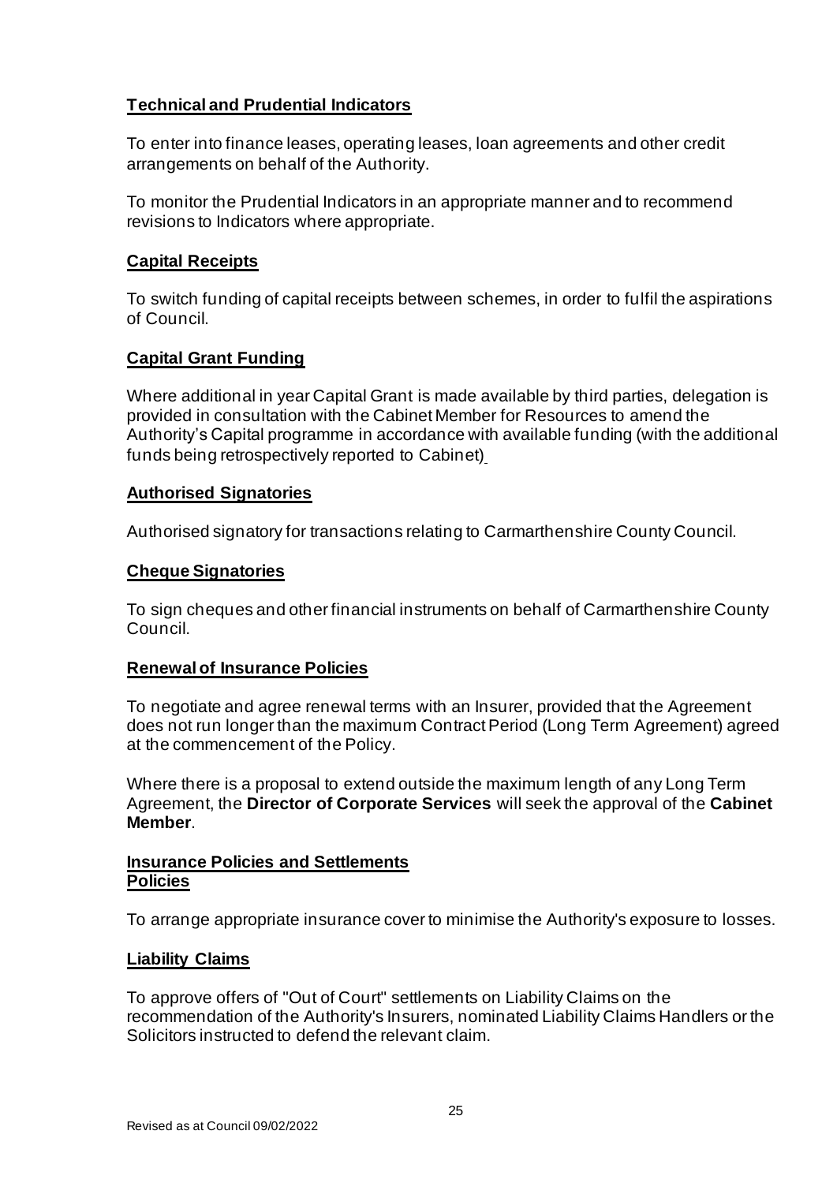**Technical and Prudential Indicators**

To enter into finance leases, operating leases, loan agreements and other credit arrangements on behalf of the Authority.

To monitor the Prudential Indicators in an appropriate manner and to recommend revisions to Indicators where appropriate.

**Capital Receipts**

To switch funding of capital receipts between schemes, in order to fulfil the aspirations of Council.

**Capital Grant Funding**

Where additional in year Capital Grant is made available by third parties, delegation is provided in consultation with the Cabinet Member for Resources to amend the Authority's Capital programme in accordance with available funding (with the additional funds being retrospectively reported to Cabinet)

**Authorised Signatories**

Authorised signatory for transactions relating to Carmarthenshire County Council.

**Cheque Signatories**

To sign cheques and other financial instruments on behalf of Carmarthenshire County Council.

**Renewal of Insurance Policies**

To negotiate and agree renewal terms with an Insurer, provided that the Agreement does not run longer than the maximum Contract Period (Long Term Agreement) agreed at the commencement of the Policy.

Where there is a proposal to extend outside the maximum length of any Long Term Agreement, the **Director of Corporate Services** will seek the approval of the **Cabinet Member**.

**Insurance Policies and Settlements**
**Policies**

To arrange appropriate insurance cover to minimise the Authority's exposure to losses.

**Liability Claims**

To approve offers of "Out of Court" settlements on Liability Claims on the recommendation of the Authority's Insurers, nominated Liability Claims Handlers or the Solicitors instructed to defend the relevant claim.

Revised as at Council 09/02/2022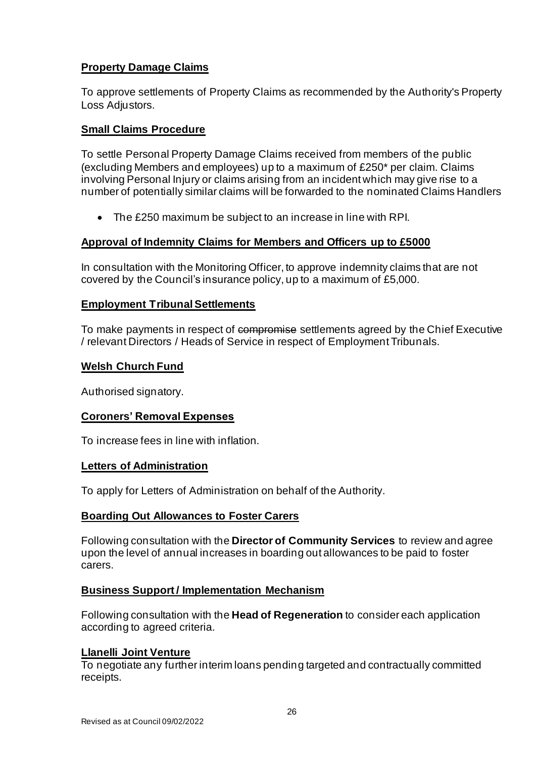**Property Damage Claims**

To approve settlements of Property Claims as recommended by the Authority's Property Loss Adjustors.

**Small Claims Procedure**

To settle Personal Property Damage Claims received from members of the public (excluding Members and employees) up to a maximum of £250* per claim. Claims involving Personal Injury or claims arising from an incident which may give rise to a number of potentially similar claims will be forwarded to the nominated Claims Handlers

- The £250 maximum be subject to an increase in line with RPI.

**Approval of Indemnity Claims for Members and Officers up to £5000**

In consultation with the Monitoring Officer, to approve indemnity claims that are not covered by the Council's insurance policy, up to a maximum of £5,000.

**Employment Tribunal Settlements**

To make payments in respect of ~~compromise~~ settlements agreed by the Chief Executive / relevant Directors / Heads of Service in respect of Employment Tribunals.

**Welsh Church Fund**

Authorised signatory.

**Coroners' Removal Expenses**

To increase fees in line with inflation.

**Letters of Administration**

To apply for Letters of Administration on behalf of the Authority.

**Boarding Out Allowances to Foster Carers**

Following consultation with the **Director of Community Services** to review and agree upon the level of annual increases in boarding out allowances to be paid to foster carers.

**Business Support / Implementation Mechanism**

Following consultation with the **Head of Regeneration** to consider each application according to agreed criteria.

**Llanelli Joint Venture**

To negotiate any further interim loans pending targeted and contractually committed receipts.

Revised as at Council 09/02/2022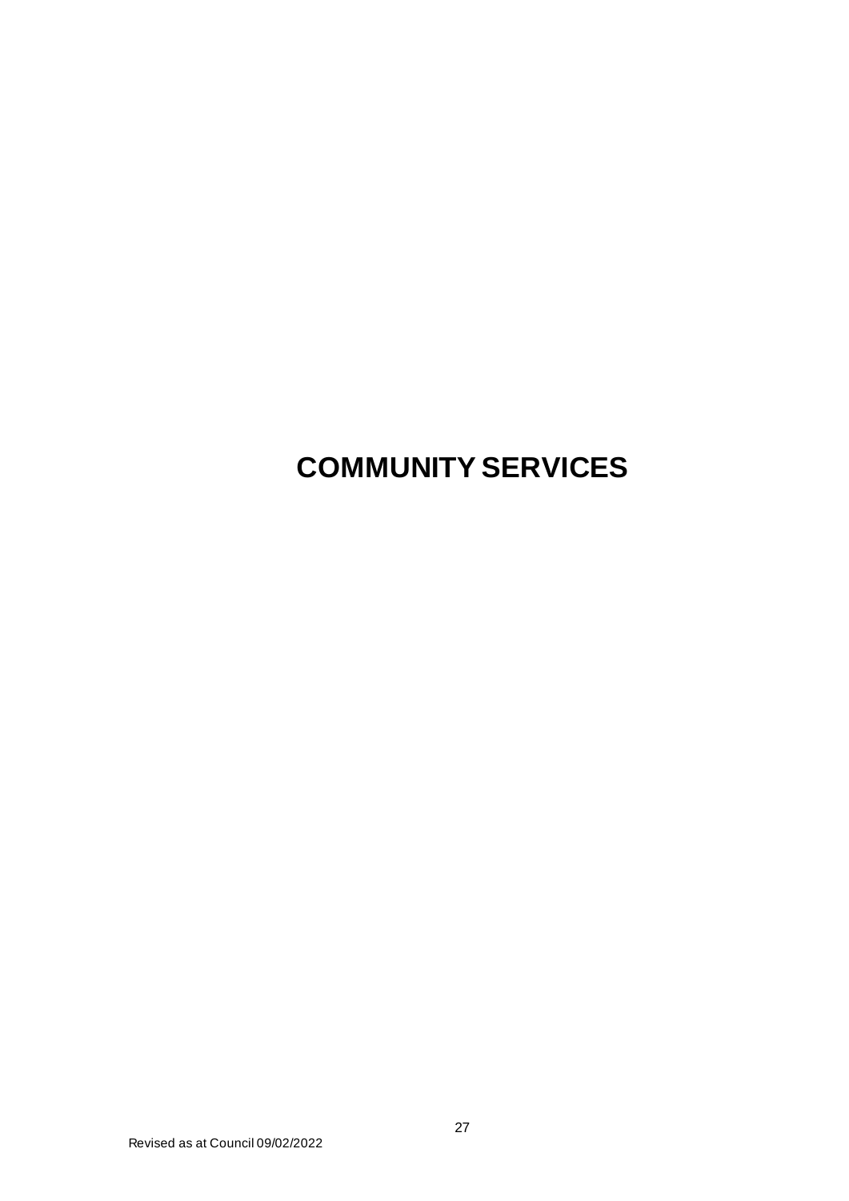# COMMUNITY SERVICES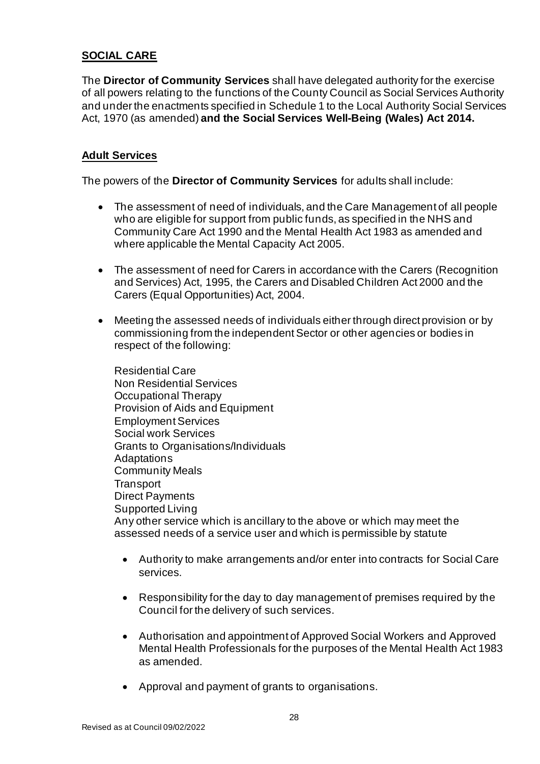## SOCIAL CARE

The **Director of Community Services** shall have delegated authority for the exercise of all powers relating to the functions of the County Council as Social Services Authority and under the enactments specified in Schedule 1 to the Local Authority Social Services Act, 1970 (as amended) **and the Social Services Well-Being (Wales) Act 2014.**

## Adult Services

The powers of the **Director of Community Services** for adults shall include:

- The assessment of need of individuals, and the Care Management of all people who are eligible for support from public funds, as specified in the NHS and Community Care Act 1990 and the Mental Health Act 1983 as amended and where applicable the Mental Capacity Act 2005.

- The assessment of need for Carers in accordance with the Carers (Recognition and Services) Act, 1995, the Carers and Disabled Children Act 2000 and the Carers (Equal Opportunities) Act, 2004.

- Meeting the assessed needs of individuals either through direct provision or by commissioning from the independent Sector or other agencies or bodies in respect of the following:

  Residential Care
  Non Residential Services
  Occupational Therapy
  Provision of Aids and Equipment
  Employment Services
  Social work Services
  Grants to Organisations/Individuals
  Adaptations
  Community Meals
  Transport
  Direct Payments
  Supported Living
  Any other service which is ancillary to the above or which may meet the assessed needs of a service user and which is permissible by statute

  - Authority to make arrangements and/or enter into contracts for Social Care services.

  - Responsibility for the day to day management of premises required by the Council for the delivery of such services.

  - Authorisation and appointment of Approved Social Workers and Approved Mental Health Professionals for the purposes of the Mental Health Act 1983 as amended.

  - Approval and payment of grants to organisations.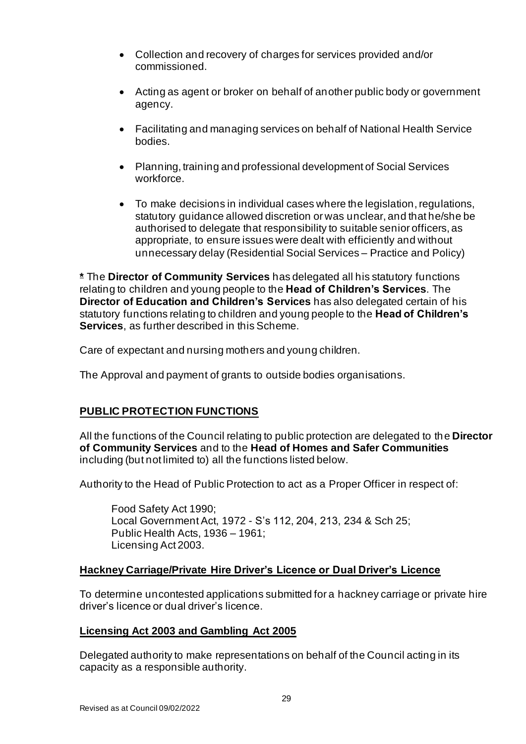- Collection and recovery of charges for services provided and/or commissioned.
- Acting as agent or broker on behalf of another public body or government agency.
- Facilitating and managing services on behalf of National Health Service bodies.
- Planning, training and professional development of Social Services workforce.
- To make decisions in individual cases where the legislation, regulations, statutory guidance allowed discretion or was unclear, and that he/she be authorised to delegate that responsibility to suitable senior officers, as appropriate, to ensure issues were dealt with efficiently and without unnecessary delay (Residential Social Services – Practice and Policy)

**\*** The **Director of Community Services** has delegated all his statutory functions relating to children and young people to the **Head of Children's Services**. The **Director of Education and Children's Services** has also delegated certain of his statutory functions relating to children and young people to the **Head of Children's Services**, as further described in this Scheme.

Care of expectant and nursing mothers and young children.

The Approval and payment of grants to outside bodies organisations.

## PUBLIC PROTECTION FUNCTIONS

All the functions of the Council relating to public protection are delegated to the **Director of Community Services** and to the **Head of Homes and Safer Communities** including (but not limited to) all the functions listed below.

Authority to the Head of Public Protection to act as a Proper Officer in respect of:

Food Safety Act 1990;
Local Government Act, 1972 - S's 112, 204, 213, 234 & Sch 25;
Public Health Acts, 1936 – 1961;
Licensing Act 2003.

### Hackney Carriage/Private Hire Driver's Licence or Dual Driver's Licence

To determine uncontested applications submitted for a hackney carriage or private hire driver's licence or dual driver's licence.

### Licensing Act 2003 and Gambling Act 2005

Delegated authority to make representations on behalf of the Council acting in its capacity as a responsible authority.

Revised as at Council 09/02/2022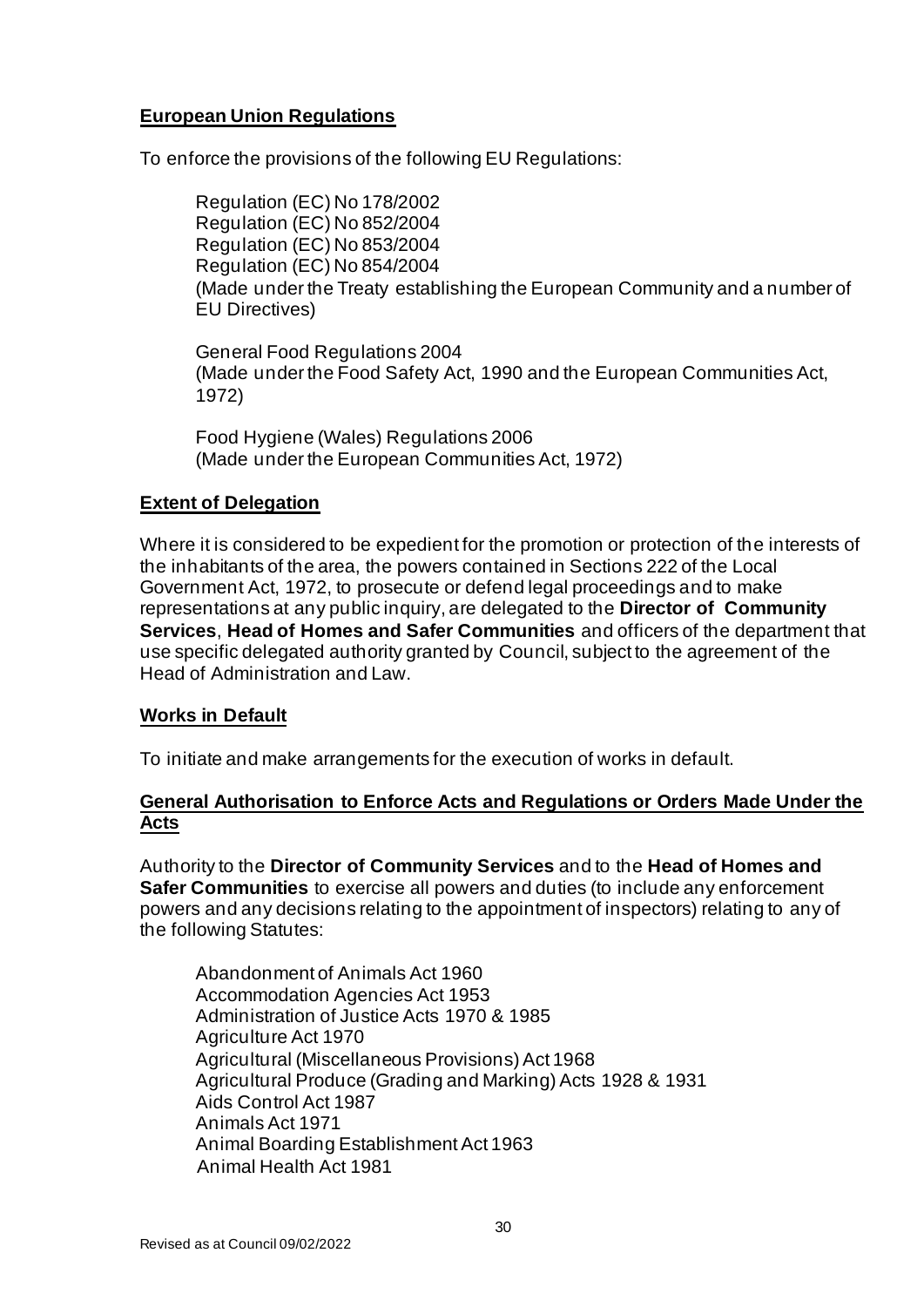**European Union Regulations**

To enforce the provisions of the following EU Regulations:

Regulation (EC) No 178/2002
Regulation (EC) No 852/2004
Regulation (EC) No 853/2004
Regulation (EC) No 854/2004
(Made under the Treaty establishing the European Community and a number of EU Directives)

General Food Regulations 2004
(Made under the Food Safety Act, 1990 and the European Communities Act, 1972)

Food Hygiene (Wales) Regulations 2006
(Made under the European Communities Act, 1972)

**Extent of Delegation**

Where it is considered to be expedient for the promotion or protection of the interests of the inhabitants of the area, the powers contained in Sections 222 of the Local Government Act, 1972, to prosecute or defend legal proceedings and to make representations at any public inquiry, are delegated to the **Director of Community Services**, **Head of Homes and Safer Communities** and officers of the department that use specific delegated authority granted by Council, subject to the agreement of the Head of Administration and Law.

**Works in Default**

To initiate and make arrangements for the execution of works in default.

**General Authorisation to Enforce Acts and Regulations or Orders Made Under the Acts**

Authority to the **Director of Community Services** and to the **Head of Homes and Safer Communities** to exercise all powers and duties (to include any enforcement powers and any decisions relating to the appointment of inspectors) relating to any of the following Statutes:

Abandonment of Animals Act 1960
Accommodation Agencies Act 1953
Administration of Justice Acts 1970 & 1985
Agriculture Act 1970
Agricultural (Miscellaneous Provisions) Act 1968
Agricultural Produce (Grading and Marking) Acts 1928 & 1931
Aids Control Act 1987
Animals Act 1971
Animal Boarding Establishment Act 1963
Animal Health Act 1981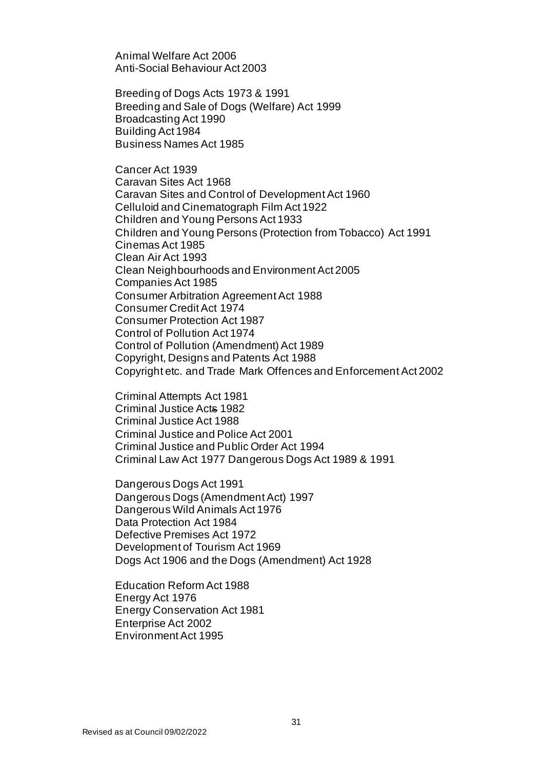Animal Welfare Act 2006
Anti-Social Behaviour Act 2003

Breeding of Dogs Acts 1973 & 1991
Breeding and Sale of Dogs (Welfare) Act 1999
Broadcasting Act 1990
Building Act 1984
Business Names Act 1985

Cancer Act 1939
Caravan Sites Act 1968
Caravan Sites and Control of Development Act 1960
Celluloid and Cinematograph Film Act 1922
Children and Young Persons Act 1933
Children and Young Persons (Protection from Tobacco) Act 1991
Cinemas Act 1985
Clean Air Act 1993
Clean Neighbourhoods and Environment Act 2005
Companies Act 1985
Consumer Arbitration Agreement Act 1988
Consumer Credit Act 1974
Consumer Protection Act 1987
Control of Pollution Act 1974
Control of Pollution (Amendment) Act 1989
Copyright, Designs and Patents Act 1988
Copyright etc. and Trade Mark Offences and Enforcement Act 2002

Criminal Attempts Act 1981
Criminal Justice Act~~s~~ 1982
Criminal Justice Act 1988
Criminal Justice and Police Act 2001
Criminal Justice and Public Order Act 1994
Criminal Law Act 1977 Dangerous Dogs Act 1989 & 1991

Dangerous Dogs Act 1991
Dangerous Dogs (Amendment Act) 1997
Dangerous Wild Animals Act 1976
Data Protection Act 1984
Defective Premises Act 1972
Development of Tourism Act 1969
Dogs Act 1906 and the Dogs (Amendment) Act 1928

Education Reform Act 1988
Energy Act 1976
Energy Conservation Act 1981
Enterprise Act 2002
Environment Act 1995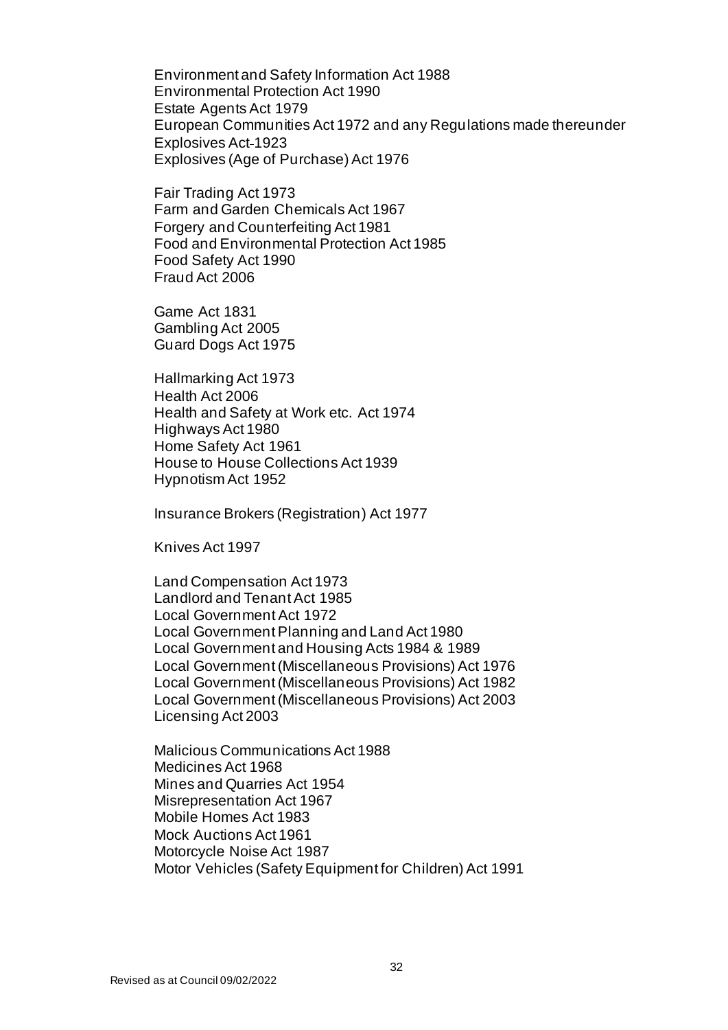Environment and Safety Information Act 1988
Environmental Protection Act 1990
Estate Agents Act 1979
European Communities Act 1972 and any Regulations made thereunder
Explosives Act 1923
Explosives (Age of Purchase) Act 1976

Fair Trading Act 1973
Farm and Garden Chemicals Act 1967
Forgery and Counterfeiting Act 1981
Food and Environmental Protection Act 1985
Food Safety Act 1990
Fraud Act 2006

Game Act 1831
Gambling Act 2005
Guard Dogs Act 1975

Hallmarking Act 1973
Health Act 2006
Health and Safety at Work etc. Act 1974
Highways Act 1980
Home Safety Act 1961
House to House Collections Act 1939
Hypnotism Act 1952

Insurance Brokers (Registration) Act 1977

Knives Act 1997

Land Compensation Act 1973
Landlord and Tenant Act 1985
Local Government Act 1972
Local Government Planning and Land Act 1980
Local Government and Housing Acts 1984 & 1989
Local Government (Miscellaneous Provisions) Act 1976
Local Government (Miscellaneous Provisions) Act 1982
Local Government (Miscellaneous Provisions) Act 2003
Licensing Act 2003

Malicious Communications Act 1988
Medicines Act 1968
Mines and Quarries Act 1954
Misrepresentation Act 1967
Mobile Homes Act 1983
Mock Auctions Act 1961
Motorcycle Noise Act 1987
Motor Vehicles (Safety Equipment for Children) Act 1991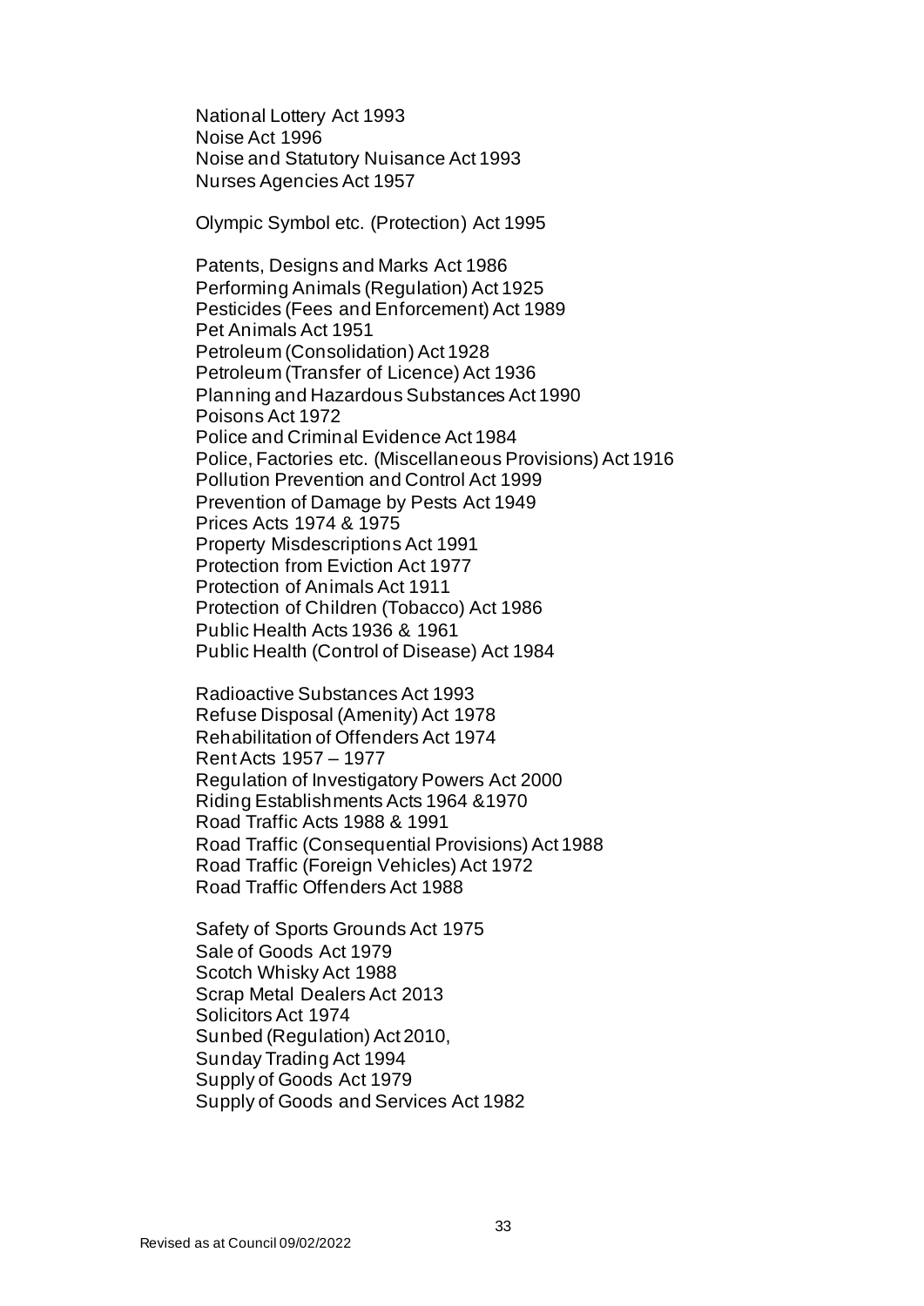National Lottery Act 1993
Noise Act 1996
Noise and Statutory Nuisance Act 1993
Nurses Agencies Act 1957

Olympic Symbol etc. (Protection) Act 1995

Patents, Designs and Marks Act 1986
Performing Animals (Regulation) Act 1925
Pesticides (Fees and Enforcement) Act 1989
Pet Animals Act 1951
Petroleum (Consolidation) Act 1928
Petroleum (Transfer of Licence) Act 1936
Planning and Hazardous Substances Act 1990
Poisons Act 1972
Police and Criminal Evidence Act 1984
Police, Factories etc. (Miscellaneous Provisions) Act 1916
Pollution Prevention and Control Act 1999
Prevention of Damage by Pests Act 1949
Prices Acts 1974 & 1975
Property Misdescriptions Act 1991
Protection from Eviction Act 1977
Protection of Animals Act 1911
Protection of Children (Tobacco) Act 1986
Public Health Acts 1936 & 1961
Public Health (Control of Disease) Act 1984

Radioactive Substances Act 1993
Refuse Disposal (Amenity) Act 1978
Rehabilitation of Offenders Act 1974
Rent Acts 1957 – 1977
Regulation of Investigatory Powers Act 2000
Riding Establishments Acts 1964 &1970
Road Traffic Acts 1988 & 1991
Road Traffic (Consequential Provisions) Act 1988
Road Traffic (Foreign Vehicles) Act 1972
Road Traffic Offenders Act 1988

Safety of Sports Grounds Act 1975
Sale of Goods Act 1979
Scotch Whisky Act 1988
Scrap Metal Dealers Act 2013
Solicitors Act 1974
Sunbed (Regulation) Act 2010,
Sunday Trading Act 1994
Supply of Goods Act 1979
Supply of Goods and Services Act 1982

Revised as at Council 09/02/2022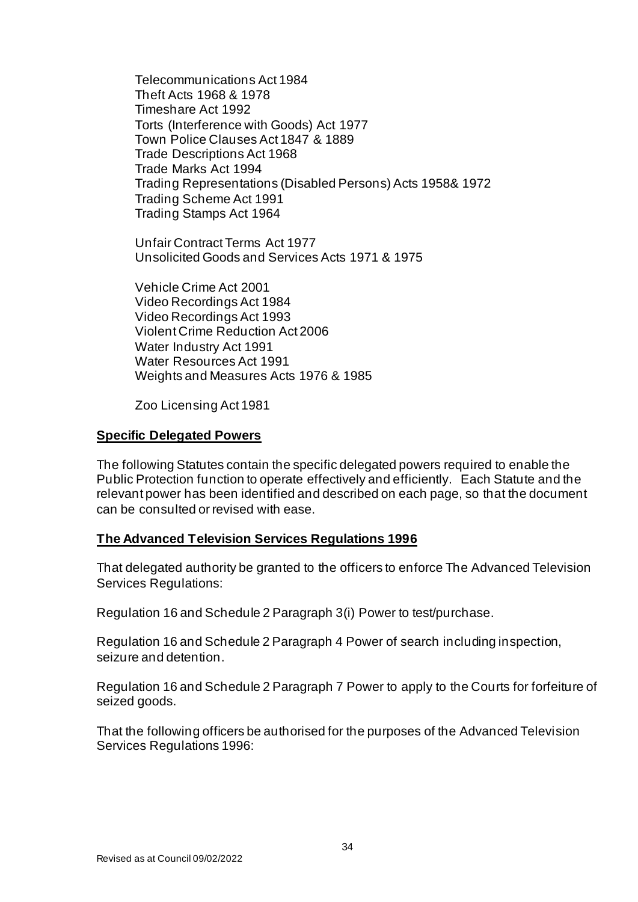Telecommunications Act 1984
Theft Acts 1968 & 1978
Timeshare Act 1992
Torts (Interference with Goods) Act 1977
Town Police Clauses Act 1847 & 1889
Trade Descriptions Act 1968
Trade Marks Act 1994
Trading Representations (Disabled Persons) Acts 1958& 1972
Trading Scheme Act 1991
Trading Stamps Act 1964

Unfair Contract Terms Act 1977
Unsolicited Goods and Services Acts 1971 & 1975

Vehicle Crime Act 2001
Video Recordings Act 1984
Video Recordings Act 1993
Violent Crime Reduction Act 2006
Water Industry Act 1991
Water Resources Act 1991
Weights and Measures Acts 1976 & 1985

Zoo Licensing Act 1981

## Specific Delegated Powers

The following Statutes contain the specific delegated powers required to enable the Public Protection function to operate effectively and efficiently. Each Statute and the relevant power has been identified and described on each page, so that the document can be consulted or revised with ease.

## The Advanced Television Services Regulations 1996

That delegated authority be granted to the officers to enforce The Advanced Television Services Regulations:

Regulation 16 and Schedule 2 Paragraph 3(i) Power to test/purchase.

Regulation 16 and Schedule 2 Paragraph 4 Power of search including inspection, seizure and detention.

Regulation 16 and Schedule 2 Paragraph 7 Power to apply to the Courts for forfeiture of seized goods.

That the following officers be authorised for the purposes of the Advanced Television Services Regulations 1996: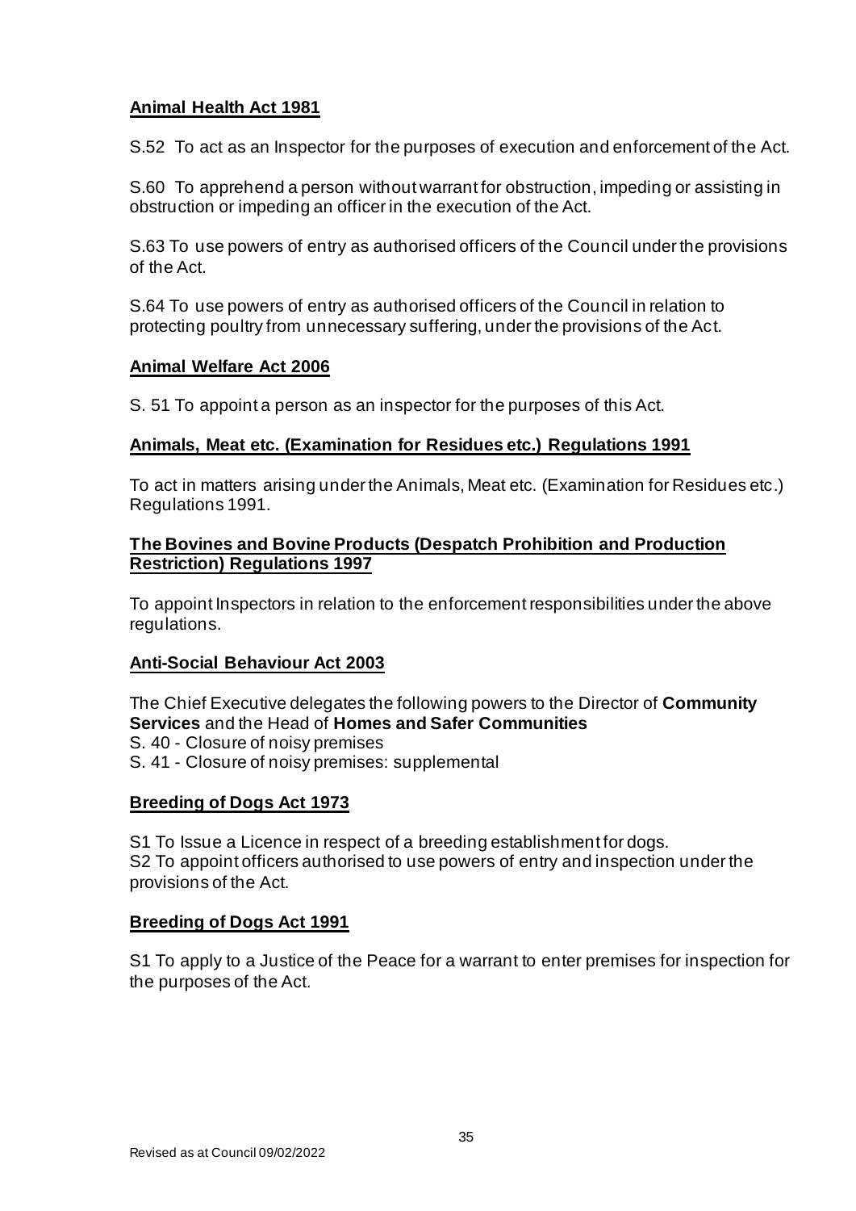**Animal Health Act 1981**

S.52 To act as an Inspector for the purposes of execution and enforcement of the Act.

S.60 To apprehend a person without warrant for obstruction, impeding or assisting in obstruction or impeding an officer in the execution of the Act.

S.63 To use powers of entry as authorised officers of the Council under the provisions of the Act.

S.64 To use powers of entry as authorised officers of the Council in relation to protecting poultry from unnecessary suffering, under the provisions of the Act.

**Animal Welfare Act 2006**

S. 51 To appoint a person as an inspector for the purposes of this Act.

**Animals, Meat etc. (Examination for Residues etc.) Regulations 1991**

To act in matters arising under the Animals, Meat etc. (Examination for Residues etc.) Regulations 1991.

**The Bovines and Bovine Products (Despatch Prohibition and Production Restriction) Regulations 1997**

To appoint Inspectors in relation to the enforcement responsibilities under the above regulations.

**Anti-Social Behaviour Act 2003**

The Chief Executive delegates the following powers to the Director of **Community Services** and the Head of **Homes and Safer Communities**
S. 40 - Closure of noisy premises
S. 41 - Closure of noisy premises: supplemental

**Breeding of Dogs Act 1973**

S1 To Issue a Licence in respect of a breeding establishment for dogs.
S2 To appoint officers authorised to use powers of entry and inspection under the provisions of the Act.

**Breeding of Dogs Act 1991**

S1 To apply to a Justice of the Peace for a warrant to enter premises for inspection for the purposes of the Act.

Revised as at Council 09/02/2022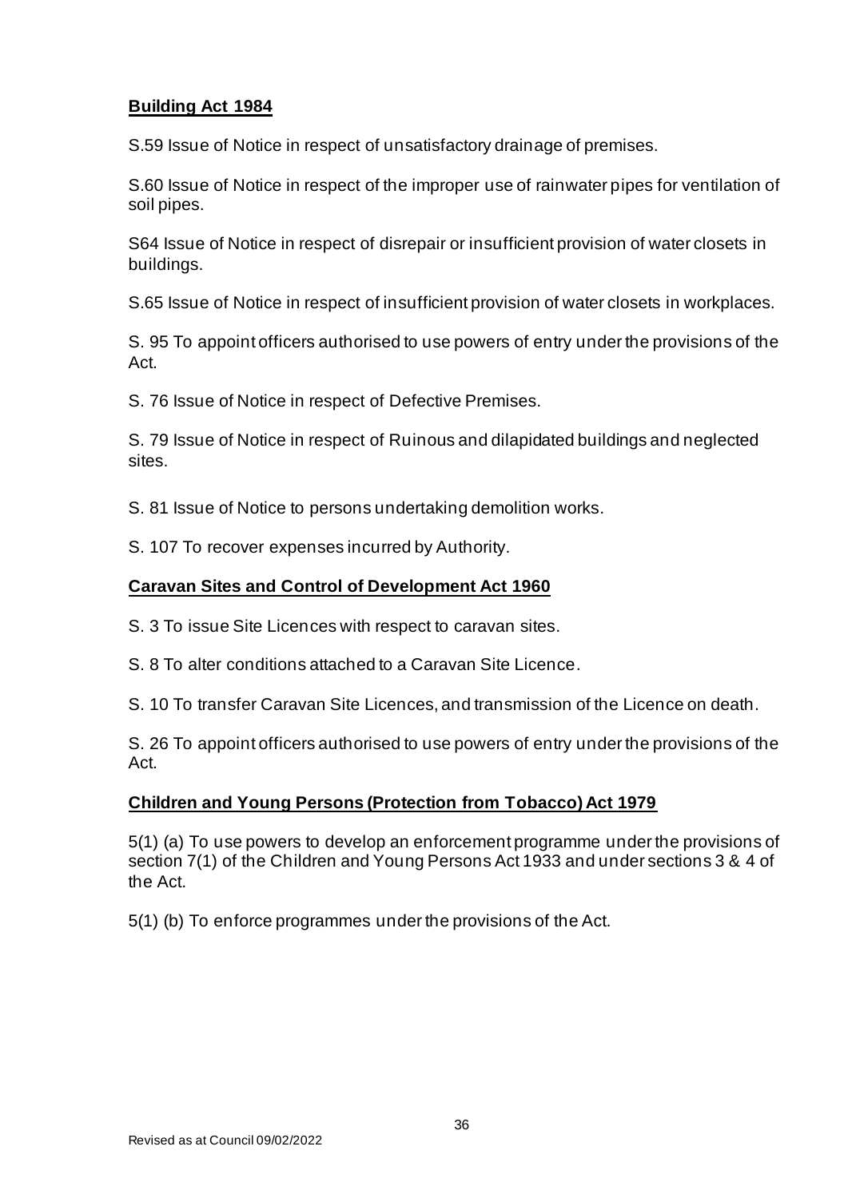**Building Act 1984**

S.59 Issue of Notice in respect of unsatisfactory drainage of premises.

S.60 Issue of Notice in respect of the improper use of rainwater pipes for ventilation of soil pipes.

S64 Issue of Notice in respect of disrepair or insufficient provision of water closets in buildings.

S.65 Issue of Notice in respect of insufficient provision of water closets in workplaces.

S. 95 To appoint officers authorised to use powers of entry under the provisions of the Act.

S. 76 Issue of Notice in respect of Defective Premises.

S. 79 Issue of Notice in respect of Ruinous and dilapidated buildings and neglected sites.

S. 81 Issue of Notice to persons undertaking demolition works.

S. 107 To recover expenses incurred by Authority.

**Caravan Sites and Control of Development Act 1960**

S. 3 To issue Site Licences with respect to caravan sites.

S. 8 To alter conditions attached to a Caravan Site Licence.

S. 10 To transfer Caravan Site Licences, and transmission of the Licence on death.

S. 26 To appoint officers authorised to use powers of entry under the provisions of the Act.

**Children and Young Persons (Protection from Tobacco) Act 1979**

5(1) (a) To use powers to develop an enforcement programme under the provisions of section 7(1) of the Children and Young Persons Act 1933 and under sections 3 & 4 of the Act.

5(1) (b) To enforce programmes under the provisions of the Act.

Revised as at Council 09/02/2022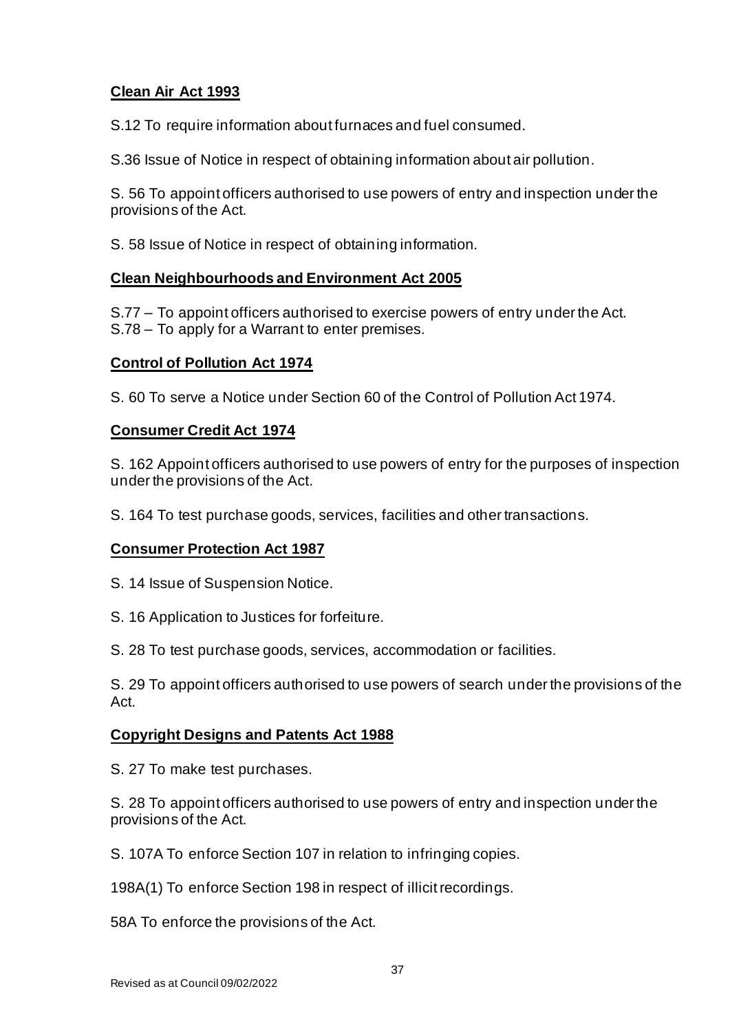**Clean Air Act 1993**

S.12 To require information about furnaces and fuel consumed.

S.36 Issue of Notice in respect of obtaining information about air pollution.

S. 56 To appoint officers authorised to use powers of entry and inspection under the provisions of the Act.

S. 58 Issue of Notice in respect of obtaining information.

**Clean Neighbourhoods and Environment Act 2005**

S.77 – To appoint officers authorised to exercise powers of entry under the Act.
S.78 – To apply for a Warrant to enter premises.

**Control of Pollution Act 1974**

S. 60 To serve a Notice under Section 60 of the Control of Pollution Act 1974.

**Consumer Credit Act 1974**

S. 162 Appoint officers authorised to use powers of entry for the purposes of inspection under the provisions of the Act.

S. 164 To test purchase goods, services, facilities and other transactions.

**Consumer Protection Act 1987**

S. 14 Issue of Suspension Notice.

S. 16 Application to Justices for forfeiture.

S. 28 To test purchase goods, services, accommodation or facilities.

S. 29 To appoint officers authorised to use powers of search under the provisions of the Act.

**Copyright Designs and Patents Act 1988**

S. 27 To make test purchases.

S. 28 To appoint officers authorised to use powers of entry and inspection under the provisions of the Act.

S. 107A To enforce Section 107 in relation to infringing copies.

198A(1) To enforce Section 198 in respect of illicit recordings.

58A To enforce the provisions of the Act.

Revised as at Council 09/02/2022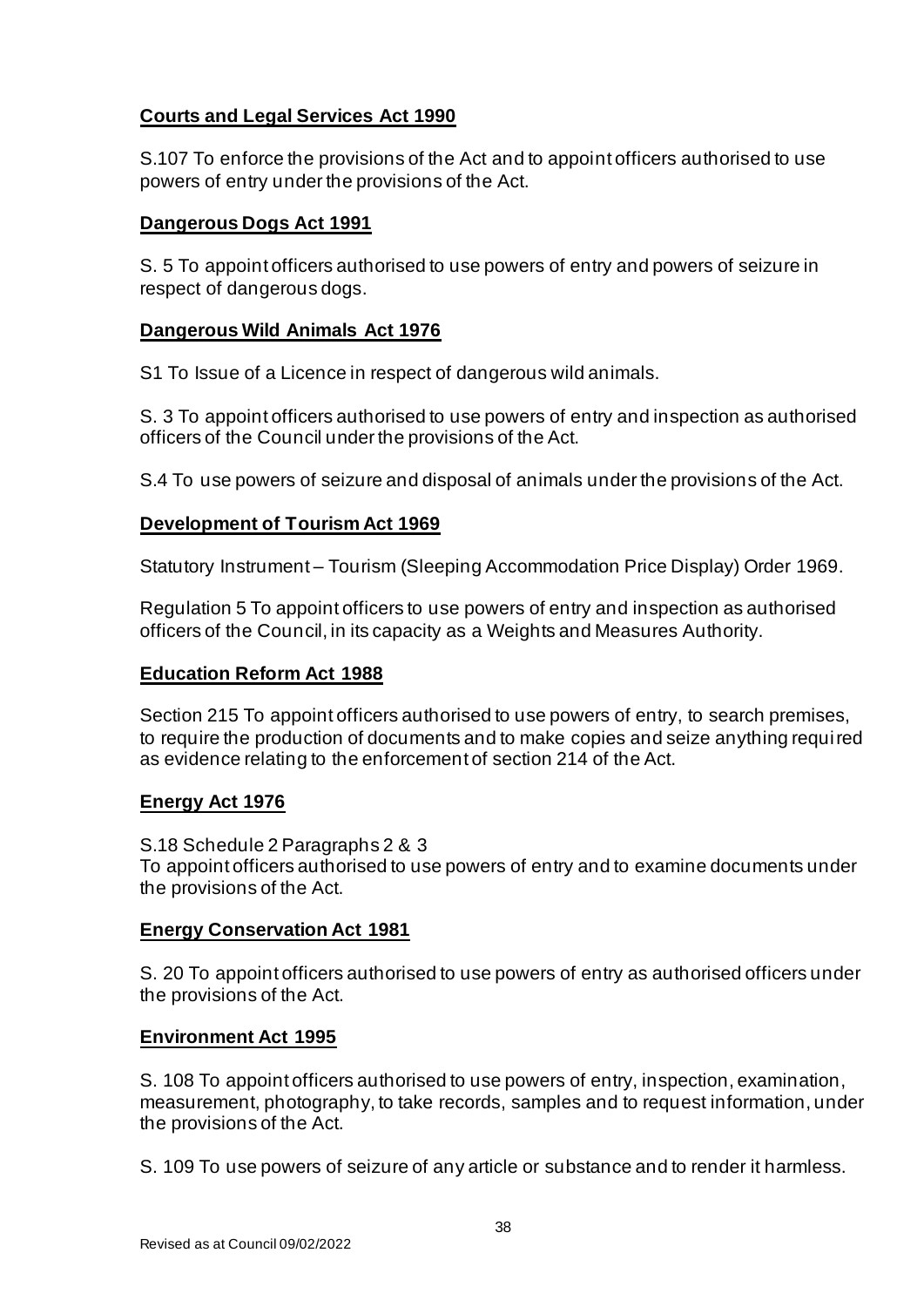**Courts and Legal Services Act 1990**

S.107 To enforce the provisions of the Act and to appoint officers authorised to use powers of entry under the provisions of the Act.

**Dangerous Dogs Act 1991**

S. 5 To appoint officers authorised to use powers of entry and powers of seizure in respect of dangerous dogs.

**Dangerous Wild Animals Act 1976**

S1 To Issue of a Licence in respect of dangerous wild animals.

S. 3 To appoint officers authorised to use powers of entry and inspection as authorised officers of the Council under the provisions of the Act.

S.4 To use powers of seizure and disposal of animals under the provisions of the Act.

**Development of Tourism Act 1969**

Statutory Instrument – Tourism (Sleeping Accommodation Price Display) Order 1969.

Regulation 5 To appoint officers to use powers of entry and inspection as authorised officers of the Council, in its capacity as a Weights and Measures Authority.

**Education Reform Act 1988**

Section 215 To appoint officers authorised to use powers of entry, to search premises, to require the production of documents and to make copies and seize anything required as evidence relating to the enforcement of section 214 of the Act.

**Energy Act 1976**

S.18 Schedule 2 Paragraphs 2 & 3
To appoint officers authorised to use powers of entry and to examine documents under the provisions of the Act.

**Energy Conservation Act 1981**

S. 20 To appoint officers authorised to use powers of entry as authorised officers under the provisions of the Act.

**Environment Act 1995**

S. 108 To appoint officers authorised to use powers of entry, inspection, examination, measurement, photography, to take records, samples and to request information, under the provisions of the Act.

S. 109 To use powers of seizure of any article or substance and to render it harmless.

Revised as at Council 09/02/2022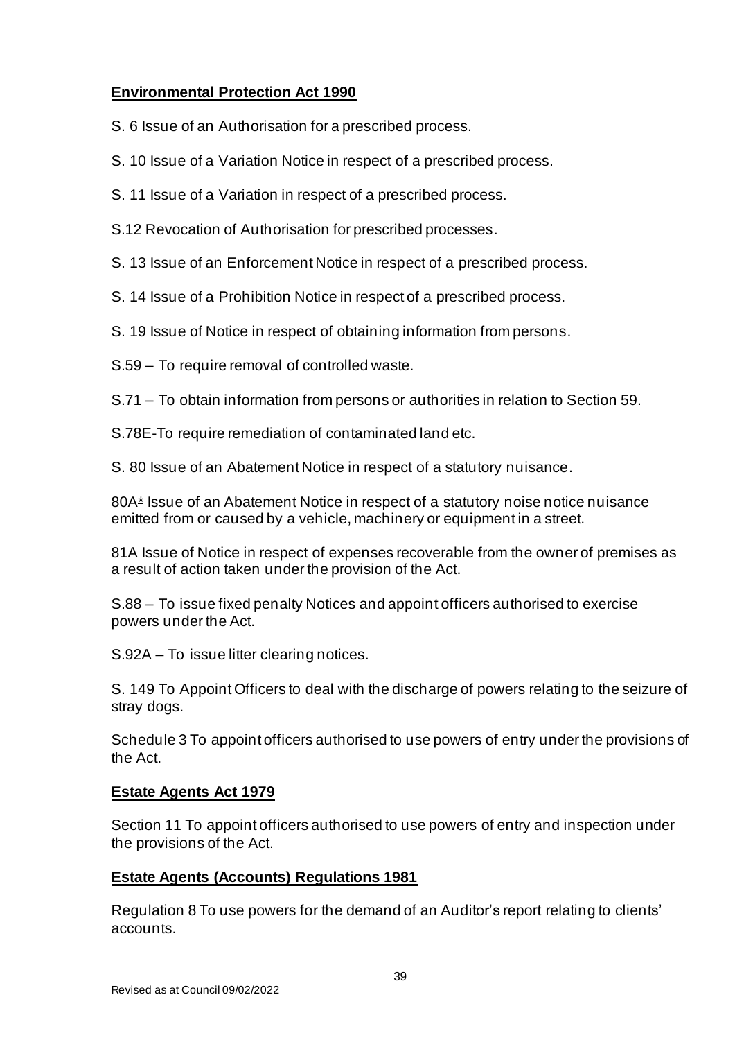**Environmental Protection Act 1990**

S. 6 Issue of an Authorisation for a prescribed process.

S. 10 Issue of a Variation Notice in respect of a prescribed process.

S. 11 Issue of a Variation in respect of a prescribed process.

S.12 Revocation of Authorisation for prescribed processes.

S. 13 Issue of an Enforcement Notice in respect of a prescribed process.

S. 14 Issue of a Prohibition Notice in respect of a prescribed process.

S. 19 Issue of Notice in respect of obtaining information from persons.

S.59 – To require removal of controlled waste.

S.71 – To obtain information from persons or authorities in relation to Section 59.

S.78E-To require remediation of contaminated land etc.

S. 80 Issue of an Abatement Notice in respect of a statutory nuisance.

80A* Issue of an Abatement Notice in respect of a statutory noise notice nuisance emitted from or caused by a vehicle, machinery or equipment in a street.

81A Issue of Notice in respect of expenses recoverable from the owner of premises as a result of action taken under the provision of the Act.

S.88 – To issue fixed penalty Notices and appoint officers authorised to exercise powers under the Act.

S.92A – To issue litter clearing notices.

S. 149 To Appoint Officers to deal with the discharge of powers relating to the seizure of stray dogs.

Schedule 3 To appoint officers authorised to use powers of entry under the provisions of the Act.

**Estate Agents Act 1979**

Section 11 To appoint officers authorised to use powers of entry and inspection under the provisions of the Act.

**Estate Agents (Accounts) Regulations 1981**

Regulation 8 To use powers for the demand of an Auditor's report relating to clients' accounts.

Revised as at Council 09/02/2022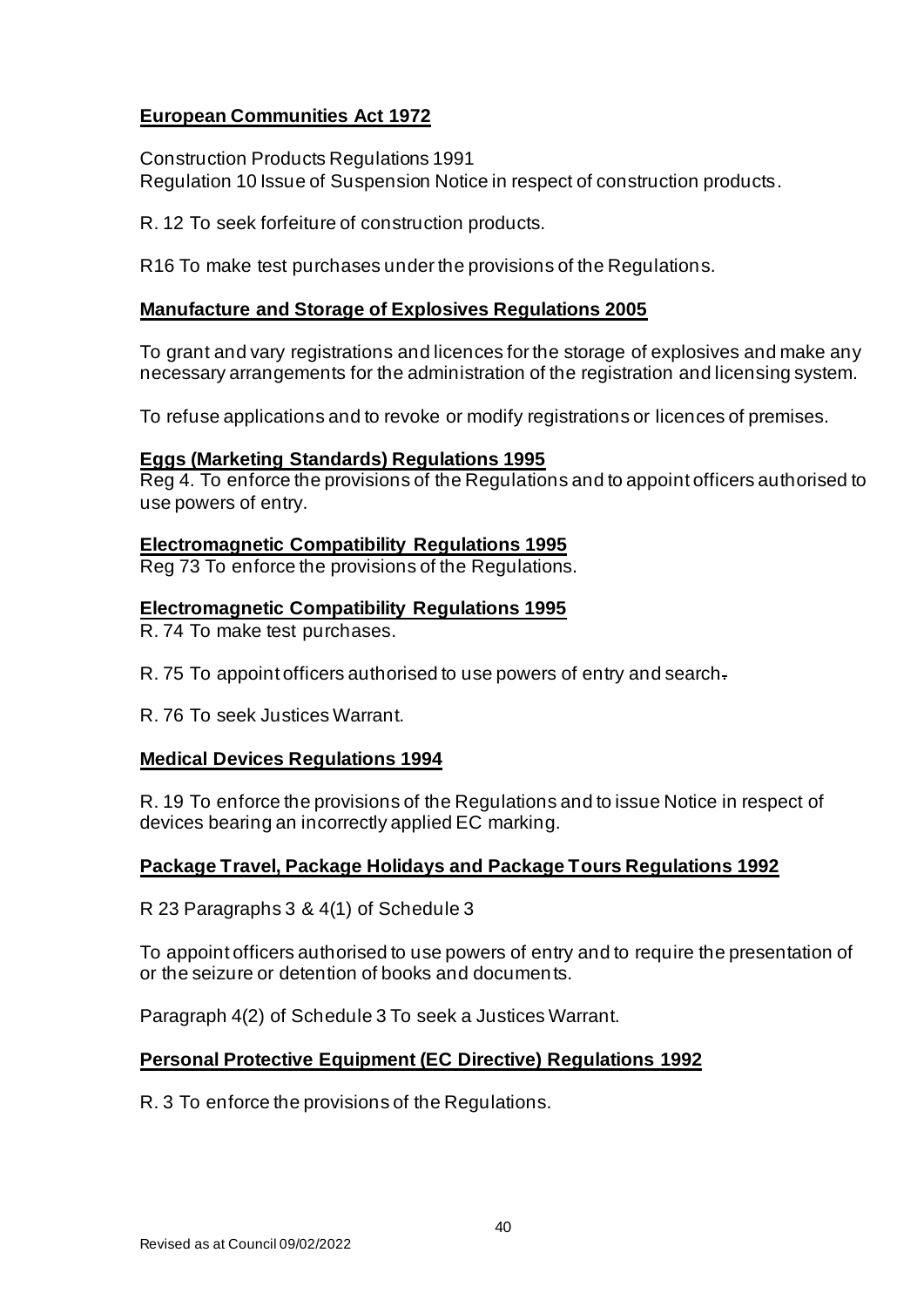**European Communities Act 1972**

Construction Products Regulations 1991
Regulation 10 Issue of Suspension Notice in respect of construction products.

R. 12 To seek forfeiture of construction products.

R16 To make test purchases under the provisions of the Regulations.

**Manufacture and Storage of Explosives Regulations 2005**

To grant and vary registrations and licences for the storage of explosives and make any necessary arrangements for the administration of the registration and licensing system.

To refuse applications and to revoke or modify registrations or licences of premises.

**Eggs (Marketing Standards) Regulations 1995**

Reg 4. To enforce the provisions of the Regulations and to appoint officers authorised to use powers of entry.

**Electromagnetic Compatibility Regulations 1995**

Reg 73 To enforce the provisions of the Regulations.

**Electromagnetic Compatibility Regulations 1995**

R. 74 To make test purchases.

R. 75 To appoint officers authorised to use powers of entry and search.

R. 76 To seek Justices Warrant.

**Medical Devices Regulations 1994**

R. 19 To enforce the provisions of the Regulations and to issue Notice in respect of devices bearing an incorrectly applied EC marking.

**Package Travel, Package Holidays and Package Tours Regulations 1992**

R 23 Paragraphs 3 & 4(1) of Schedule 3

To appoint officers authorised to use powers of entry and to require the presentation of or the seizure or detention of books and documents.

Paragraph 4(2) of Schedule 3 To seek a Justices Warrant.

**Personal Protective Equipment (EC Directive) Regulations 1992**

R. 3 To enforce the provisions of the Regulations.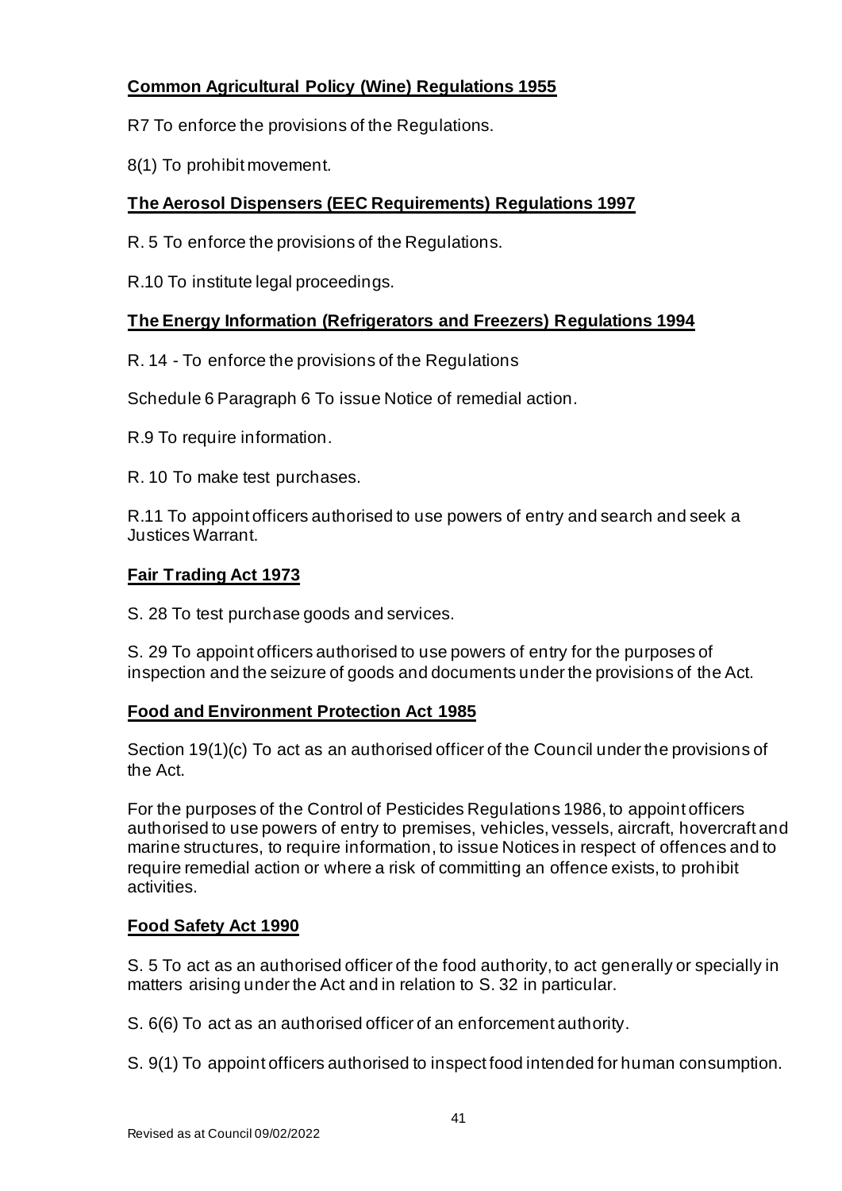**Common Agricultural Policy (Wine) Regulations 1955**

R7 To enforce the provisions of the Regulations.

8(1) To prohibit movement.

**The Aerosol Dispensers (EEC Requirements) Regulations 1997**

R. 5 To enforce the provisions of the Regulations.

R.10 To institute legal proceedings.

**The Energy Information (Refrigerators and Freezers) Regulations 1994**

R. 14 - To enforce the provisions of the Regulations

Schedule 6 Paragraph 6 To issue Notice of remedial action.

R.9 To require information.

R. 10 To make test purchases.

R.11 To appoint officers authorised to use powers of entry and search and seek a Justices Warrant.

**Fair Trading Act 1973**

S. 28 To test purchase goods and services.

S. 29 To appoint officers authorised to use powers of entry for the purposes of inspection and the seizure of goods and documents under the provisions of the Act.

**Food and Environment Protection Act 1985**

Section 19(1)(c) To act as an authorised officer of the Council under the provisions of the Act.

For the purposes of the Control of Pesticides Regulations 1986, to appoint officers authorised to use powers of entry to premises, vehicles, vessels, aircraft, hovercraft and marine structures, to require information, to issue Notices in respect of offences and to require remedial action or where a risk of committing an offence exists, to prohibit activities.

**Food Safety Act 1990**

S. 5 To act as an authorised officer of the food authority, to act generally or specially in matters arising under the Act and in relation to S. 32 in particular.

S. 6(6) To act as an authorised officer of an enforcement authority.

S. 9(1) To appoint officers authorised to inspect food intended for human consumption.

Revised as at Council 09/02/2022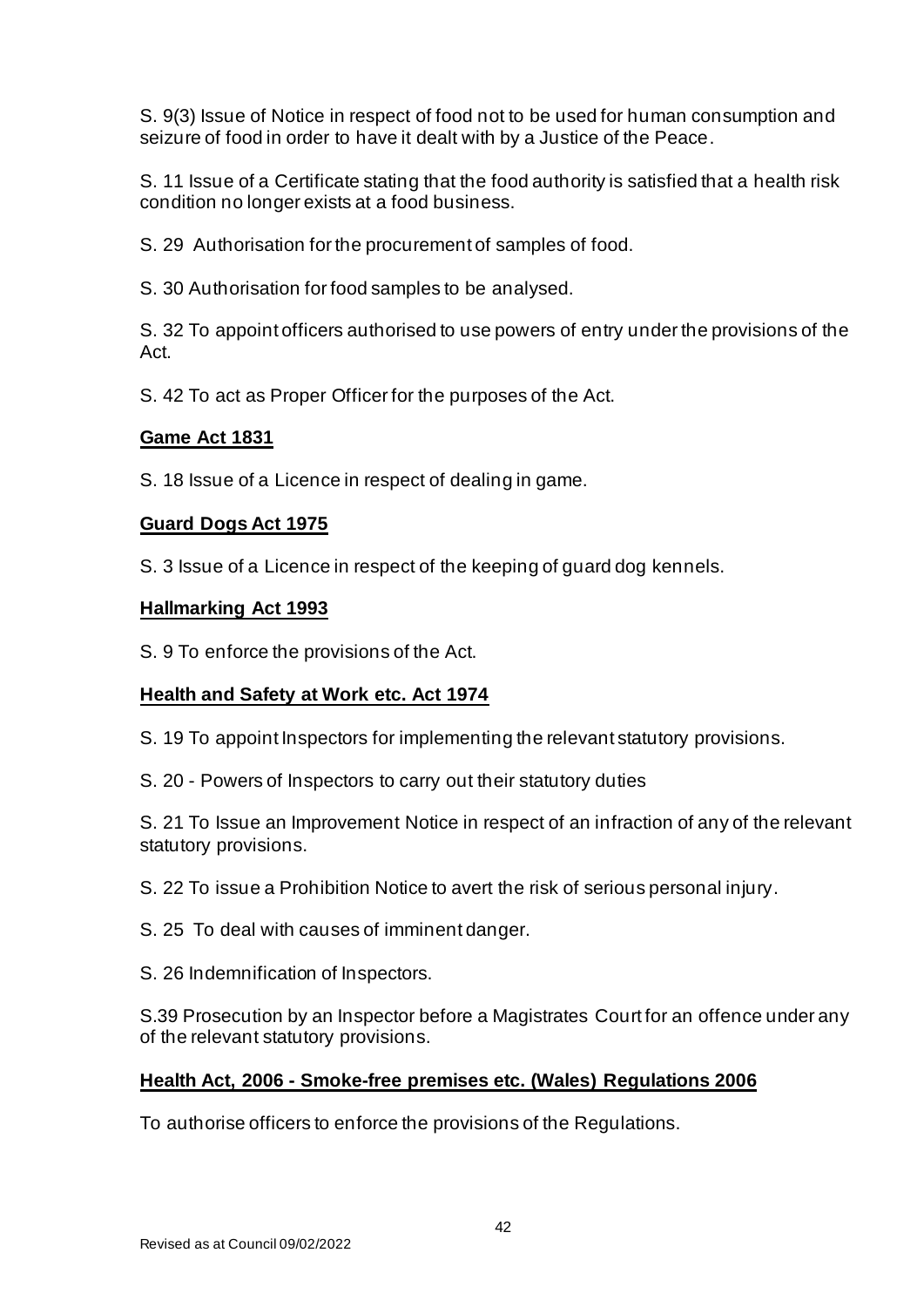S. 9(3) Issue of Notice in respect of food not to be used for human consumption and seizure of food in order to have it dealt with by a Justice of the Peace.

S. 11 Issue of a Certificate stating that the food authority is satisfied that a health risk condition no longer exists at a food business.

S. 29 Authorisation for the procurement of samples of food.

S. 30 Authorisation for food samples to be analysed.

S. 32 To appoint officers authorised to use powers of entry under the provisions of the Act.

S. 42 To act as Proper Officer for the purposes of the Act.

**Game Act 1831**

S. 18 Issue of a Licence in respect of dealing in game.

**Guard Dogs Act 1975**

S. 3 Issue of a Licence in respect of the keeping of guard dog kennels.

**Hallmarking Act 1993**

S. 9 To enforce the provisions of the Act.

**Health and Safety at Work etc. Act 1974**

S. 19 To appoint Inspectors for implementing the relevant statutory provisions.

S. 20 - Powers of Inspectors to carry out their statutory duties

S. 21 To Issue an Improvement Notice in respect of an infraction of any of the relevant statutory provisions.

S. 22 To issue a Prohibition Notice to avert the risk of serious personal injury.

S. 25 To deal with causes of imminent danger.

S. 26 Indemnification of Inspectors.

S.39 Prosecution by an Inspector before a Magistrates Court for an offence under any of the relevant statutory provisions.

**Health Act, 2006 - Smoke-free premises etc. (Wales) Regulations 2006**

To authorise officers to enforce the provisions of the Regulations.

Revised as at Council 09/02/2022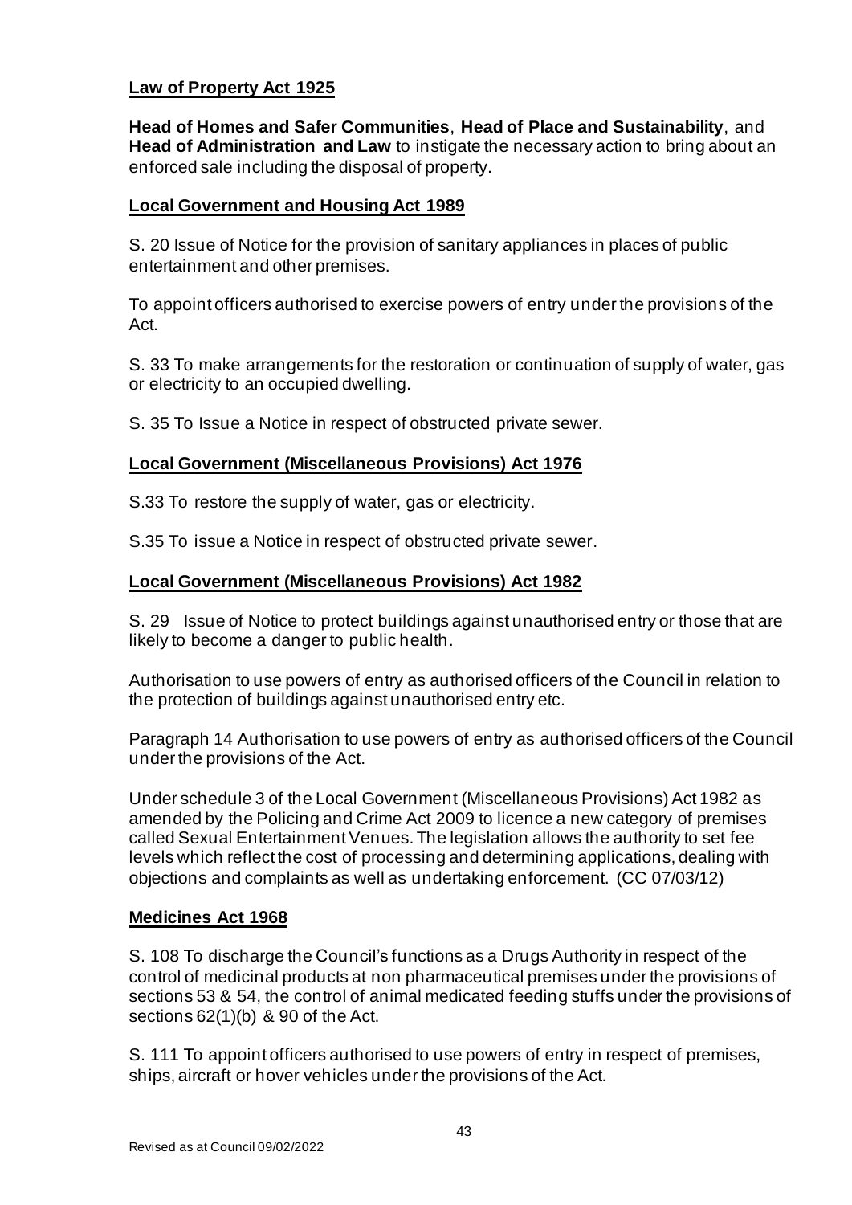**Law of Property Act 1925**

**Head of Homes and Safer Communities**, **Head of Place and Sustainability**, and **Head of Administration and Law** to instigate the necessary action to bring about an enforced sale including the disposal of property.

**Local Government and Housing Act 1989**

S. 20 Issue of Notice for the provision of sanitary appliances in places of public entertainment and other premises.

To appoint officers authorised to exercise powers of entry under the provisions of the Act.

S. 33 To make arrangements for the restoration or continuation of supply of water, gas or electricity to an occupied dwelling.

S. 35 To Issue a Notice in respect of obstructed private sewer.

**Local Government (Miscellaneous Provisions) Act 1976**

S.33 To restore the supply of water, gas or electricity.

S.35 To issue a Notice in respect of obstructed private sewer.

**Local Government (Miscellaneous Provisions) Act 1982**

S. 29 Issue of Notice to protect buildings against unauthorised entry or those that are likely to become a danger to public health.

Authorisation to use powers of entry as authorised officers of the Council in relation to the protection of buildings against unauthorised entry etc.

Paragraph 14 Authorisation to use powers of entry as authorised officers of the Council under the provisions of the Act.

Under schedule 3 of the Local Government (Miscellaneous Provisions) Act 1982 as amended by the Policing and Crime Act 2009 to licence a new category of premises called Sexual Entertainment Venues. The legislation allows the authority to set fee levels which reflect the cost of processing and determining applications, dealing with objections and complaints as well as undertaking enforcement. (CC 07/03/12)

**Medicines Act 1968**

S. 108 To discharge the Council's functions as a Drugs Authority in respect of the control of medicinal products at non pharmaceutical premises under the provisions of sections 53 & 54, the control of animal medicated feeding stuffs under the provisions of sections 62(1)(b) & 90 of the Act.

S. 111 To appoint officers authorised to use powers of entry in respect of premises, ships, aircraft or hover vehicles under the provisions of the Act.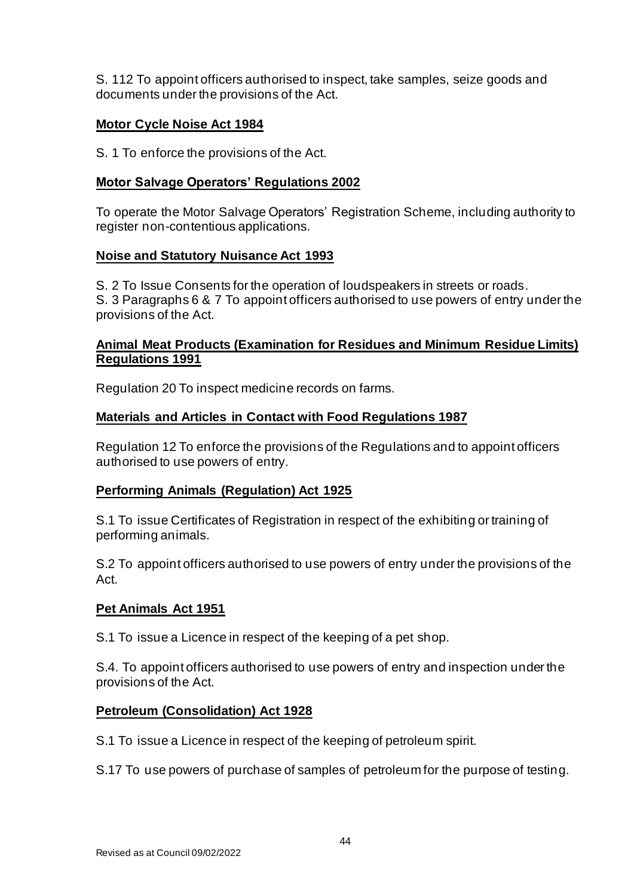S. 112 To appoint officers authorised to inspect, take samples, seize goods and documents under the provisions of the Act.

**Motor Cycle Noise Act 1984**

S. 1 To enforce the provisions of the Act.

**Motor Salvage Operators' Regulations 2002**

To operate the Motor Salvage Operators' Registration Scheme, including authority to register non-contentious applications.

**Noise and Statutory Nuisance Act 1993**

S. 2 To Issue Consents for the operation of loudspeakers in streets or roads.
S. 3 Paragraphs 6 & 7 To appoint officers authorised to use powers of entry under the provisions of the Act.

**Animal Meat Products (Examination for Residues and Minimum Residue Limits) Regulations 1991**

Regulation 20 To inspect medicine records on farms.

**Materials and Articles in Contact with Food Regulations 1987**

Regulation 12 To enforce the provisions of the Regulations and to appoint officers authorised to use powers of entry.

**Performing Animals (Regulation) Act 1925**

S.1 To issue Certificates of Registration in respect of the exhibiting or training of performing animals.

S.2 To appoint officers authorised to use powers of entry under the provisions of the Act.

**Pet Animals Act 1951**

S.1 To issue a Licence in respect of the keeping of a pet shop.

S.4. To appoint officers authorised to use powers of entry and inspection under the provisions of the Act.

**Petroleum (Consolidation) Act 1928**

S.1 To issue a Licence in respect of the keeping of petroleum spirit.

S.17 To use powers of purchase of samples of petroleum for the purpose of testing.

Revised as at Council 09/02/2022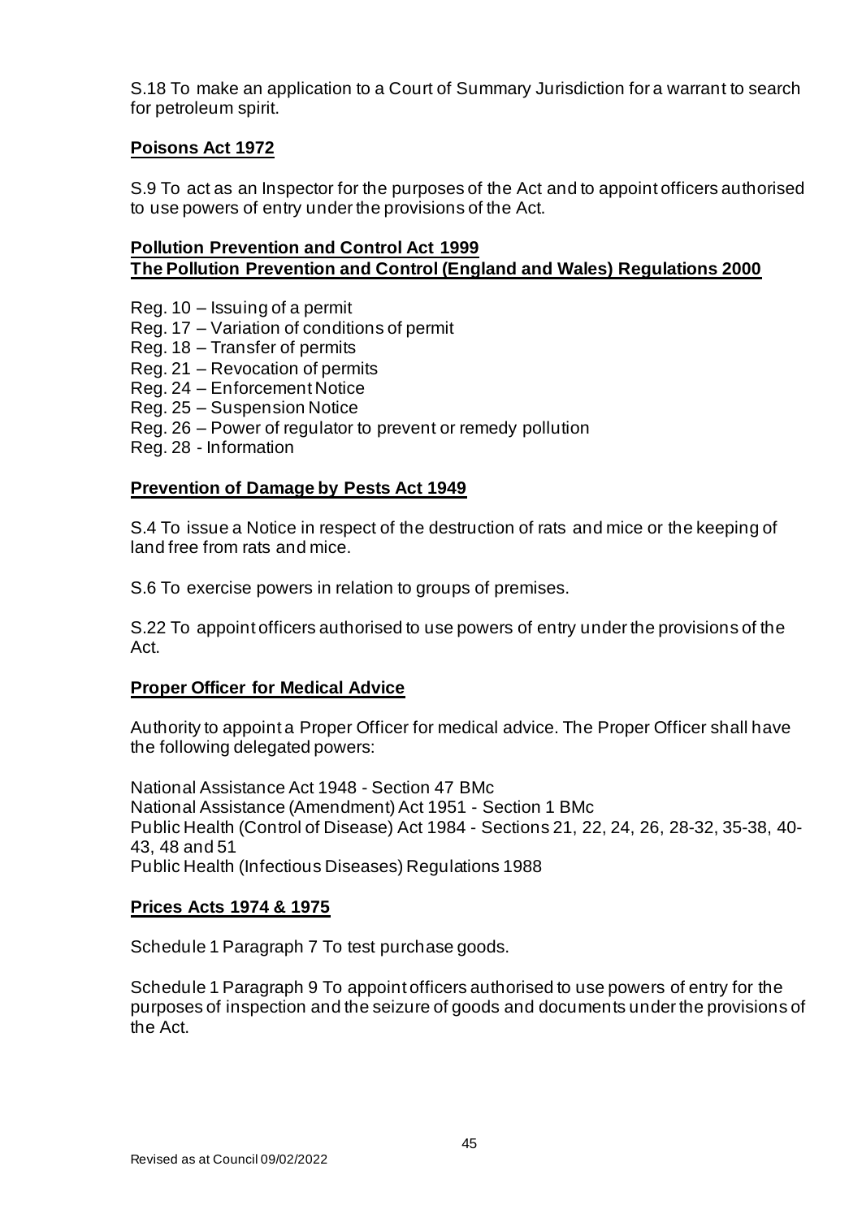S.18 To make an application to a Court of Summary Jurisdiction for a warrant to search for petroleum spirit.

**Poisons Act 1972**

S.9 To act as an Inspector for the purposes of the Act and to appoint officers authorised to use powers of entry under the provisions of the Act.

**Pollution Prevention and Control Act 1999**
**The Pollution Prevention and Control (England and Wales) Regulations 2000**

Reg. 10 – Issuing of a permit
Reg. 17 – Variation of conditions of permit
Reg. 18 – Transfer of permits
Reg. 21 – Revocation of permits
Reg. 24 – Enforcement Notice
Reg. 25 – Suspension Notice
Reg. 26 – Power of regulator to prevent or remedy pollution
Reg. 28 - Information

**Prevention of Damage by Pests Act 1949**

S.4 To issue a Notice in respect of the destruction of rats and mice or the keeping of land free from rats and mice.

S.6 To exercise powers in relation to groups of premises.

S.22 To appoint officers authorised to use powers of entry under the provisions of the Act.

**Proper Officer for Medical Advice**

Authority to appoint a Proper Officer for medical advice. The Proper Officer shall have the following delegated powers:

National Assistance Act 1948 - Section 47 BMc
National Assistance (Amendment) Act 1951 - Section 1 BMc
Public Health (Control of Disease) Act 1984 - Sections 21, 22, 24, 26, 28-32, 35-38, 40-43, 48 and 51
Public Health (Infectious Diseases) Regulations 1988

**Prices Acts 1974 & 1975**

Schedule 1 Paragraph 7 To test purchase goods.

Schedule 1 Paragraph 9 To appoint officers authorised to use powers of entry for the purposes of inspection and the seizure of goods and documents under the provisions of the Act.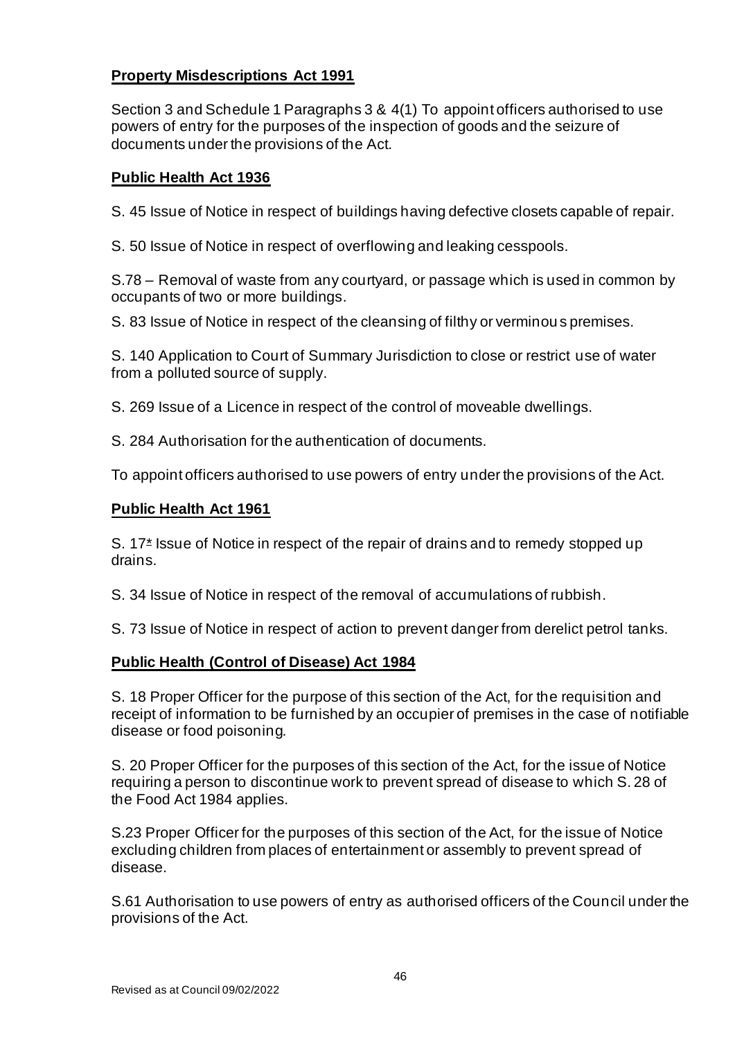**Property Misdescriptions Act 1991**

Section 3 and Schedule 1 Paragraphs 3 & 4(1) To appoint officers authorised to use powers of entry for the purposes of the inspection of goods and the seizure of documents under the provisions of the Act.

**Public Health Act 1936**

S. 45 Issue of Notice in respect of buildings having defective closets capable of repair.

S. 50 Issue of Notice in respect of overflowing and leaking cesspools.

S.78 – Removal of waste from any courtyard, or passage which is used in common by occupants of two or more buildings.

S. 83 Issue of Notice in respect of the cleansing of filthy or verminous premises.

S. 140 Application to Court of Summary Jurisdiction to close or restrict use of water from a polluted source of supply.

S. 269 Issue of a Licence in respect of the control of moveable dwellings.

S. 284 Authorisation for the authentication of documents.

To appoint officers authorised to use powers of entry under the provisions of the Act.

**Public Health Act 1961**

S. 17* Issue of Notice in respect of the repair of drains and to remedy stopped up drains.

S. 34 Issue of Notice in respect of the removal of accumulations of rubbish.

S. 73 Issue of Notice in respect of action to prevent danger from derelict petrol tanks.

**Public Health (Control of Disease) Act 1984**

S. 18 Proper Officer for the purpose of this section of the Act, for the requisition and receipt of information to be furnished by an occupier of premises in the case of notifiable disease or food poisoning.

S. 20 Proper Officer for the purposes of this section of the Act, for the issue of Notice requiring a person to discontinue work to prevent spread of disease to which S. 28 of the Food Act 1984 applies.

S.23 Proper Officer for the purposes of this section of the Act, for the issue of Notice excluding children from places of entertainment or assembly to prevent spread of disease.

S.61 Authorisation to use powers of entry as authorised officers of the Council under the provisions of the Act.

Revised as at Council 09/02/2022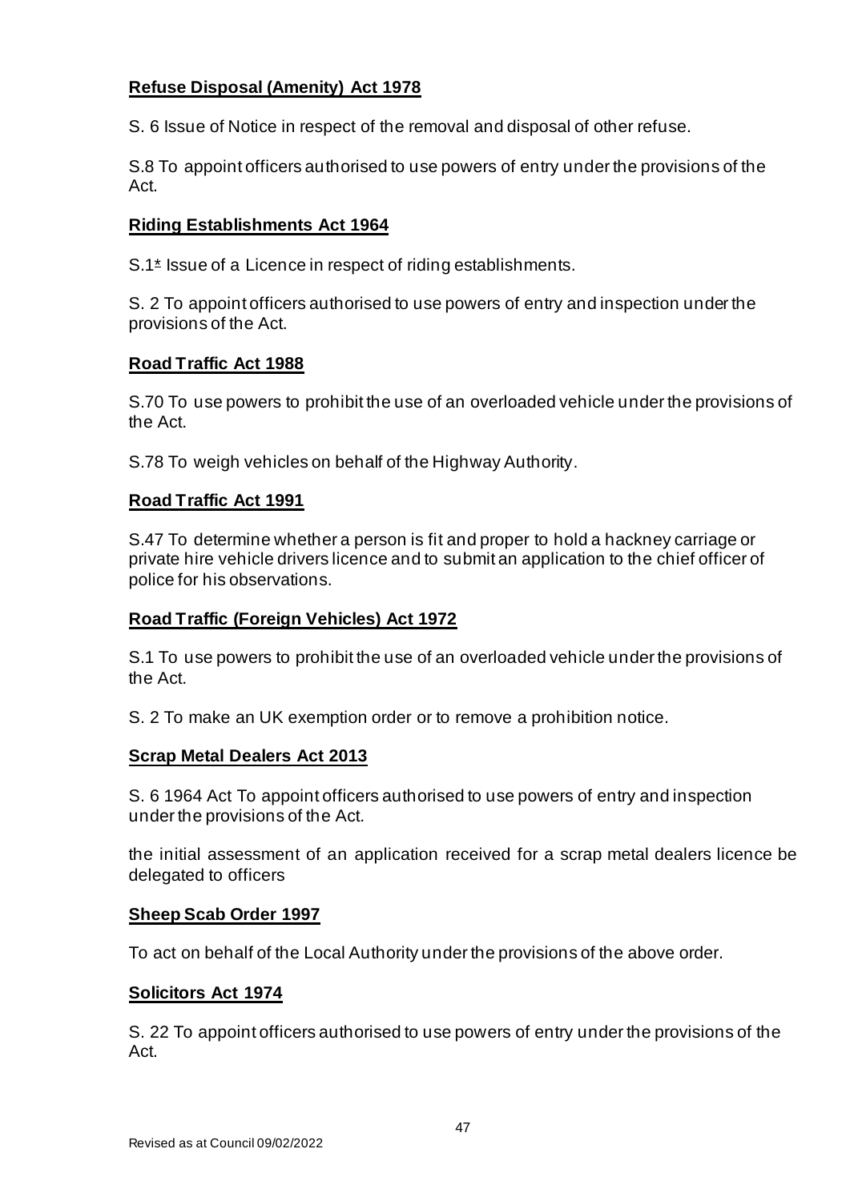**Refuse Disposal (Amenity) Act 1978**

S. 6 Issue of Notice in respect of the removal and disposal of other refuse.

S.8 To appoint officers authorised to use powers of entry under the provisions of the Act.

**Riding Establishments Act 1964**

S.1* Issue of a Licence in respect of riding establishments.

S. 2 To appoint officers authorised to use powers of entry and inspection under the provisions of the Act.

**Road Traffic Act 1988**

S.70 To use powers to prohibit the use of an overloaded vehicle under the provisions of the Act.

S.78 To weigh vehicles on behalf of the Highway Authority.

**Road Traffic Act 1991**

S.47 To determine whether a person is fit and proper to hold a hackney carriage or private hire vehicle drivers licence and to submit an application to the chief officer of police for his observations.

**Road Traffic (Foreign Vehicles) Act 1972**

S.1 To use powers to prohibit the use of an overloaded vehicle under the provisions of the Act.

S. 2 To make an UK exemption order or to remove a prohibition notice.

**Scrap Metal Dealers Act 2013**

S. 6 1964 Act To appoint officers authorised to use powers of entry and inspection under the provisions of the Act.

the initial assessment of an application received for a scrap metal dealers licence be delegated to officers

**Sheep Scab Order 1997**

To act on behalf of the Local Authority under the provisions of the above order.

**Solicitors Act 1974**

S. 22 To appoint officers authorised to use powers of entry under the provisions of the Act.

Revised as at Council 09/02/2022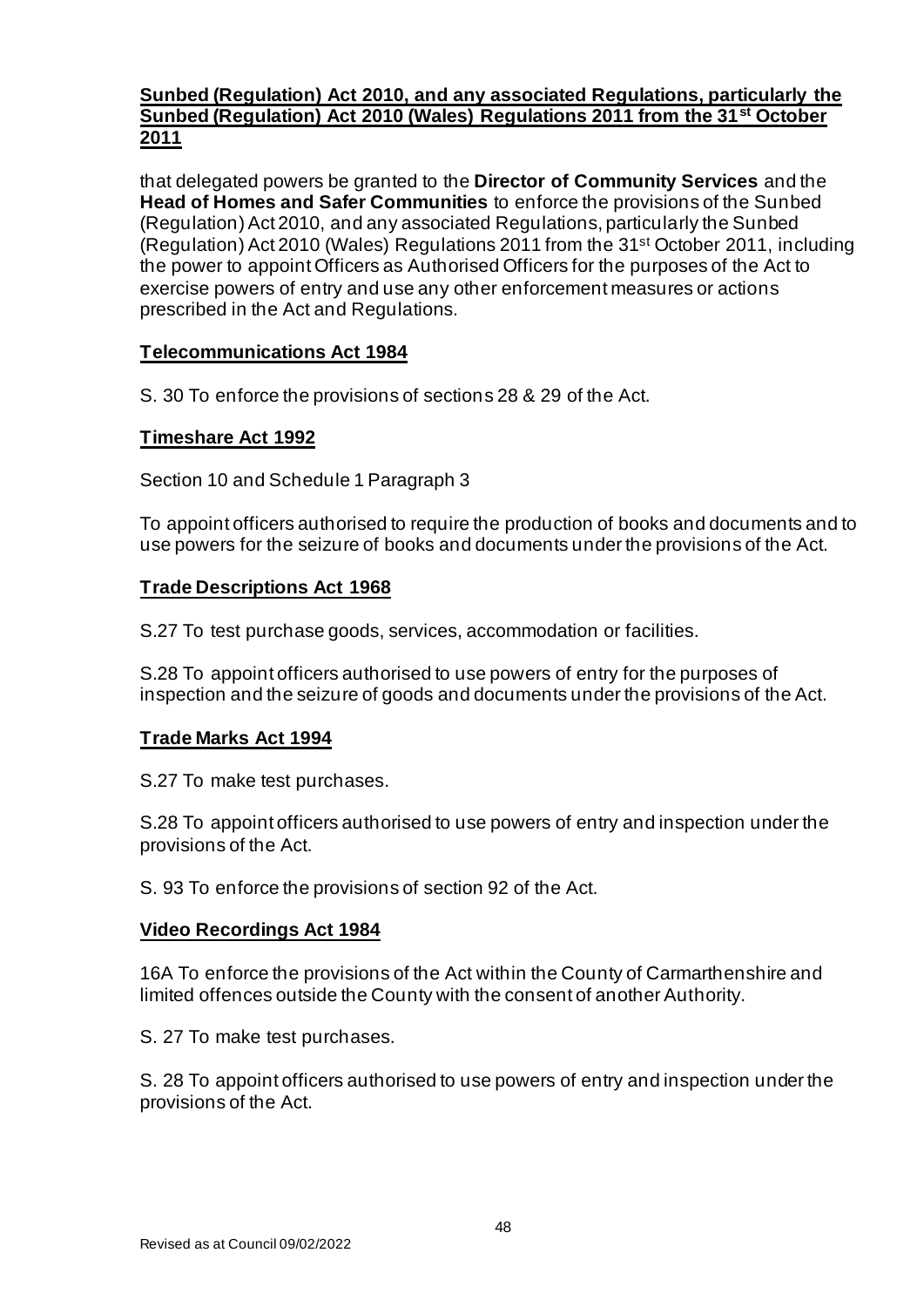**Sunbed (Regulation) Act 2010, and any associated Regulations, particularly the Sunbed (Regulation) Act 2010 (Wales) Regulations 2011 from the 31st October 2011**

that delegated powers be granted to the **Director of Community Services** and the **Head of Homes and Safer Communities** to enforce the provisions of the Sunbed (Regulation) Act 2010, and any associated Regulations, particularly the Sunbed (Regulation) Act 2010 (Wales) Regulations 2011 from the 31st October 2011, including the power to appoint Officers as Authorised Officers for the purposes of the Act to exercise powers of entry and use any other enforcement measures or actions prescribed in the Act and Regulations.

**Telecommunications Act 1984**

S. 30 To enforce the provisions of sections 28 & 29 of the Act.

**Timeshare Act 1992**

Section 10 and Schedule 1 Paragraph 3

To appoint officers authorised to require the production of books and documents and to use powers for the seizure of books and documents under the provisions of the Act.

**Trade Descriptions Act 1968**

S.27 To test purchase goods, services, accommodation or facilities.

S.28 To appoint officers authorised to use powers of entry for the purposes of inspection and the seizure of goods and documents under the provisions of the Act.

**Trade Marks Act 1994**

S.27 To make test purchases.

S.28 To appoint officers authorised to use powers of entry and inspection under the provisions of the Act.

S. 93 To enforce the provisions of section 92 of the Act.

**Video Recordings Act 1984**

16A To enforce the provisions of the Act within the County of Carmarthenshire and limited offences outside the County with the consent of another Authority.

S. 27 To make test purchases.

S. 28 To appoint officers authorised to use powers of entry and inspection under the provisions of the Act.

Revised as at Council 09/02/2022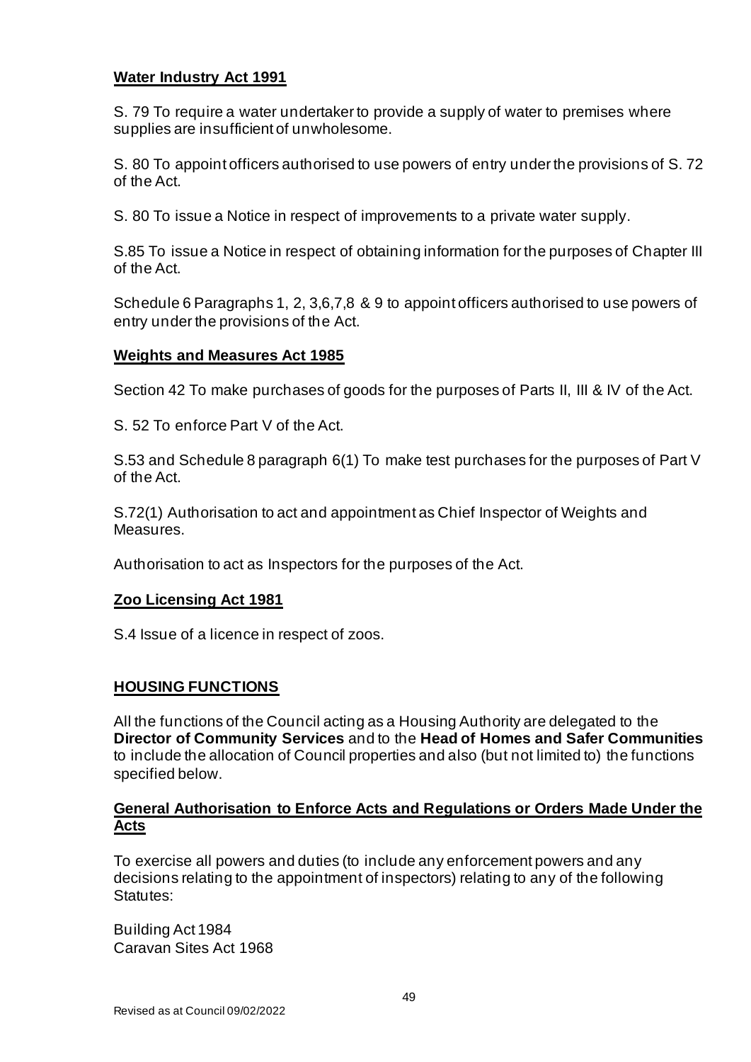**Water Industry Act 1991**

S. 79 To require a water undertaker to provide a supply of water to premises where supplies are insufficient of unwholesome.

S. 80 To appoint officers authorised to use powers of entry under the provisions of S. 72 of the Act.

S. 80 To issue a Notice in respect of improvements to a private water supply.

S.85 To issue a Notice in respect of obtaining information for the purposes of Chapter III of the Act.

Schedule 6 Paragraphs 1, 2, 3,6,7,8 & 9 to appoint officers authorised to use powers of entry under the provisions of the Act.

**Weights and Measures Act 1985**

Section 42 To make purchases of goods for the purposes of Parts II, III & IV of the Act.

S. 52 To enforce Part V of the Act.

S.53 and Schedule 8 paragraph 6(1) To make test purchases for the purposes of Part V of the Act.

S.72(1) Authorisation to act and appointment as Chief Inspector of Weights and Measures.

Authorisation to act as Inspectors for the purposes of the Act.

**Zoo Licensing Act 1981**

S.4 Issue of a licence in respect of zoos.

## HOUSING FUNCTIONS

All the functions of the Council acting as a Housing Authority are delegated to the **Director of Community Services** and to the **Head of Homes and Safer Communities** to include the allocation of Council properties and also (but not limited to) the functions specified below.

**General Authorisation to Enforce Acts and Regulations or Orders Made Under the Acts**

To exercise all powers and duties (to include any enforcement powers and any decisions relating to the appointment of inspectors) relating to any of the following Statutes:

Building Act 1984
Caravan Sites Act 1968

Revised as at Council 09/02/2022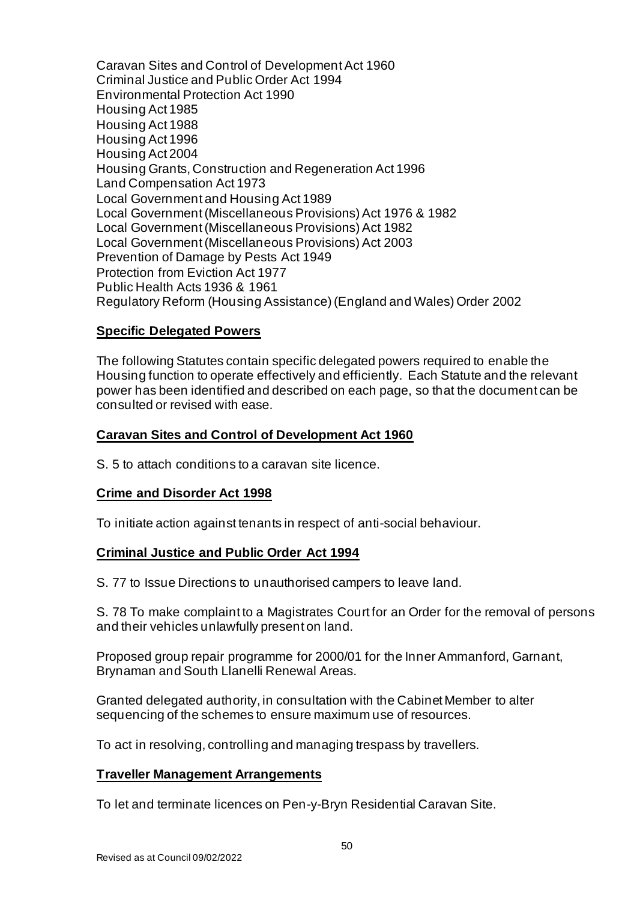Caravan Sites and Control of Development Act 1960
Criminal Justice and Public Order Act 1994
Environmental Protection Act 1990
Housing Act 1985
Housing Act 1988
Housing Act 1996
Housing Act 2004
Housing Grants, Construction and Regeneration Act 1996
Land Compensation Act 1973
Local Government and Housing Act 1989
Local Government (Miscellaneous Provisions) Act 1976 & 1982
Local Government (Miscellaneous Provisions) Act 1982
Local Government (Miscellaneous Provisions) Act 2003
Prevention of Damage by Pests Act 1949
Protection from Eviction Act 1977
Public Health Acts 1936 & 1961
Regulatory Reform (Housing Assistance) (England and Wales) Order 2002

**Specific Delegated Powers**

The following Statutes contain specific delegated powers required to enable the Housing function to operate effectively and efficiently. Each Statute and the relevant power has been identified and described on each page, so that the document can be consulted or revised with ease.

**Caravan Sites and Control of Development Act 1960**

S. 5 to attach conditions to a caravan site licence.

**Crime and Disorder Act 1998**

To initiate action against tenants in respect of anti-social behaviour.

**Criminal Justice and Public Order Act 1994**

S. 77 to Issue Directions to unauthorised campers to leave land.

S. 78 To make complaint to a Magistrates Court for an Order for the removal of persons and their vehicles unlawfully present on land.

Proposed group repair programme for 2000/01 for the Inner Ammanford, Garnant, Brynaman and South Llanelli Renewal Areas.

Granted delegated authority, in consultation with the Cabinet Member to alter sequencing of the schemes to ensure maximum use of resources.

To act in resolving, controlling and managing trespass by travellers.

**Traveller Management Arrangements**

To let and terminate licences on Pen-y-Bryn Residential Caravan Site.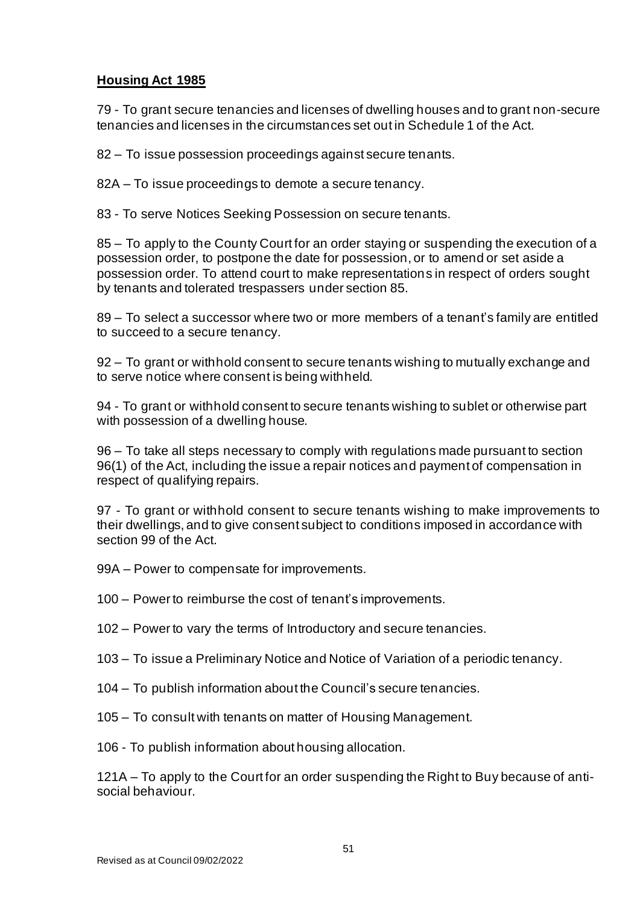**Housing Act 1985**

79 - To grant secure tenancies and licenses of dwelling houses and to grant non-secure tenancies and licenses in the circumstances set out in Schedule 1 of the Act.

82 – To issue possession proceedings against secure tenants.

82A – To issue proceedings to demote a secure tenancy.

83 - To serve Notices Seeking Possession on secure tenants.

85 – To apply to the County Court for an order staying or suspending the execution of a possession order, to postpone the date for possession, or to amend or set aside a possession order. To attend court to make representations in respect of orders sought by tenants and tolerated trespassers under section 85.

89 – To select a successor where two or more members of a tenant's family are entitled to succeed to a secure tenancy.

92 – To grant or withhold consent to secure tenants wishing to mutually exchange and to serve notice where consent is being withheld.

94 - To grant or withhold consent to secure tenants wishing to sublet or otherwise part with possession of a dwelling house.

96 – To take all steps necessary to comply with regulations made pursuant to section 96(1) of the Act, including the issue a repair notices and payment of compensation in respect of qualifying repairs.

97 - To grant or withhold consent to secure tenants wishing to make improvements to their dwellings, and to give consent subject to conditions imposed in accordance with section 99 of the Act.

99A – Power to compensate for improvements.

100 – Power to reimburse the cost of tenant's improvements.

102 – Power to vary the terms of Introductory and secure tenancies.

103 – To issue a Preliminary Notice and Notice of Variation of a periodic tenancy.

104 – To publish information about the Council's secure tenancies.

105 – To consult with tenants on matter of Housing Management.

106 - To publish information about housing allocation.

121A – To apply to the Court for an order suspending the Right to Buy because of anti-social behaviour.

Revised as at Council 09/02/2022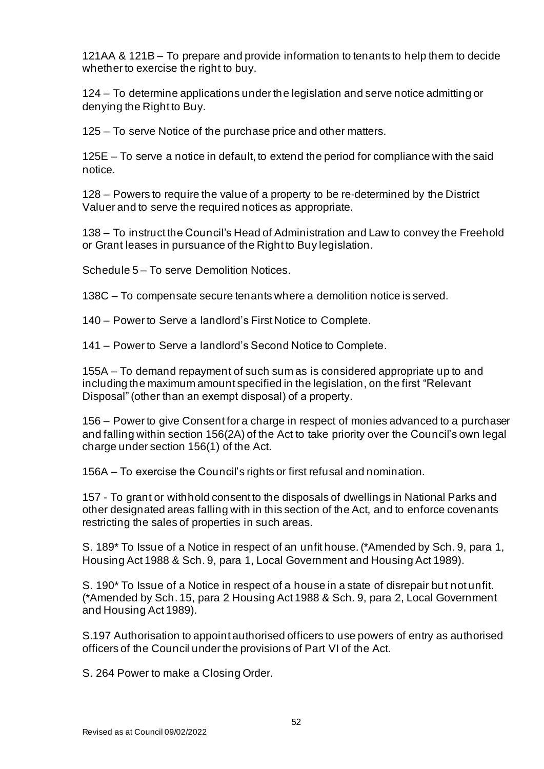121AA & 121B – To prepare and provide information to tenants to help them to decide whether to exercise the right to buy.

124 – To determine applications under the legislation and serve notice admitting or denying the Right to Buy.

125 – To serve Notice of the purchase price and other matters.

125E – To serve a notice in default, to extend the period for compliance with the said notice.

128 – Powers to require the value of a property to be re-determined by the District Valuer and to serve the required notices as appropriate.

138 – To instruct the Council's Head of Administration and Law to convey the Freehold or Grant leases in pursuance of the Right to Buy legislation.

Schedule 5 – To serve Demolition Notices.

138C – To compensate secure tenants where a demolition notice is served.

140 – Power to Serve a landlord's First Notice to Complete.

141 – Power to Serve a landlord's Second Notice to Complete.

155A – To demand repayment of such sum as is considered appropriate up to and including the maximum amount specified in the legislation, on the first "Relevant Disposal" (other than an exempt disposal) of a property.

156 – Power to give Consent for a charge in respect of monies advanced to a purchaser and falling within section 156(2A) of the Act to take priority over the Council's own legal charge under section 156(1) of the Act.

156A – To exercise the Council's rights or first refusal and nomination.

157 - To grant or withhold consent to the disposals of dwellings in National Parks and other designated areas falling with in this section of the Act, and to enforce covenants restricting the sales of properties in such areas.

S. 189* To Issue of a Notice in respect of an unfit house. (*Amended by Sch. 9, para 1, Housing Act 1988 & Sch. 9, para 1, Local Government and Housing Act 1989).

S. 190* To Issue of a Notice in respect of a house in a state of disrepair but not unfit. (*Amended by Sch. 15, para 2 Housing Act 1988 & Sch. 9, para 2, Local Government and Housing Act 1989).

S.197 Authorisation to appoint authorised officers to use powers of entry as authorised officers of the Council under the provisions of Part VI of the Act.

S. 264 Power to make a Closing Order.

Revised as at Council 09/02/2022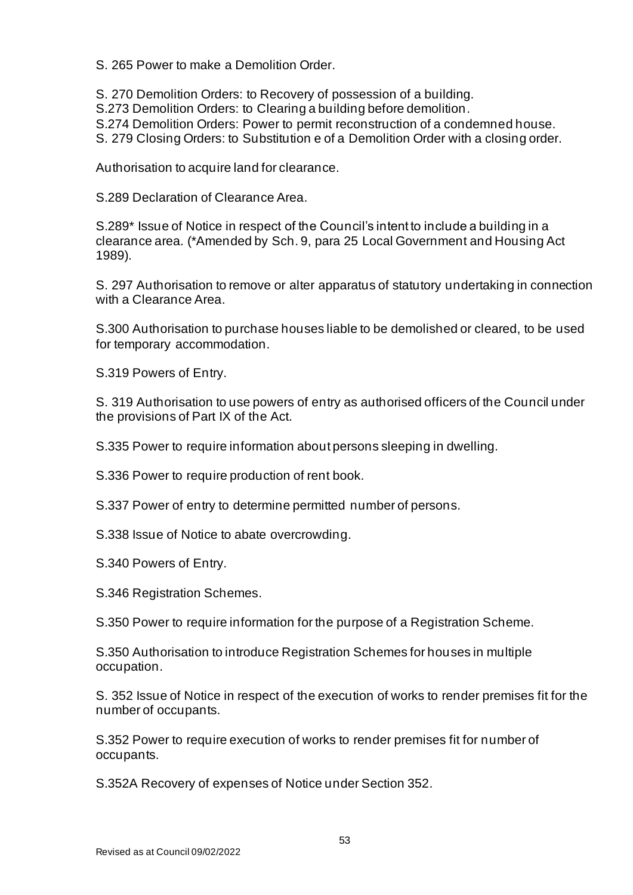S. 265 Power to make a Demolition Order.

S. 270 Demolition Orders: to Recovery of possession of a building.
S.273 Demolition Orders: to Clearing a building before demolition.
S.274 Demolition Orders: Power to permit reconstruction of a condemned house.
S. 279 Closing Orders: to Substitution e of a Demolition Order with a closing order.

Authorisation to acquire land for clearance.

S.289 Declaration of Clearance Area.

S.289* Issue of Notice in respect of the Council's intent to include a building in a clearance area. (*Amended by Sch. 9, para 25 Local Government and Housing Act 1989).

S. 297 Authorisation to remove or alter apparatus of statutory undertaking in connection with a Clearance Area.

S.300 Authorisation to purchase houses liable to be demolished or cleared, to be used for temporary accommodation.

S.319 Powers of Entry.

S. 319 Authorisation to use powers of entry as authorised officers of the Council under the provisions of Part IX of the Act.

S.335 Power to require information about persons sleeping in dwelling.

S.336 Power to require production of rent book.

S.337 Power of entry to determine permitted number of persons.

S.338 Issue of Notice to abate overcrowding.

S.340 Powers of Entry.

S.346 Registration Schemes.

S.350 Power to require information for the purpose of a Registration Scheme.

S.350 Authorisation to introduce Registration Schemes for houses in multiple occupation.

S. 352 Issue of Notice in respect of the execution of works to render premises fit for the number of occupants.

S.352 Power to require execution of works to render premises fit for number of occupants.

S.352A Recovery of expenses of Notice under Section 352.

Revised as at Council 09/02/2022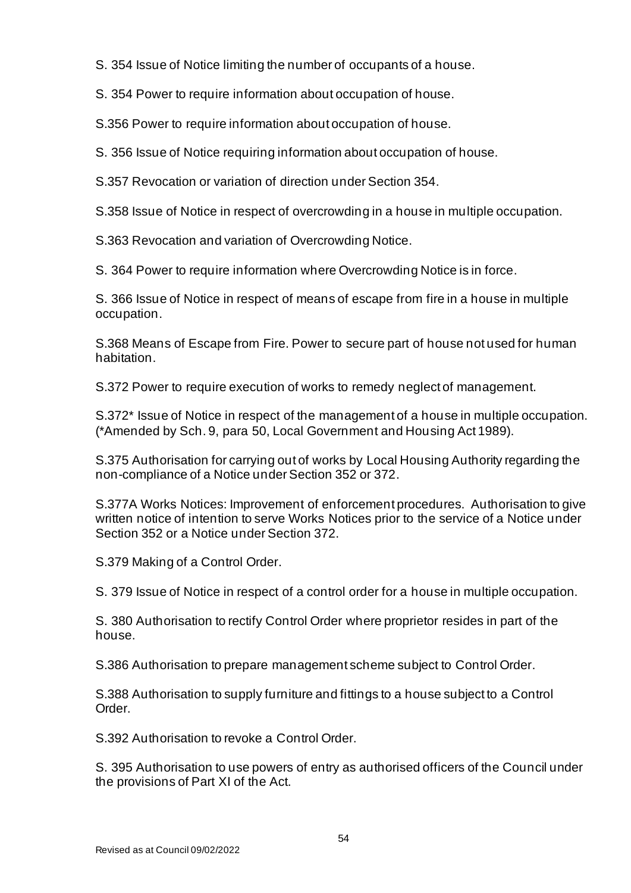S. 354 Issue of Notice limiting the number of occupants of a house.

S. 354 Power to require information about occupation of house.

S.356 Power to require information about occupation of house.

S. 356 Issue of Notice requiring information about occupation of house.

S.357 Revocation or variation of direction under Section 354.

S.358 Issue of Notice in respect of overcrowding in a house in multiple occupation.

S.363 Revocation and variation of Overcrowding Notice.

S. 364 Power to require information where Overcrowding Notice is in force.

S. 366 Issue of Notice in respect of means of escape from fire in a house in multiple occupation.

S.368 Means of Escape from Fire. Power to secure part of house not used for human habitation.

S.372 Power to require execution of works to remedy neglect of management.

S.372* Issue of Notice in respect of the management of a house in multiple occupation. (*Amended by Sch. 9, para 50, Local Government and Housing Act 1989).

S.375 Authorisation for carrying out of works by Local Housing Authority regarding the non-compliance of a Notice under Section 352 or 372.

S.377A Works Notices: Improvement of enforcement procedures. Authorisation to give written notice of intention to serve Works Notices prior to the service of a Notice under Section 352 or a Notice under Section 372.

S.379 Making of a Control Order.

S. 379 Issue of Notice in respect of a control order for a house in multiple occupation.

S. 380 Authorisation to rectify Control Order where proprietor resides in part of the house.

S.386 Authorisation to prepare management scheme subject to Control Order.

S.388 Authorisation to supply furniture and fittings to a house subject to a Control Order.

S.392 Authorisation to revoke a Control Order.

S. 395 Authorisation to use powers of entry as authorised officers of the Council under the provisions of Part XI of the Act.

Revised as at Council 09/02/2022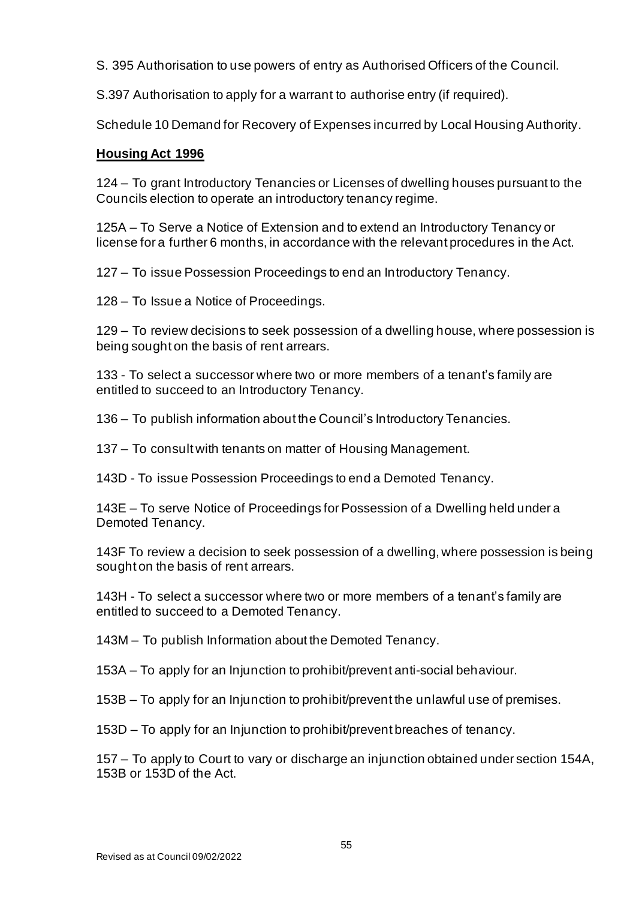S. 395 Authorisation to use powers of entry as Authorised Officers of the Council.

S.397 Authorisation to apply for a warrant to authorise entry (if required).

Schedule 10 Demand for Recovery of Expenses incurred by Local Housing Authority.

**Housing Act 1996**

124 – To grant Introductory Tenancies or Licenses of dwelling houses pursuant to the Councils election to operate an introductory tenancy regime.

125A – To Serve a Notice of Extension and to extend an Introductory Tenancy or license for a further 6 months, in accordance with the relevant procedures in the Act.

127 – To issue Possession Proceedings to end an Introductory Tenancy.

128 – To Issue a Notice of Proceedings.

129 – To review decisions to seek possession of a dwelling house, where possession is being sought on the basis of rent arrears.

133 - To select a successor where two or more members of a tenant's family are entitled to succeed to an Introductory Tenancy.

136 – To publish information about the Council's Introductory Tenancies.

137 – To consult with tenants on matter of Housing Management.

143D - To issue Possession Proceedings to end a Demoted Tenancy.

143E – To serve Notice of Proceedings for Possession of a Dwelling held under a Demoted Tenancy.

143F To review a decision to seek possession of a dwelling, where possession is being sought on the basis of rent arrears.

143H - To select a successor where two or more members of a tenant's family are entitled to succeed to a Demoted Tenancy.

143M – To publish Information about the Demoted Tenancy.

153A – To apply for an Injunction to prohibit/prevent anti-social behaviour.

153B – To apply for an Injunction to prohibit/prevent the unlawful use of premises.

153D – To apply for an Injunction to prohibit/prevent breaches of tenancy.

157 – To apply to Court to vary or discharge an injunction obtained under section 154A, 153B or 153D of the Act.

Revised as at Council 09/02/2022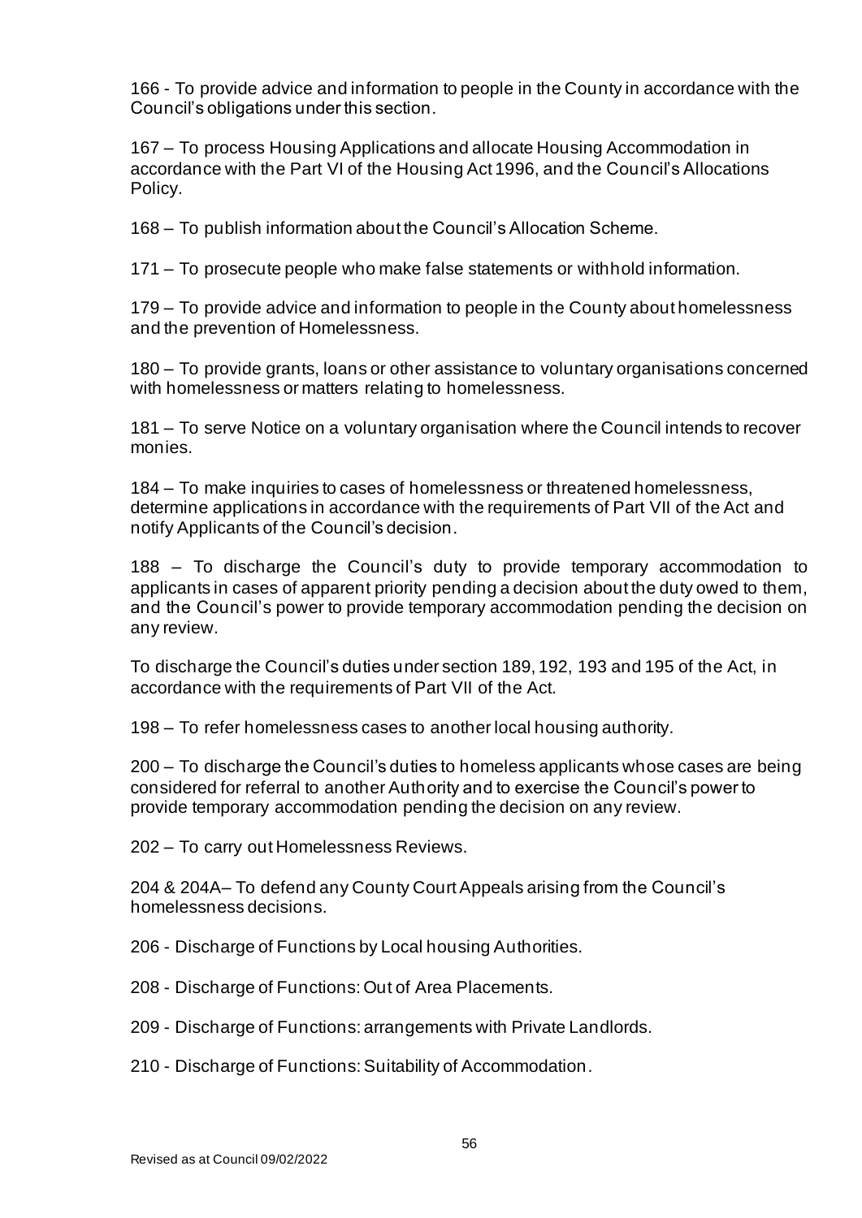166 - To provide advice and information to people in the County in accordance with the Council's obligations under this section.

167 – To process Housing Applications and allocate Housing Accommodation in accordance with the Part VI of the Housing Act 1996, and the Council's Allocations Policy.

168 – To publish information about the Council's Allocation Scheme.

171 – To prosecute people who make false statements or withhold information.

179 – To provide advice and information to people in the County about homelessness and the prevention of Homelessness.

180 – To provide grants, loans or other assistance to voluntary organisations concerned with homelessness or matters relating to homelessness.

181 – To serve Notice on a voluntary organisation where the Council intends to recover monies.

184 – To make inquiries to cases of homelessness or threatened homelessness, determine applications in accordance with the requirements of Part VII of the Act and notify Applicants of the Council's decision.

188 – To discharge the Council's duty to provide temporary accommodation to applicants in cases of apparent priority pending a decision about the duty owed to them, and the Council's power to provide temporary accommodation pending the decision on any review.

To discharge the Council's duties under section 189, 192, 193 and 195 of the Act, in accordance with the requirements of Part VII of the Act.

198 – To refer homelessness cases to another local housing authority.

200 – To discharge the Council's duties to homeless applicants whose cases are being considered for referral to another Authority and to exercise the Council's power to provide temporary accommodation pending the decision on any review.

202 – To carry out Homelessness Reviews.

204 & 204A– To defend any County Court Appeals arising from the Council's homelessness decisions.

206 - Discharge of Functions by Local housing Authorities.

208 - Discharge of Functions: Out of Area Placements.

209 - Discharge of Functions: arrangements with Private Landlords.

210 - Discharge of Functions: Suitability of Accommodation.

Revised as at Council 09/02/2022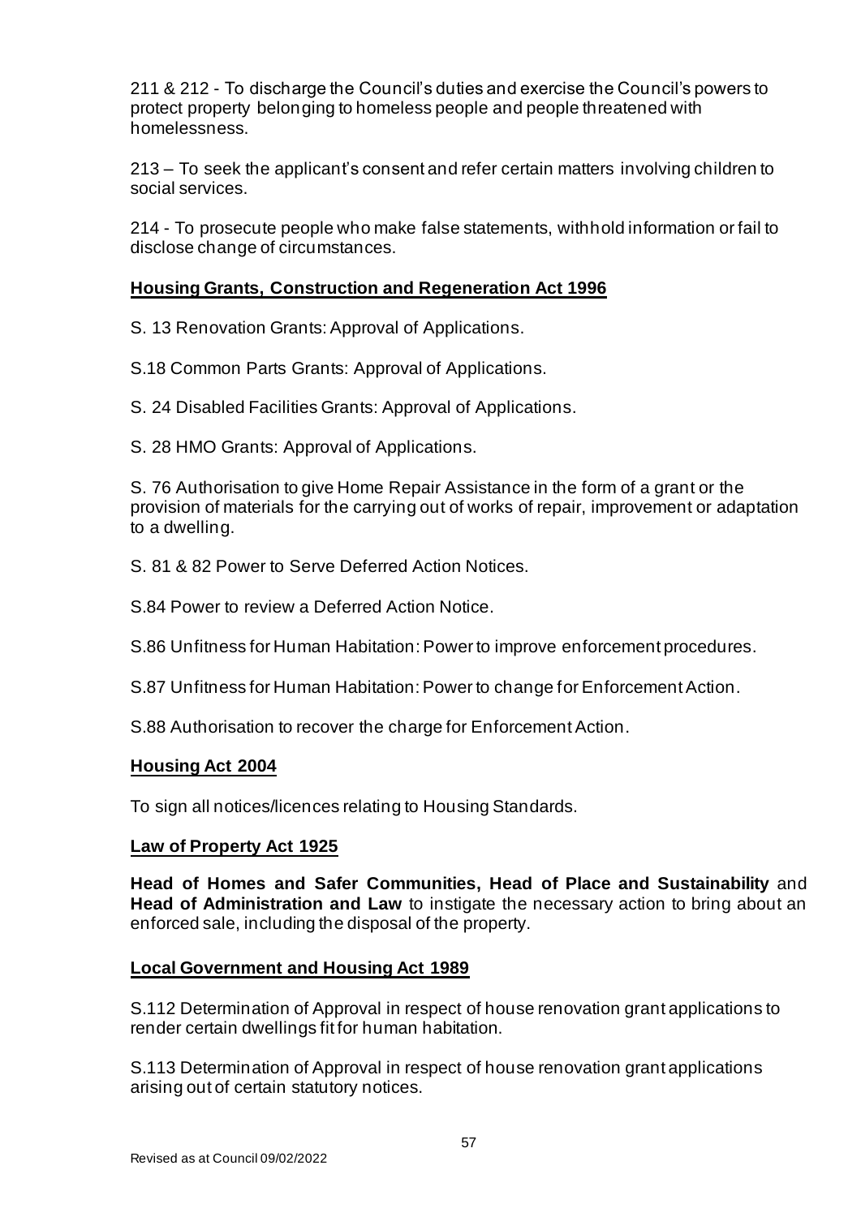211 & 212 - To discharge the Council's duties and exercise the Council's powers to protect property belonging to homeless people and people threatened with homelessness.

213 – To seek the applicant's consent and refer certain matters involving children to social services.

214 - To prosecute people who make false statements, withhold information or fail to disclose change of circumstances.

**Housing Grants, Construction and Regeneration Act 1996**

S. 13 Renovation Grants: Approval of Applications.

S.18 Common Parts Grants: Approval of Applications.

S. 24 Disabled Facilities Grants: Approval of Applications.

S. 28 HMO Grants: Approval of Applications.

S. 76 Authorisation to give Home Repair Assistance in the form of a grant or the provision of materials for the carrying out of works of repair, improvement or adaptation to a dwelling.

S. 81 & 82 Power to Serve Deferred Action Notices.

S.84 Power to review a Deferred Action Notice.

S.86 Unfitness for Human Habitation: Power to improve enforcement procedures.

S.87 Unfitness for Human Habitation: Power to change for Enforcement Action.

S.88 Authorisation to recover the charge for Enforcement Action.

**Housing Act 2004**

To sign all notices/licences relating to Housing Standards.

**Law of Property Act 1925**

**Head of Homes and Safer Communities, Head of Place and Sustainability** and **Head of Administration and Law** to instigate the necessary action to bring about an enforced sale, including the disposal of the property.

**Local Government and Housing Act 1989**

S.112 Determination of Approval in respect of house renovation grant applications to render certain dwellings fit for human habitation.

S.113 Determination of Approval in respect of house renovation grant applications arising out of certain statutory notices.

Revised as at Council 09/02/2022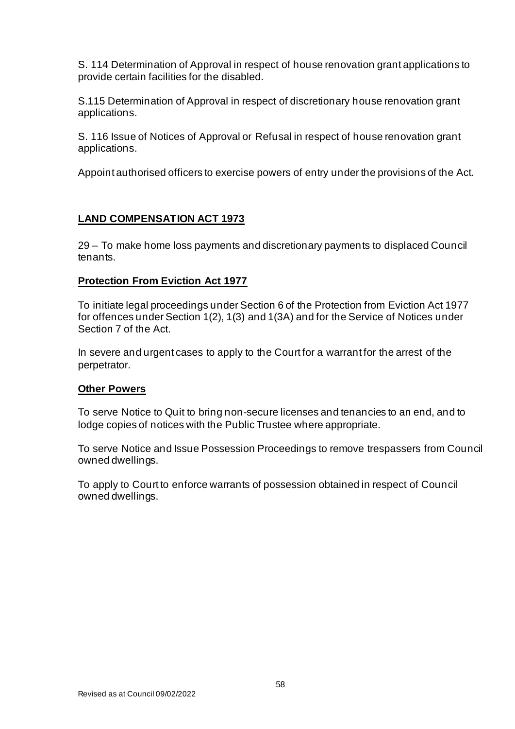S. 114 Determination of Approval in respect of house renovation grant applications to provide certain facilities for the disabled.

S.115 Determination of Approval in respect of discretionary house renovation grant applications.

S. 116 Issue of Notices of Approval or Refusal in respect of house renovation grant applications.

Appoint authorised officers to exercise powers of entry under the provisions of the Act.

## **LAND COMPENSATION ACT 1973**

29 – To make home loss payments and discretionary payments to displaced Council tenants.

## **Protection From Eviction Act 1977**

To initiate legal proceedings under Section 6 of the Protection from Eviction Act 1977 for offences under Section 1(2), 1(3) and 1(3A) and for the Service of Notices under Section 7 of the Act.

In severe and urgent cases to apply to the Court for a warrant for the arrest of the perpetrator.

## **Other Powers**

To serve Notice to Quit to bring non-secure licenses and tenancies to an end, and to lodge copies of notices with the Public Trustee where appropriate.

To serve Notice and Issue Possession Proceedings to remove trespassers from Council owned dwellings.

To apply to Court to enforce warrants of possession obtained in respect of Council owned dwellings.

Revised as at Council 09/02/2022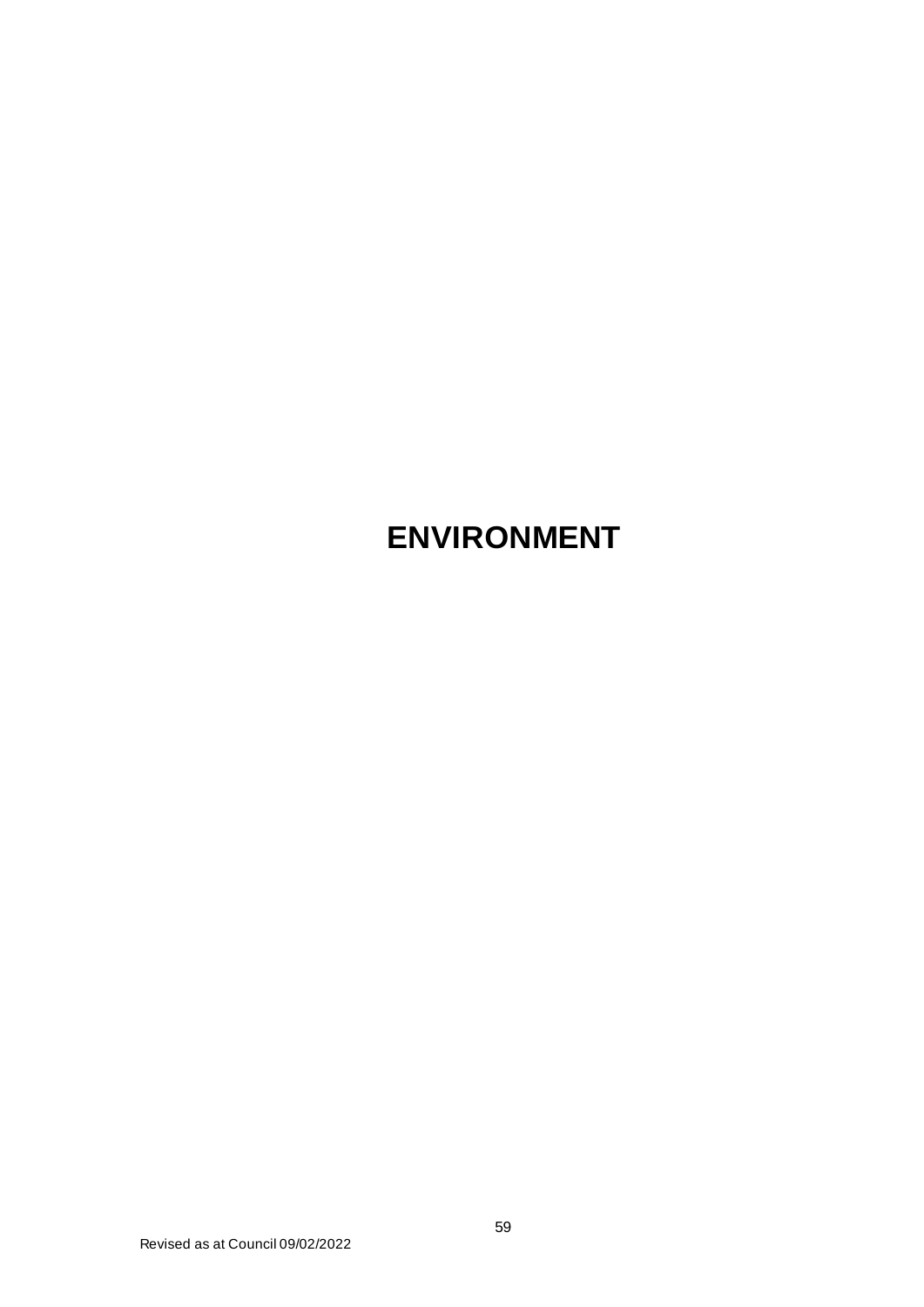# ENVIRONMENT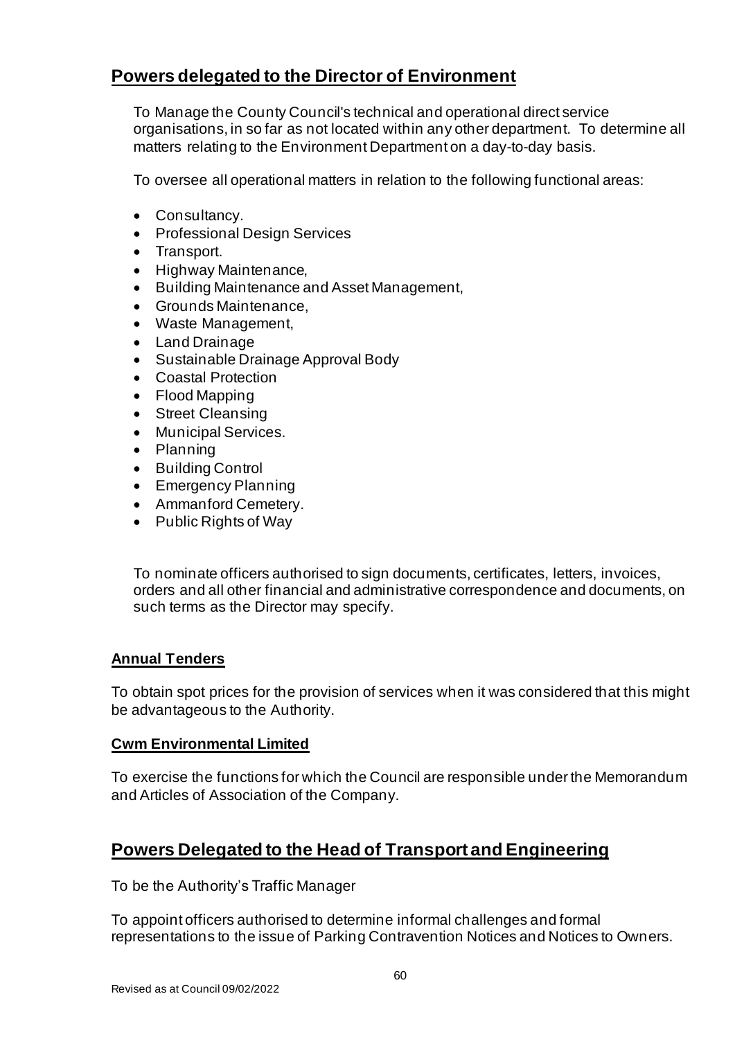## Powers delegated to the Director of Environment

To Manage the County Council's technical and operational direct service organisations, in so far as not located within any other department. To determine all matters relating to the Environment Department on a day-to-day basis.

To oversee all operational matters in relation to the following functional areas:

- Consultancy.
- Professional Design Services
- Transport.
- Highway Maintenance,
- Building Maintenance and Asset Management,
- Grounds Maintenance,
- Waste Management,
- Land Drainage
- Sustainable Drainage Approval Body
- Coastal Protection
- Flood Mapping
- Street Cleansing
- Municipal Services.
- Planning
- Building Control
- Emergency Planning
- Ammanford Cemetery.
- Public Rights of Way

To nominate officers authorised to sign documents, certificates, letters, invoices, orders and all other financial and administrative correspondence and documents, on such terms as the Director may specify.

### Annual Tenders

To obtain spot prices for the provision of services when it was considered that this might be advantageous to the Authority.

### Cwm Environmental Limited

To exercise the functions for which the Council are responsible under the Memorandum and Articles of Association of the Company.

## Powers Delegated to the Head of Transport and Engineering

To be the Authority's Traffic Manager

To appoint officers authorised to determine informal challenges and formal representations to the issue of Parking Contravention Notices and Notices to Owners.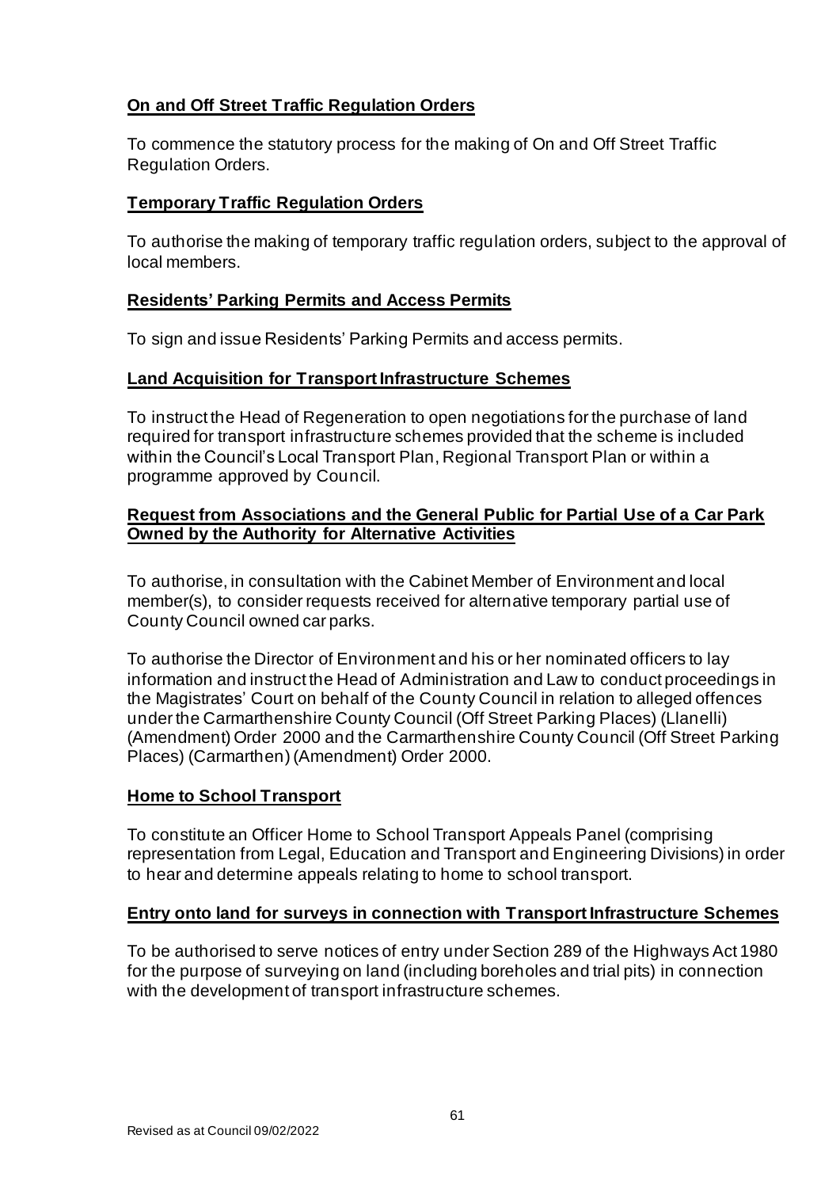**On and Off Street Traffic Regulation Orders**

To commence the statutory process for the making of On and Off Street Traffic Regulation Orders.

**Temporary Traffic Regulation Orders**

To authorise the making of temporary traffic regulation orders, subject to the approval of local members.

**Residents' Parking Permits and Access Permits**

To sign and issue Residents' Parking Permits and access permits.

**Land Acquisition for Transport Infrastructure Schemes**

To instruct the Head of Regeneration to open negotiations for the purchase of land required for transport infrastructure schemes provided that the scheme is included within the Council's Local Transport Plan, Regional Transport Plan or within a programme approved by Council.

**Request from Associations and the General Public for Partial Use of a Car Park Owned by the Authority for Alternative Activities**

To authorise, in consultation with the Cabinet Member of Environment and local member(s), to consider requests received for alternative temporary partial use of County Council owned car parks.

To authorise the Director of Environment and his or her nominated officers to lay information and instruct the Head of Administration and Law to conduct proceedings in the Magistrates' Court on behalf of the County Council in relation to alleged offences under the Carmarthenshire County Council (Off Street Parking Places) (Llanelli) (Amendment) Order 2000 and the Carmarthenshire County Council (Off Street Parking Places) (Carmarthen) (Amendment) Order 2000.

**Home to School Transport**

To constitute an Officer Home to School Transport Appeals Panel (comprising representation from Legal, Education and Transport and Engineering Divisions) in order to hear and determine appeals relating to home to school transport.

**Entry onto land for surveys in connection with Transport Infrastructure Schemes**

To be authorised to serve notices of entry under Section 289 of the Highways Act 1980 for the purpose of surveying on land (including boreholes and trial pits) in connection with the development of transport infrastructure schemes.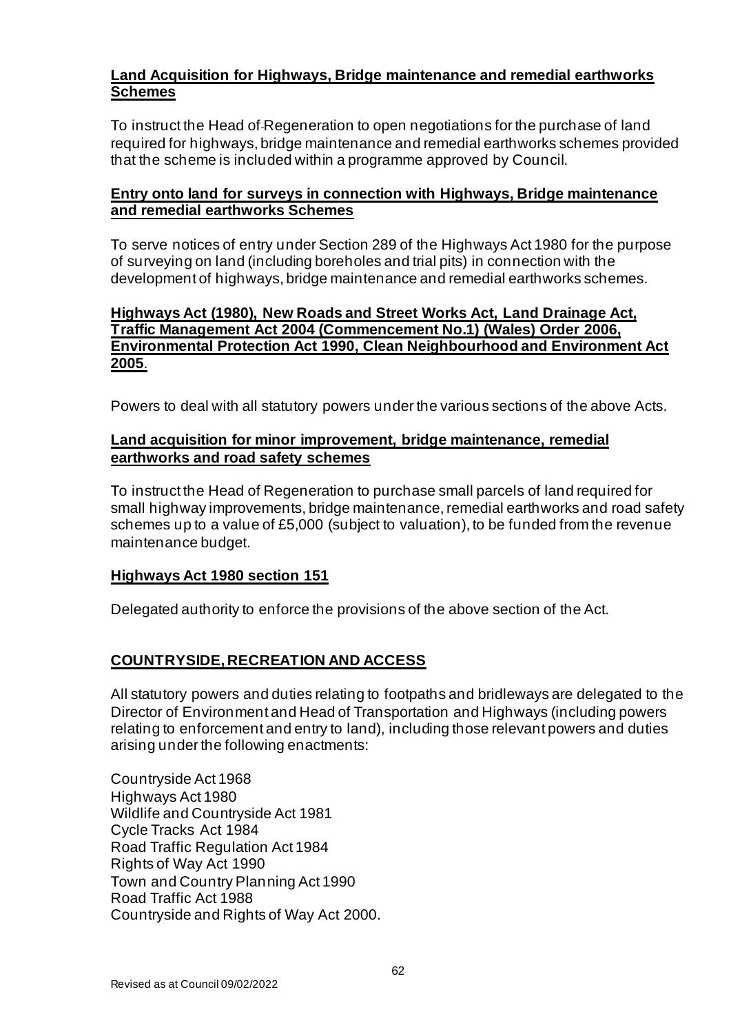**Land Acquisition for Highways, Bridge maintenance and remedial earthworks Schemes**

To instruct the Head of Regeneration to open negotiations for the purchase of land required for highways, bridge maintenance and remedial earthworks schemes provided that the scheme is included within a programme approved by Council.

**Entry onto land for surveys in connection with Highways, Bridge maintenance and remedial earthworks Schemes**

To serve notices of entry under Section 289 of the Highways Act 1980 for the purpose of surveying on land (including boreholes and trial pits) in connection with the development of highways, bridge maintenance and remedial earthworks schemes.

**Highways Act (1980), New Roads and Street Works Act, Land Drainage Act, Traffic Management Act 2004 (Commencement No.1) (Wales) Order 2006, Environmental Protection Act 1990, Clean Neighbourhood and Environment Act 2005.**

Powers to deal with all statutory powers under the various sections of the above Acts.

**Land acquisition for minor improvement, bridge maintenance, remedial earthworks and road safety schemes**

To instruct the Head of Regeneration to purchase small parcels of land required for small highway improvements, bridge maintenance, remedial earthworks and road safety schemes up to a value of £5,000 (subject to valuation), to be funded from the revenue maintenance budget.

**Highways Act 1980 section 151**

Delegated authority to enforce the provisions of the above section of the Act.

**COUNTRYSIDE, RECREATION AND ACCESS**

All statutory powers and duties relating to footpaths and bridleways are delegated to the Director of Environment and Head of Transportation and Highways (including powers relating to enforcement and entry to land), including those relevant powers and duties arising under the following enactments:

Countryside Act 1968
Highways Act 1980
Wildlife and Countryside Act 1981
Cycle Tracks Act 1984
Road Traffic Regulation Act 1984
Rights of Way Act 1990
Town and Country Planning Act 1990
Road Traffic Act 1988
Countryside and Rights of Way Act 2000.

Revised as at Council 09/02/2022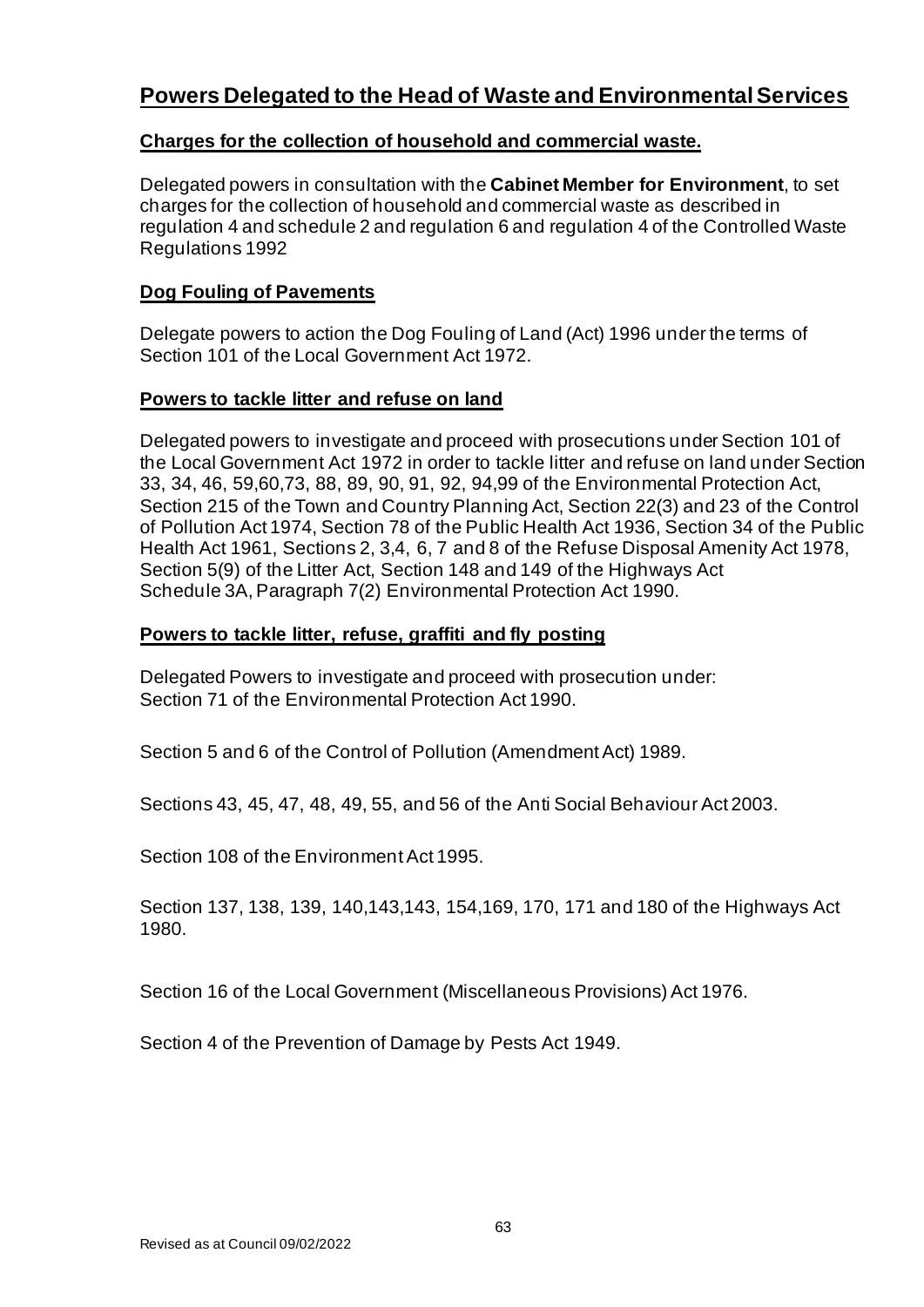## Powers Delegated to the Head of Waste and Environmental Services

### Charges for the collection of household and commercial waste.

Delegated powers in consultation with the **Cabinet Member for Environment**, to set charges for the collection of household and commercial waste as described in regulation 4 and schedule 2 and regulation 6 and regulation 4 of the Controlled Waste Regulations 1992

### Dog Fouling of Pavements

Delegate powers to action the Dog Fouling of Land (Act) 1996 under the terms of Section 101 of the Local Government Act 1972.

### Powers to tackle litter and refuse on land

Delegated powers to investigate and proceed with prosecutions under Section 101 of the Local Government Act 1972 in order to tackle litter and refuse on land under Section 33, 34, 46, 59,60,73, 88, 89, 90, 91, 92, 94,99 of the Environmental Protection Act, Section 215 of the Town and Country Planning Act, Section 22(3) and 23 of the Control of Pollution Act 1974, Section 78 of the Public Health Act 1936, Section 34 of the Public Health Act 1961, Sections 2, 3,4, 6, 7 and 8 of the Refuse Disposal Amenity Act 1978, Section 5(9) of the Litter Act, Section 148 and 149 of the Highways Act Schedule 3A, Paragraph 7(2) Environmental Protection Act 1990.

### Powers to tackle litter, refuse, graffiti and fly posting

Delegated Powers to investigate and proceed with prosecution under:
Section 71 of the Environmental Protection Act 1990.

Section 5 and 6 of the Control of Pollution (Amendment Act) 1989.

Sections 43, 45, 47, 48, 49, 55, and 56 of the Anti Social Behaviour Act 2003.

Section 108 of the Environment Act 1995.

Section 137, 138, 139, 140,143,143, 154,169, 170, 171 and 180 of the Highways Act 1980.

Section 16 of the Local Government (Miscellaneous Provisions) Act 1976.

Section 4 of the Prevention of Damage by Pests Act 1949.

Revised as at Council 09/02/2022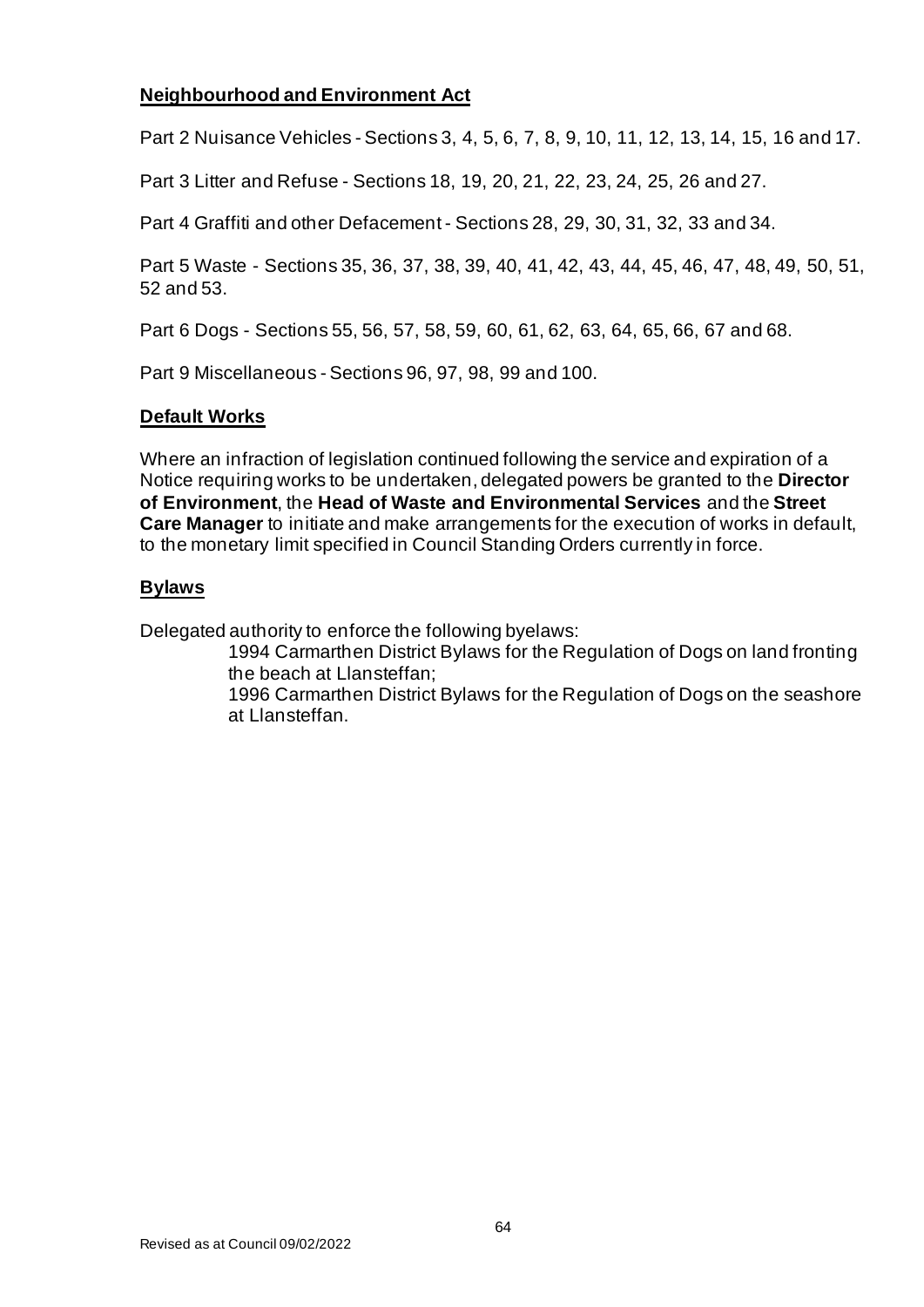**Neighbourhood and Environment Act**

Part 2 Nuisance Vehicles - Sections 3, 4, 5, 6, 7, 8, 9, 10, 11, 12, 13, 14, 15, 16 and 17.

Part 3 Litter and Refuse - Sections 18, 19, 20, 21, 22, 23, 24, 25, 26 and 27.

Part 4 Graffiti and other Defacement - Sections 28, 29, 30, 31, 32, 33 and 34.

Part 5 Waste - Sections 35, 36, 37, 38, 39, 40, 41, 42, 43, 44, 45, 46, 47, 48, 49, 50, 51, 52 and 53.

Part 6 Dogs - Sections 55, 56, 57, 58, 59, 60, 61, 62, 63, 64, 65, 66, 67 and 68.

Part 9 Miscellaneous - Sections 96, 97, 98, 99 and 100.

**Default Works**

Where an infraction of legislation continued following the service and expiration of a Notice requiring works to be undertaken, delegated powers be granted to the **Director of Environment**, the **Head of Waste and Environmental Services** and the **Street Care Manager** to initiate and make arrangements for the execution of works in default, to the monetary limit specified in Council Standing Orders currently in force.

**Bylaws**

Delegated authority to enforce the following byelaws:

1994 Carmarthen District Bylaws for the Regulation of Dogs on land fronting the beach at Llansteffan;

1996 Carmarthen District Bylaws for the Regulation of Dogs on the seashore at Llansteffan.

Revised as at Council 09/02/2022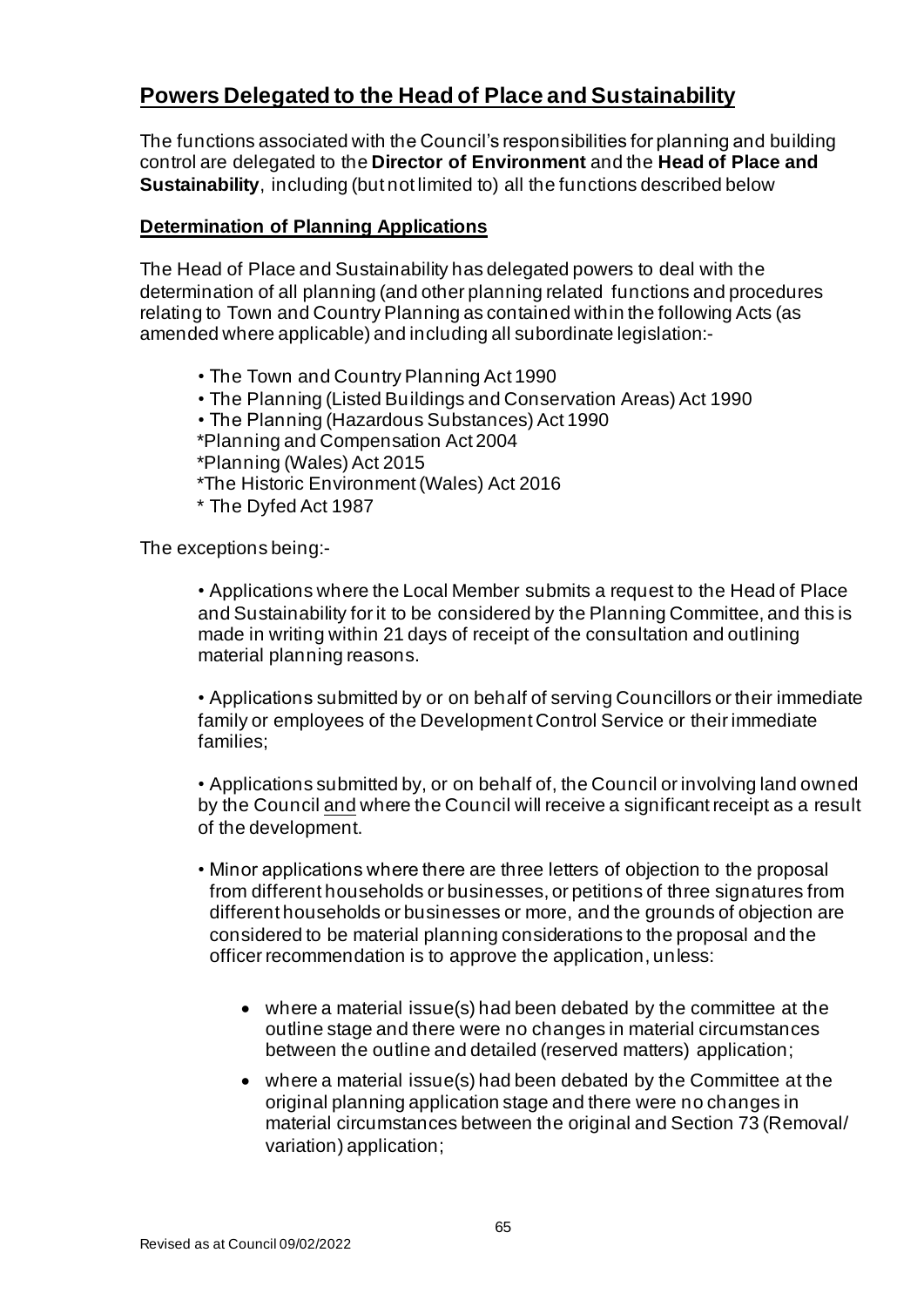## Powers Delegated to the Head of Place and Sustainability

The functions associated with the Council's responsibilities for planning and building control are delegated to the **Director of Environment** and the **Head of Place and Sustainability**, including (but not limited to) all the functions described below

### Determination of Planning Applications

The Head of Place and Sustainability has delegated powers to deal with the determination of all planning (and other planning related functions and procedures relating to Town and Country Planning as contained within the following Acts (as amended where applicable) and including all subordinate legislation:-

- The Town and Country Planning Act 1990
- The Planning (Listed Buildings and Conservation Areas) Act 1990
- The Planning (Hazardous Substances) Act 1990
- *Planning and Compensation Act 2004
- *Planning (Wales) Act 2015
- *The Historic Environment (Wales) Act 2016
- * The Dyfed Act 1987

The exceptions being:-

- Applications where the Local Member submits a request to the Head of Place and Sustainability for it to be considered by the Planning Committee, and this is made in writing within 21 days of receipt of the consultation and outlining material planning reasons.

- Applications submitted by or on behalf of serving Councillors or their immediate family or employees of the Development Control Service or their immediate families;

- Applications submitted by, or on behalf of, the Council or involving land owned by the Council and where the Council will receive a significant receipt as a result of the development.

- Minor applications where there are three letters of objection to the proposal from different households or businesses, or petitions of three signatures from different households or businesses or more, and the grounds of objection are considered to be material planning considerations to the proposal and the officer recommendation is to approve the application, unless:
  - where a material issue(s) had been debated by the committee at the outline stage and there were no changes in material circumstances between the outline and detailed (reserved matters) application;
  - where a material issue(s) had been debated by the Committee at the original planning application stage and there were no changes in material circumstances between the original and Section 73 (Removal/ variation) application;

Revised as at Council 09/02/2022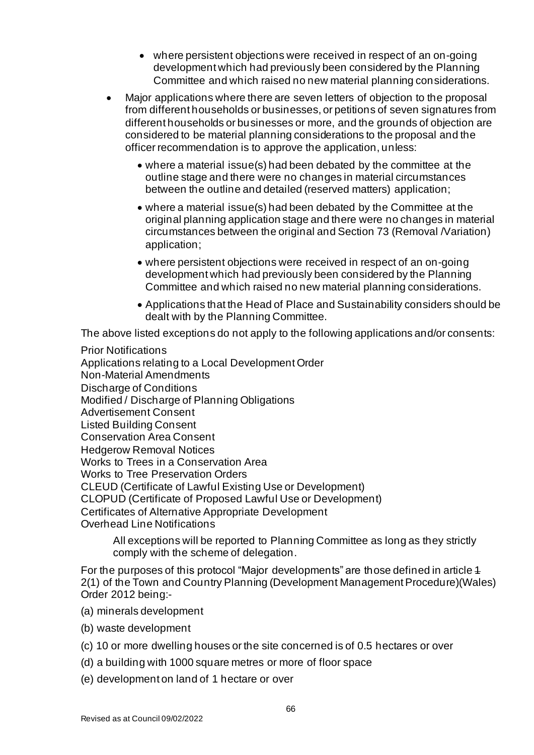- where persistent objections were received in respect of an on-going development which had previously been considered by the Planning Committee and which raised no new material planning considerations.

- Major applications where there are seven letters of objection to the proposal from different households or businesses, or petitions of seven signatures from different households or businesses or more, and the grounds of objection are considered to be material planning considerations to the proposal and the officer recommendation is to approve the application, unless:
  - where a material issue(s) had been debated by the committee at the outline stage and there were no changes in material circumstances between the outline and detailed (reserved matters) application;
  - where a material issue(s) had been debated by the Committee at the original planning application stage and there were no changes in material circumstances between the original and Section 73 (Removal /Variation) application;
  - where persistent objections were received in respect of an on-going development which had previously been considered by the Planning Committee and which raised no new material planning considerations.
  - Applications that the Head of Place and Sustainability considers should be dealt with by the Planning Committee.

The above listed exceptions do not apply to the following applications and/or consents:

Prior Notifications
Applications relating to a Local Development Order
Non-Material Amendments
Discharge of Conditions
Modified / Discharge of Planning Obligations
Advertisement Consent
Listed Building Consent
Conservation Area Consent
Hedgerow Removal Notices
Works to Trees in a Conservation Area
Works to Tree Preservation Orders
CLEUD (Certificate of Lawful Existing Use or Development)
CLOPUD (Certificate of Proposed Lawful Use or Development)
Certificates of Alternative Appropriate Development
Overhead Line Notifications

All exceptions will be reported to Planning Committee as long as they strictly comply with the scheme of delegation.

For the purposes of this protocol "Major developments" are those defined in article ~~1~~ 2(1) of the Town and Country Planning (Development Management Procedure)(Wales) Order 2012 being:-

(a) minerals development

(b) waste development

(c) 10 or more dwelling houses or the site concerned is of 0.5 hectares or over

(d) a building with 1000 square metres or more of floor space

(e) development on land of 1 hectare or over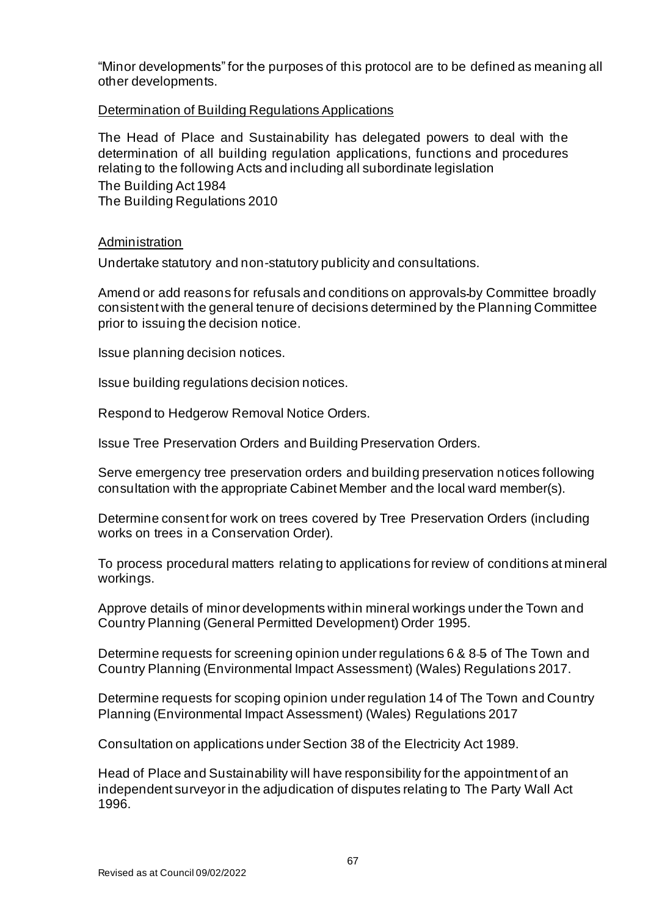"Minor developments" for the purposes of this protocol are to be defined as meaning all other developments.

Determination of Building Regulations Applications

The Head of Place and Sustainability has delegated powers to deal with the determination of all building regulation applications, functions and procedures relating to the following Acts and including all subordinate legislation

The Building Act 1984
The Building Regulations 2010

Administration

Undertake statutory and non-statutory publicity and consultations.

Amend or add reasons for refusals and conditions on approvals by Committee broadly consistent with the general tenure of decisions determined by the Planning Committee prior to issuing the decision notice.

Issue planning decision notices.

Issue building regulations decision notices.

Respond to Hedgerow Removal Notice Orders.

Issue Tree Preservation Orders and Building Preservation Orders.

Serve emergency tree preservation orders and building preservation notices following consultation with the appropriate Cabinet Member and the local ward member(s).

Determine consent for work on trees covered by Tree Preservation Orders (including works on trees in a Conservation Order).

To process procedural matters relating to applications for review of conditions at mineral workings.

Approve details of minor developments within mineral workings under the Town and Country Planning (General Permitted Development) Order 1995.

Determine requests for screening opinion under regulations 6 & 8 ~~5~~ of The Town and Country Planning (Environmental Impact Assessment) (Wales) Regulations 2017.

Determine requests for scoping opinion under regulation 14 of The Town and Country Planning (Environmental Impact Assessment) (Wales) Regulations 2017

Consultation on applications under Section 38 of the Electricity Act 1989.

Head of Place and Sustainability will have responsibility for the appointment of an independent surveyor in the adjudication of disputes relating to The Party Wall Act 1996.

Revised as at Council 09/02/2022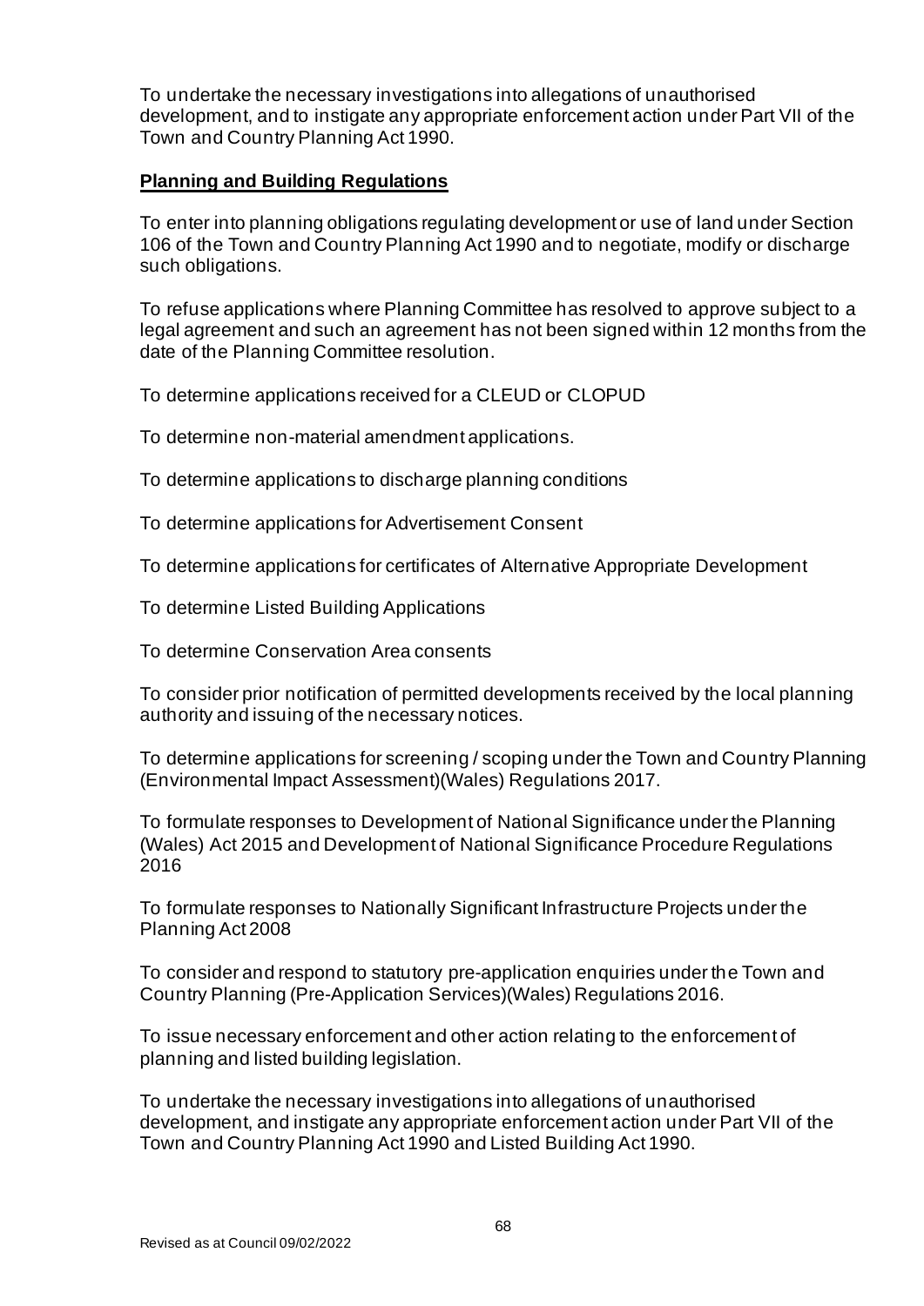To undertake the necessary investigations into allegations of unauthorised development, and to instigate any appropriate enforcement action under Part VII of the Town and Country Planning Act 1990.

**Planning and Building Regulations**

To enter into planning obligations regulating development or use of land under Section 106 of the Town and Country Planning Act 1990 and to negotiate, modify or discharge such obligations.

To refuse applications where Planning Committee has resolved to approve subject to a legal agreement and such an agreement has not been signed within 12 months from the date of the Planning Committee resolution.

To determine applications received for a CLEUD or CLOPUD

To determine non-material amendment applications.

To determine applications to discharge planning conditions

To determine applications for Advertisement Consent

To determine applications for certificates of Alternative Appropriate Development

To determine Listed Building Applications

To determine Conservation Area consents

To consider prior notification of permitted developments received by the local planning authority and issuing of the necessary notices.

To determine applications for screening / scoping under the Town and Country Planning (Environmental Impact Assessment)(Wales) Regulations 2017.

To formulate responses to Development of National Significance under the Planning (Wales) Act 2015 and Development of National Significance Procedure Regulations 2016

To formulate responses to Nationally Significant Infrastructure Projects under the Planning Act 2008

To consider and respond to statutory pre-application enquiries under the Town and Country Planning (Pre-Application Services)(Wales) Regulations 2016.

To issue necessary enforcement and other action relating to the enforcement of planning and listed building legislation.

To undertake the necessary investigations into allegations of unauthorised development, and instigate any appropriate enforcement action under Part VII of the Town and Country Planning Act 1990 and Listed Building Act 1990.

Revised as at Council 09/02/2022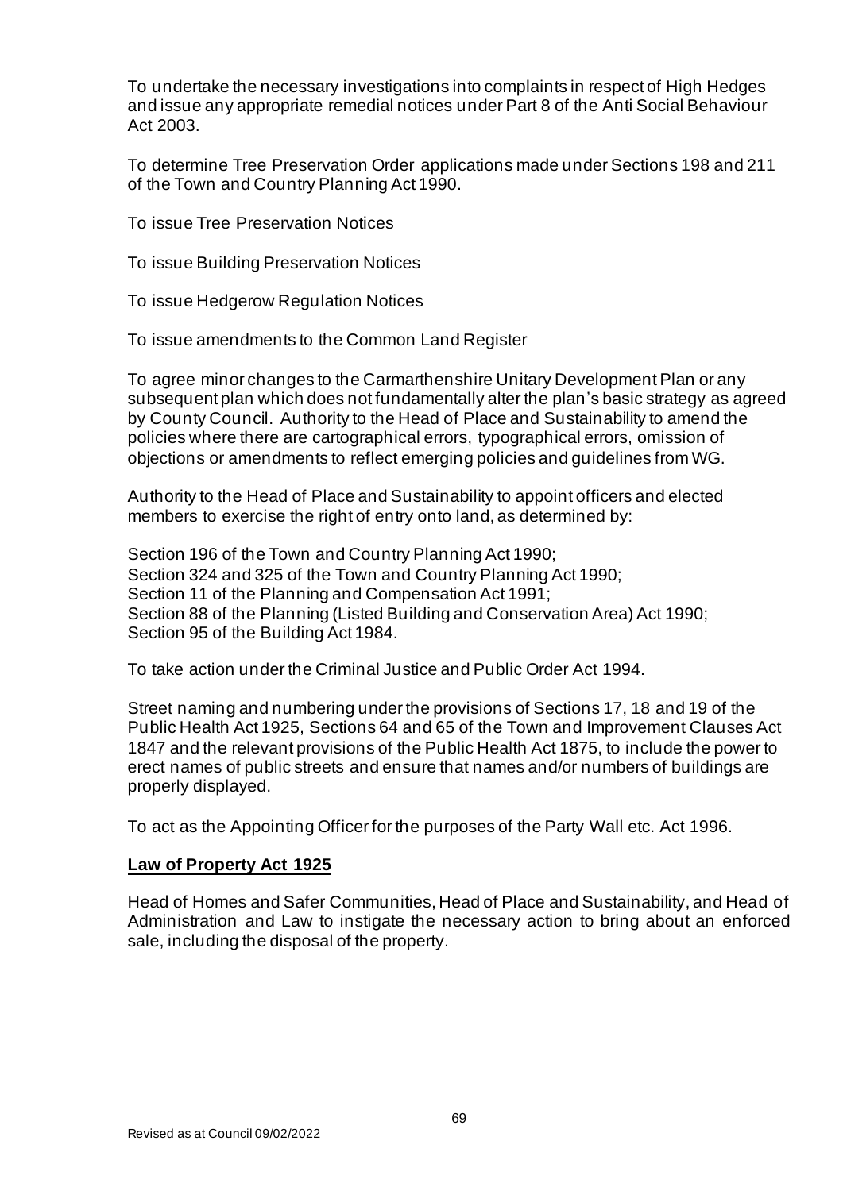To undertake the necessary investigations into complaints in respect of High Hedges and issue any appropriate remedial notices under Part 8 of the Anti Social Behaviour Act 2003.

To determine Tree Preservation Order applications made under Sections 198 and 211 of the Town and Country Planning Act 1990.

To issue Tree Preservation Notices

To issue Building Preservation Notices

To issue Hedgerow Regulation Notices

To issue amendments to the Common Land Register

To agree minor changes to the Carmarthenshire Unitary Development Plan or any subsequent plan which does not fundamentally alter the plan's basic strategy as agreed by County Council. Authority to the Head of Place and Sustainability to amend the policies where there are cartographical errors, typographical errors, omission of objections or amendments to reflect emerging policies and guidelines from WG.

Authority to the Head of Place and Sustainability to appoint officers and elected members to exercise the right of entry onto land, as determined by:

Section 196 of the Town and Country Planning Act 1990;
Section 324 and 325 of the Town and Country Planning Act 1990;
Section 11 of the Planning and Compensation Act 1991;
Section 88 of the Planning (Listed Building and Conservation Area) Act 1990;
Section 95 of the Building Act 1984.

To take action under the Criminal Justice and Public Order Act 1994.

Street naming and numbering under the provisions of Sections 17, 18 and 19 of the Public Health Act 1925, Sections 64 and 65 of the Town and Improvement Clauses Act 1847 and the relevant provisions of the Public Health Act 1875, to include the power to erect names of public streets and ensure that names and/or numbers of buildings are properly displayed.

To act as the Appointing Officer for the purposes of the Party Wall etc. Act 1996.

**Law of Property Act 1925**

Head of Homes and Safer Communities, Head of Place and Sustainability, and Head of Administration and Law to instigate the necessary action to bring about an enforced sale, including the disposal of the property.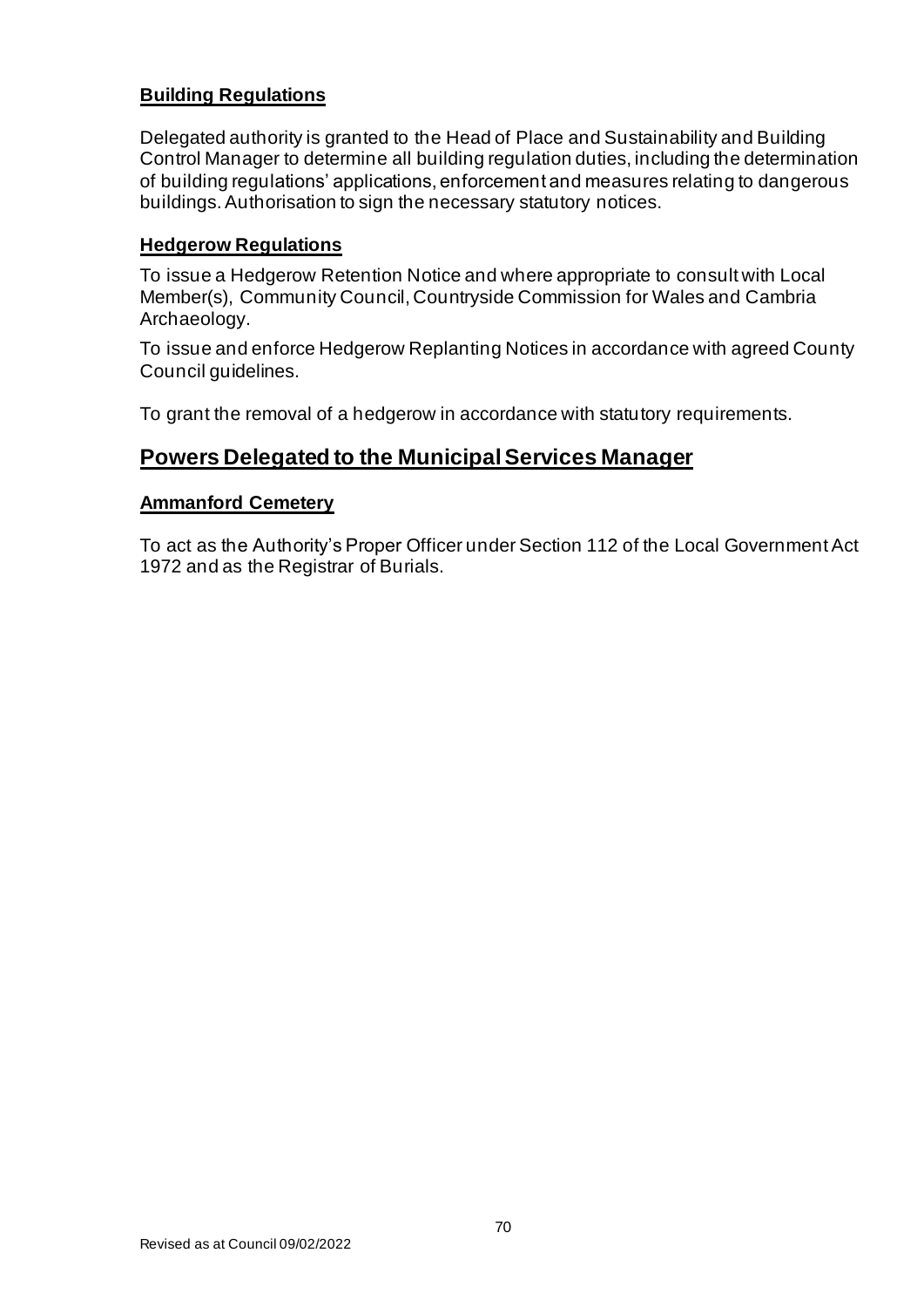### **Building Regulations**

Delegated authority is granted to the Head of Place and Sustainability and Building Control Manager to determine all building regulation duties, including the determination of building regulations' applications, enforcement and measures relating to dangerous buildings. Authorisation to sign the necessary statutory notices.

### **Hedgerow Regulations**

To issue a Hedgerow Retention Notice and where appropriate to consult with Local Member(s), Community Council, Countryside Commission for Wales and Cambria Archaeology.

To issue and enforce Hedgerow Replanting Notices in accordance with agreed County Council guidelines.

To grant the removal of a hedgerow in accordance with statutory requirements.

## **Powers Delegated to the Municipal Services Manager**

### **Ammanford Cemetery**

To act as the Authority's Proper Officer under Section 112 of the Local Government Act 1972 and as the Registrar of Burials.

Revised as at Council 09/02/2022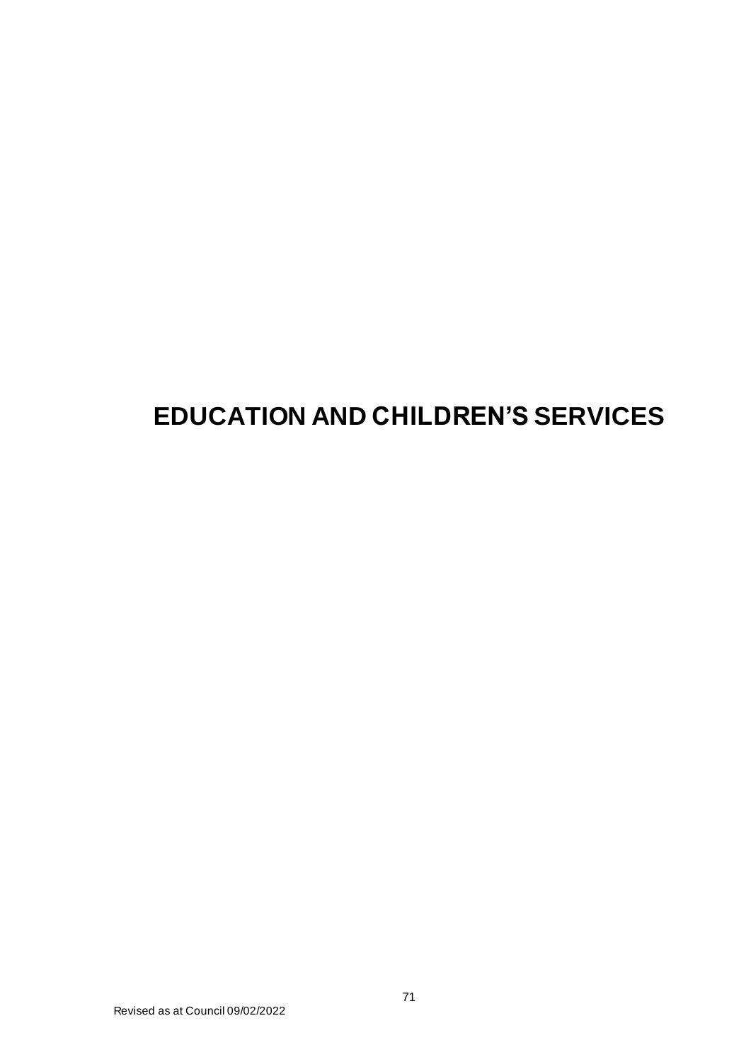# EDUCATION AND CHILDREN'S SERVICES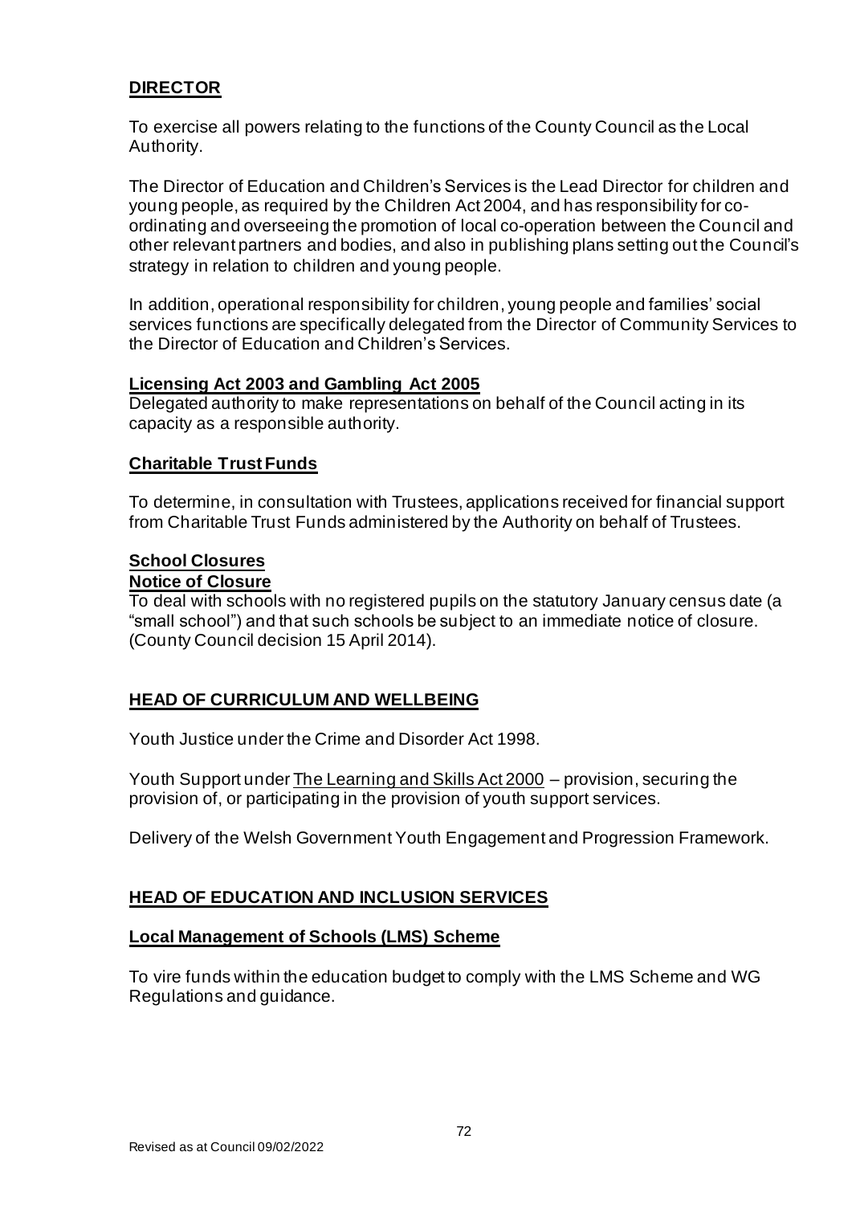## DIRECTOR

To exercise all powers relating to the functions of the County Council as the Local Authority.

The Director of Education and Children's Services is the Lead Director for children and young people, as required by the Children Act 2004, and has responsibility for co-ordinating and overseeing the promotion of local co-operation between the Council and other relevant partners and bodies, and also in publishing plans setting out the Council's strategy in relation to children and young people.

In addition, operational responsibility for children, young people and families' social services functions are specifically delegated from the Director of Community Services to the Director of Education and Children's Services.

### Licensing Act 2003 and Gambling Act 2005

Delegated authority to make representations on behalf of the Council acting in its capacity as a responsible authority.

### Charitable Trust Funds

To determine, in consultation with Trustees, applications received for financial support from Charitable Trust Funds administered by the Authority on behalf of Trustees.

### School Closures

#### Notice of Closure

To deal with schools with no registered pupils on the statutory January census date (a "small school") and that such schools be subject to an immediate notice of closure. (County Council decision 15 April 2014).

## HEAD OF CURRICULUM AND WELLBEING

Youth Justice under the Crime and Disorder Act 1998.

Youth Support under The Learning and Skills Act 2000 – provision, securing the provision of, or participating in the provision of youth support services.

Delivery of the Welsh Government Youth Engagement and Progression Framework.

## HEAD OF EDUCATION AND INCLUSION SERVICES

### Local Management of Schools (LMS) Scheme

To vire funds within the education budget to comply with the LMS Scheme and WG Regulations and guidance.

Revised as at Council 09/02/2022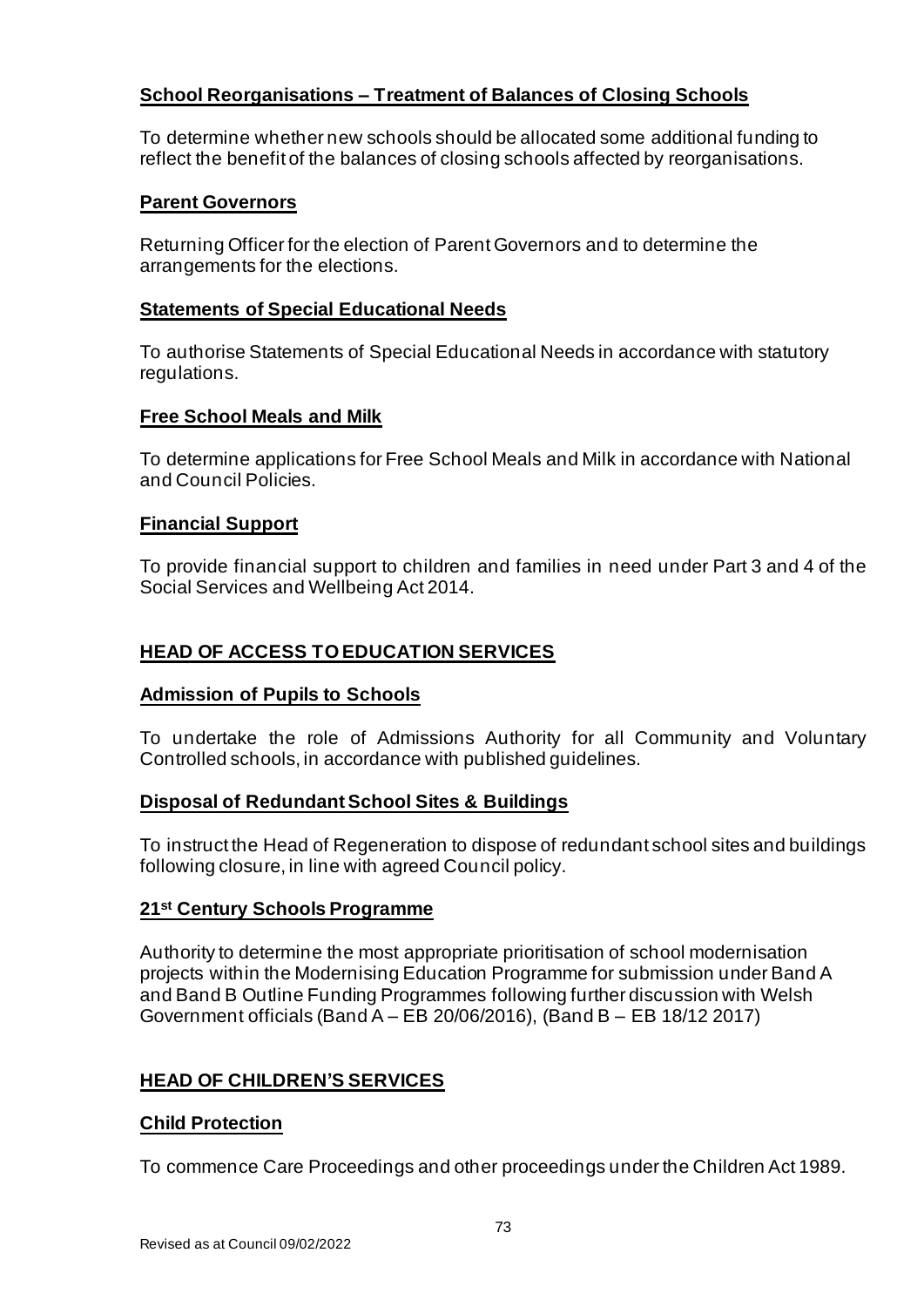**School Reorganisations – Treatment of Balances of Closing Schools**

To determine whether new schools should be allocated some additional funding to reflect the benefit of the balances of closing schools affected by reorganisations.

**Parent Governors**

Returning Officer for the election of Parent Governors and to determine the arrangements for the elections.

**Statements of Special Educational Needs**

To authorise Statements of Special Educational Needs in accordance with statutory regulations.

**Free School Meals and Milk**

To determine applications for Free School Meals and Milk in accordance with National and Council Policies.

**Financial Support**

To provide financial support to children and families in need under Part 3 and 4 of the Social Services and Wellbeing Act 2014.

## HEAD OF ACCESS TO EDUCATION SERVICES

**Admission of Pupils to Schools**

To undertake the role of Admissions Authority for all Community and Voluntary Controlled schools, in accordance with published guidelines.

**Disposal of Redundant School Sites & Buildings**

To instruct the Head of Regeneration to dispose of redundant school sites and buildings following closure, in line with agreed Council policy.

**21st Century Schools Programme**

Authority to determine the most appropriate prioritisation of school modernisation projects within the Modernising Education Programme for submission under Band A and Band B Outline Funding Programmes following further discussion with Welsh Government officials (Band A – EB 20/06/2016), (Band B – EB 18/12 2017)

## HEAD OF CHILDREN'S SERVICES

**Child Protection**

To commence Care Proceedings and other proceedings under the Children Act 1989.

Revised as at Council 09/02/2022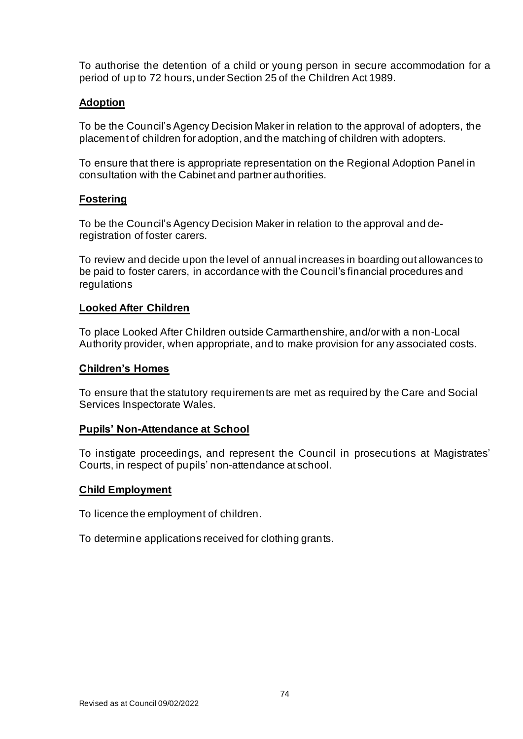To authorise the detention of a child or young person in secure accommodation for a period of up to 72 hours, under Section 25 of the Children Act 1989.

**Adoption**

To be the Council's Agency Decision Maker in relation to the approval of adopters, the placement of children for adoption, and the matching of children with adopters.

To ensure that there is appropriate representation on the Regional Adoption Panel in consultation with the Cabinet and partner authorities.

**Fostering**

To be the Council's Agency Decision Maker in relation to the approval and de-registration of foster carers.

To review and decide upon the level of annual increases in boarding out allowances to be paid to foster carers, in accordance with the Council's financial procedures and regulations

**Looked After Children**

To place Looked After Children outside Carmarthenshire, and/or with a non-Local Authority provider, when appropriate, and to make provision for any associated costs.

**Children's Homes**

To ensure that the statutory requirements are met as required by the Care and Social Services Inspectorate Wales.

**Pupils' Non-Attendance at School**

To instigate proceedings, and represent the Council in prosecutions at Magistrates' Courts, in respect of pupils' non-attendance at school.

**Child Employment**

To licence the employment of children.

To determine applications received for clothing grants.

Revised as at Council 09/02/2022